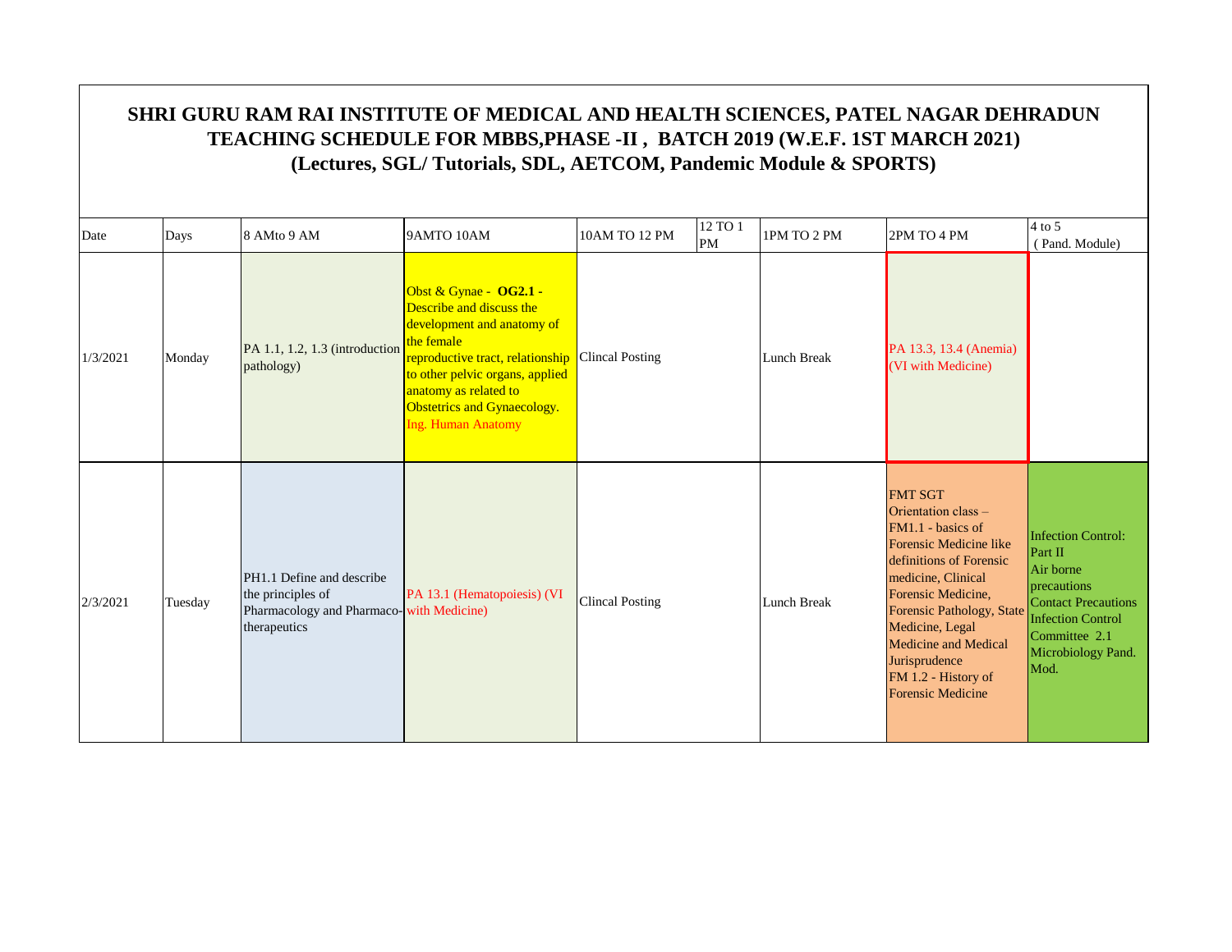# SHRI GURU RAM RAI INSTITUTE OF MEDICAL AND HEALTH SCIENCES, PATEL NAGAR DEHRADUN
## TEACHING SCHEDULE FOR MBBS,PHASE -II , BATCH 2019 (W.E.F. 1ST MARCH 2021)
### (Lectures, SGL/ Tutorials, SDL, AETCOM, Pandemic Module & SPORTS)

| Date | Days | 8 AMto 9 AM | 9AMTO 10AM | 10AM TO 12 PM | 12 TO 1 PM | 1PM TO 2 PM | 2PM TO 4 PM | 4 to 5 (Pand. Module) |
|---|---|---|---|---|---|---|---|---|
| 1/3/2021 | Monday | PA 1.1, 1.2, 1.3 (introduction pathology) | Obst & Gynae - **OG2.1 -** Describe and discuss the development and anatomy of the female reproductive tract, relationship to other pelvic organs, applied anatomy as related to Obstetrics and Gynaecology. Ing. Human Anatomy | Clincal Posting | | Lunch Break | PA 13.3, 13.4 (Anemia) (VI with Medicine) | |
| 2/3/2021 | Tuesday | PH1.1 Define and describe the principles of Pharmacology and Pharmaco-therapeutics | PA 13.1 (Hematopoiesis) (VI with Medicine) | Clincal Posting | | Lunch Break | FMT SGT Orientation class – FM1.1 - basics of Forensic Medicine like definitions of Forensic medicine, Clinical Forensic Medicine, Forensic Pathology, State Medicine, Legal Medicine and Medical Jurisprudence FM 1.2 - History of Forensic Medicine | Infection Control: Part II Air borne precautions Contact Precautions Infection Control Committee 2.1 Microbiology Pand. Mod. |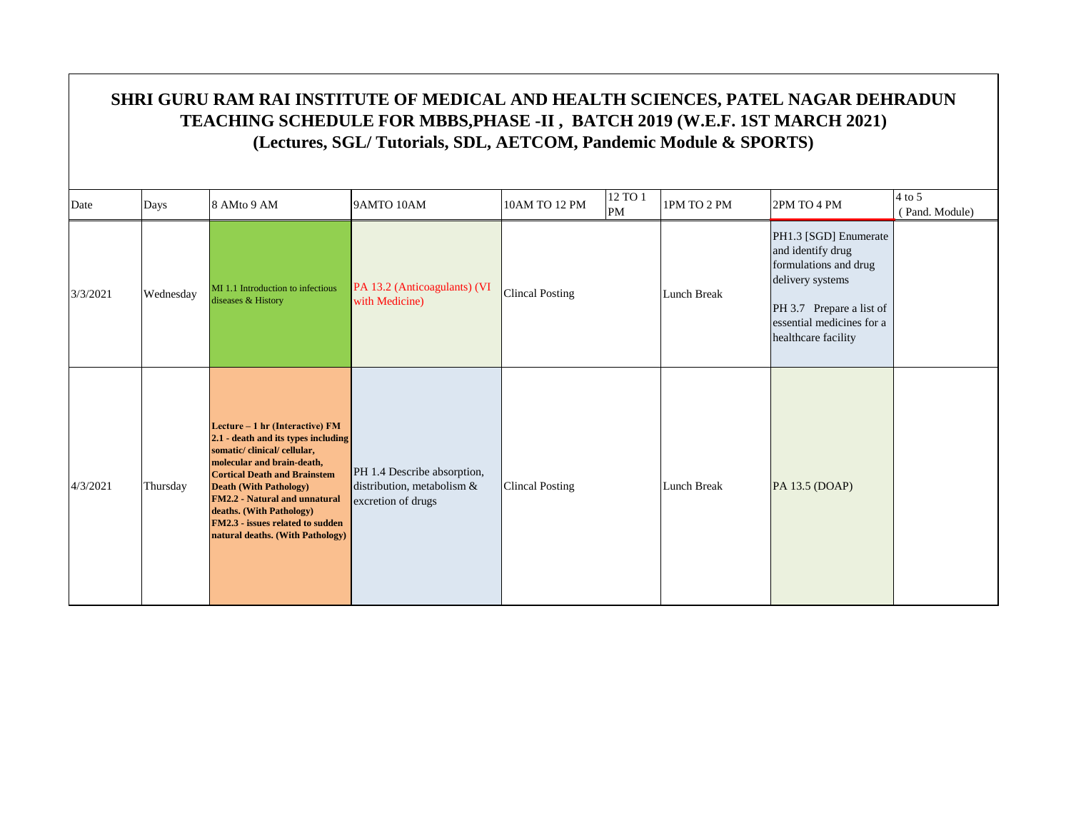# SHRI GURU RAM RAI INSTITUTE OF MEDICAL AND HEALTH SCIENCES, PATEL NAGAR DEHRADUN
## TEACHING SCHEDULE FOR MBBS,PHASE -II , BATCH 2019 (W.E.F. 1ST MARCH 2021)
## (Lectures, SGL/ Tutorials, SDL, AETCOM, Pandemic Module & SPORTS)

| Date | Days | 8 AMto 9 AM | 9AMTO 10AM | 10AM TO 12 PM | 12 TO 1 PM | 1PM TO 2 PM | 2PM TO 4 PM | 4 to 5 ( Pand. Module) |
|---|---|---|---|---|---|---|---|---|
| 3/3/2021 | Wednesday | MI 1.1 Introduction to infectious diseases & History | PA 13.2 (Anticoagulants) (VI with Medicine) | Clincal Posting | | Lunch Break | PH1.3 [SGD] Enumerate and identify drug formulations and drug delivery systems<br>PH 3.7 Prepare a list of essential medicines for a healthcare facility | |
| 4/3/2021 | Thursday | **Lecture – 1 hr (Interactive) FM 2.1 - death and its types including somatic/ clinical/ cellular, molecular and brain-death, Cortical Death and Brainstem Death (With Pathology) FM2.2 - Natural and unnatural deaths. (With Pathology) FM2.3 - issues related to sudden natural deaths. (With Pathology)** | PH 1.4 Describe absorption, distribution, metabolism & excretion of drugs | Clincal Posting | | Lunch Break | PA 13.5 (DOAP) | |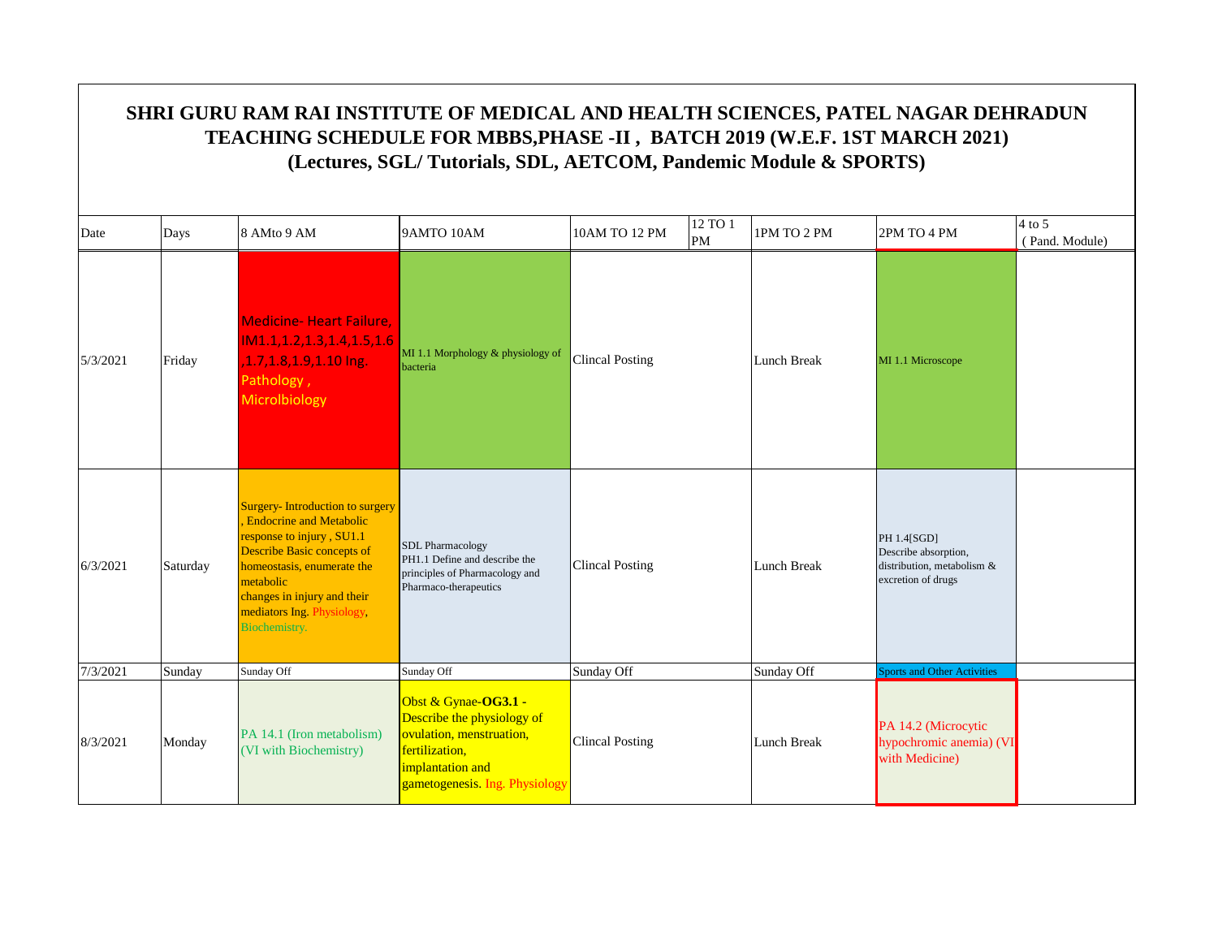# SHRI GURU RAM RAI INSTITUTE OF MEDICAL AND HEALTH SCIENCES, PATEL NAGAR DEHRADUN
## TEACHING SCHEDULE FOR MBBS,PHASE -II , BATCH 2019 (W.E.F. 1ST MARCH 2021)
## (Lectures, SGL/ Tutorials, SDL, AETCOM, Pandemic Module & SPORTS)

| Date | Days | 8 AMto 9 AM | 9AMTO 10AM | 10AM TO 12 PM | 12 TO 1 PM | 1PM TO 2 PM | 2PM TO 4 PM | 4 to 5 ( Pand. Module) |
|---|---|---|---|---|---|---|---|---|
| 5/3/2021 | Friday | Medicine- Heart Failure, IM1.1,1.2,1.3,1.4,1.5,1.6 ,1.7,1.8,1.9,1.10 Ing. Pathology , Microlbiology | MI 1.1 Morphology & physiology of bacteria | Clincal Posting | | Lunch Break | MI 1.1 Microscope | |
| 6/3/2021 | Saturday | Surgery- Introduction to surgery , Endocrine and Metabolic response to injury , SU1.1 Describe Basic concepts of homeostasis, enumerate the metabolic changes in injury and their mediators Ing. Physiology, Biochemistry. | SDL Pharmacology PH1.1 Define and describe the principles of Pharmacology and Pharmaco-therapeutics | Clincal Posting | | Lunch Break | PH 1.4[SGD] Describe absorption, distribution, metabolism & excretion of drugs | |
| 7/3/2021 | Sunday | Sunday Off | Sunday Off | Sunday Off | | Sunday Off | Sports and Other Activities | |
| 8/3/2021 | Monday | PA 14.1 (Iron metabolism) (VI with Biochemistry) | Obst & Gynae-**OG3.1** - Describe the physiology of ovulation, menstruation, fertilization, implantation and gametogenesis. Ing. Physiology | Clincal Posting | | Lunch Break | PA 14.2 (Microcytic hypochromic anemia) (VI with Medicine) | |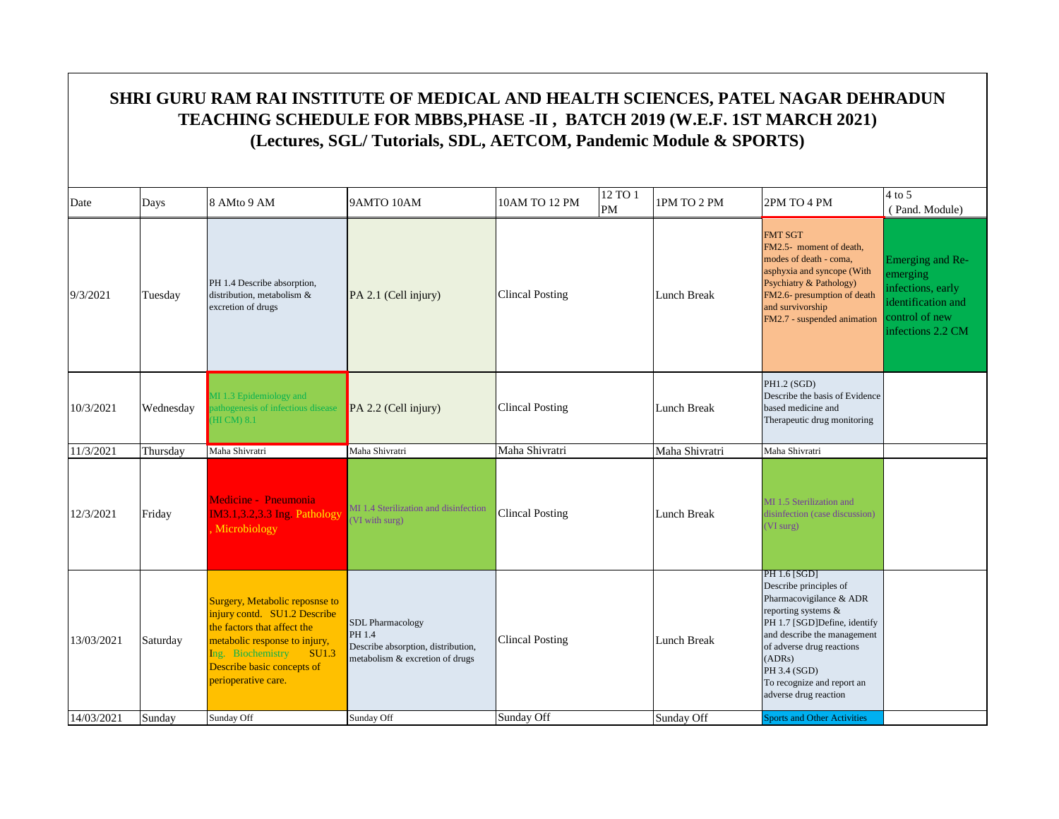# SHRI GURU RAM RAI INSTITUTE OF MEDICAL AND HEALTH SCIENCES, PATEL NAGAR DEHRADUN

## TEACHING SCHEDULE FOR MBBS,PHASE -II , BATCH 2019 (W.E.F. 1ST MARCH 2021)

## (Lectures, SGL/ Tutorials, SDL, AETCOM, Pandemic Module & SPORTS)

| Date | Days | 8 AMto 9 AM | 9AMTO 10AM | 10AM TO 12 PM | 12 TO 1 PM | 1PM TO 2 PM | 2PM TO 4 PM | 4 to 5 ( Pand. Module) |
|---|---|---|---|---|---|---|---|---|
| 9/3/2021 | Tuesday | PH 1.4 Describe absorption, distribution, metabolism & excretion of drugs | PA 2.1 (Cell injury) | Clincal Posting | | Lunch Break | FMT SGT FM2.5- moment of death, modes of death - coma, asphyxia and syncope (With Psychiatry & Pathology) FM2.6- presumption of death and survivorship FM2.7 - suspended animation | Emerging and Re-emerging infections, early identification and control of new infections 2.2 CM |
| 10/3/2021 | Wednesday | MI 1.3 Epidemiology and pathogenesis of infectious disease (HI CM) 8.1 | PA 2.2 (Cell injury) | Clincal Posting | | Lunch Break | PH1.2 (SGD) Describe the basis of Evidence based medicine and Therapeutic drug monitoring | |
| 11/3/2021 | Thursday | Maha Shivratri | Maha Shivratri | Maha Shivratri | | Maha Shivratri | Maha Shivratri | |
| 12/3/2021 | Friday | Medicine - Pneumonia IM3.1,3.2,3.3 Ing. Pathology , Microbiology | MI 1.4 Sterilization and disinfection (VI with surg) | Clincal Posting | | Lunch Break | MI 1.5 Sterilization and disinfection (case discussion) (VI surg) | |
| 13/03/2021 | Saturday | Surgery, Metabolic reposnse to injury contd. SU1.2 Describe the factors that affect the metabolic response to injury, Ing. Biochemistry SU1.3 Describe basic concepts of perioperative care. | SDL Pharmacology PH 1.4 Describe absorption, distribution, metabolism & excretion of drugs | Clincal Posting | | Lunch Break | PH 1.6 [SGD] Describe principles of Pharmacovigilance & ADR reporting systems & PH 1.7 [SGD]Define, identify and describe the management of adverse drug reactions (ADRs) PH 3.4 (SGD) To recognize and report an adverse drug reaction | |
| 14/03/2021 | Sunday | Sunday Off | Sunday Off | Sunday Off | | Sunday Off | Sports and Other Activities | |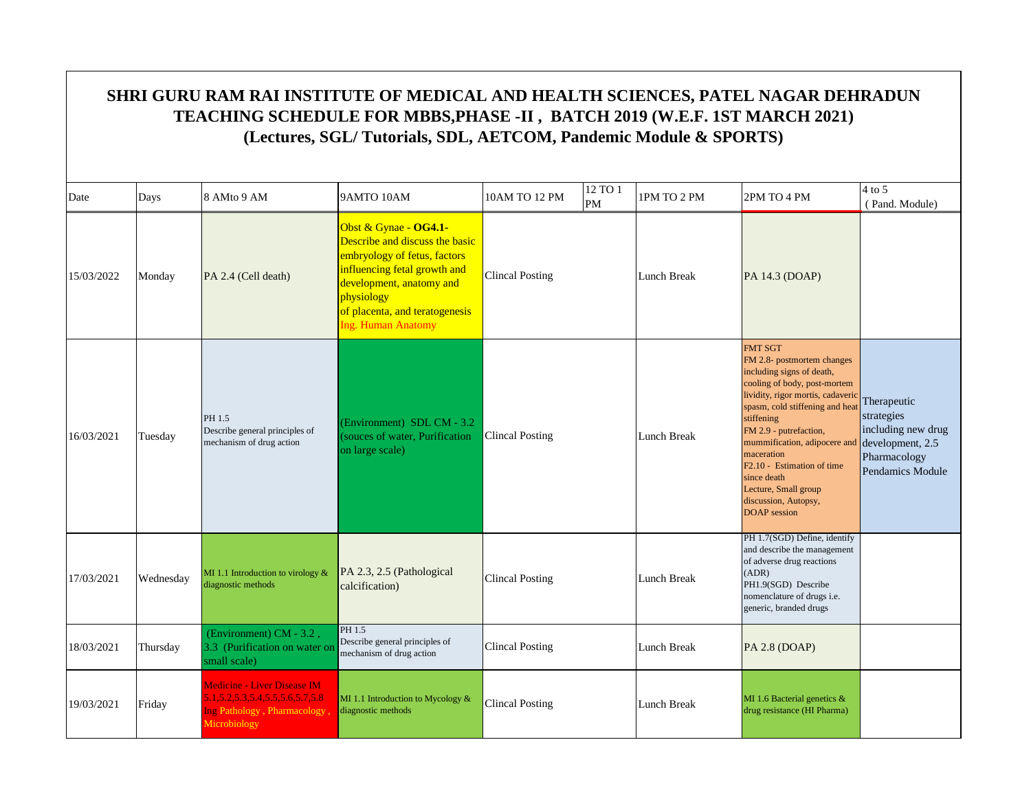# SHRI GURU RAM RAI INSTITUTE OF MEDICAL AND HEALTH SCIENCES, PATEL NAGAR DEHRADUN
## TEACHING SCHEDULE FOR MBBS,PHASE -II , BATCH 2019 (W.E.F. 1ST MARCH 2021)
### (Lectures, SGL/ Tutorials, SDL, AETCOM, Pandemic Module & SPORTS)

| Date | Days | 8 AMto 9 AM | 9AMTO 10AM | 10AM TO 12 PM | 12 TO 1 PM | 1PM TO 2 PM | 2PM TO 4 PM | 4 to 5 ( Pand. Module) |
|---|---|---|---|---|---|---|---|---|
| 15/03/2022 | Monday | PA 2.4 (Cell death) | Obst & Gynae - **OG4.1-** Describe and discuss the basic embryology of fetus, factors influencing fetal growth and development, anatomy and physiology of placenta, and teratogenesis Ing. Human Anatomy | Clincal Posting | | Lunch Break | PA 14.3 (DOAP) | |
| 16/03/2021 | Tuesday | PH 1.5 Describe general principles of mechanism of drug action | (Environment) SDL CM - 3.2 (souces of water, Purification on large scale) | Clincal Posting | | Lunch Break | FMT SGT FM 2.8- postmortem changes including signs of death, cooling of body, post-mortem lividity, rigor mortis, cadaveric spasm, cold stiffening and heat stiffening FM 2.9 - putrefaction, mummification, adipocere and maceration F2.10 - Estimation of time since death Lecture, Small group discussion, Autopsy, DOAP session | Therapeutic strategies including new drug development, 2.5 Pharmacology Pendamics Module |
| 17/03/2021 | Wednesday | MI 1.1 Introduction to virology & diagnostic methods | PA 2.3, 2.5 (Pathological calcification) | Clincal Posting | | Lunch Break | PH 1.7(SGD) Define, identify and describe the management of adverse drug reactions (ADR) PH1.9(SGD) Describe nomenclature of drugs i.e. generic, branded drugs | |
| 18/03/2021 | Thursday | (Environment) CM - 3.2 , 3.3 (Purification on water on small scale) | PH 1.5 Describe general principles of mechanism of drug action | Clincal Posting | | Lunch Break | PA 2.8 (DOAP) | |
| 19/03/2021 | Friday | Medicine - Liver Disease IM 5.1,5.2,5.3,5.4,5.5,5.6,5.7,5.8 Ing Pathology , Pharmacology , Microbiology | MI 1.1 Introduction to Mycology & diagnostic methods | Clincal Posting | | Lunch Break | MI 1.6 Bacterial genetics & drug resistance (HI Pharma) | |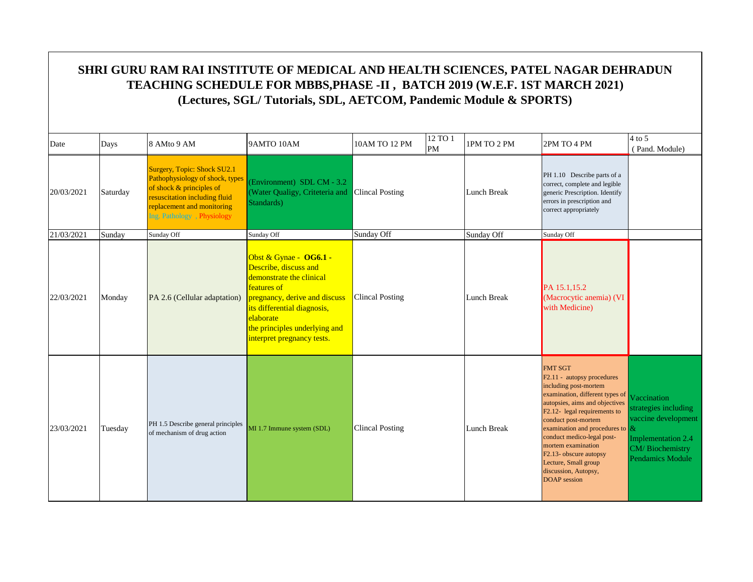# SHRI GURU RAM RAI INSTITUTE OF MEDICAL AND HEALTH SCIENCES, PATEL NAGAR DEHRADUN
## TEACHING SCHEDULE FOR MBBS,PHASE -II , BATCH 2019 (W.E.F. 1ST MARCH 2021)
### (Lectures, SGL/ Tutorials, SDL, AETCOM, Pandemic Module & SPORTS)

| Date | Days | 8 AMto 9 AM | 9AMTO 10AM | 10AM TO 12 PM | 12 TO 1 PM | 1PM TO 2 PM | 2PM TO 4 PM | 4 to 5 (Pand. Module) |
|---|---|---|---|---|---|---|---|---|
| 20/03/2021 | Saturday | Surgery, Topic: Shock SU2.1 Pathophysiology of shock, types of shock & principles of resuscitation including fluid replacement and monitoring Ing. Pathology , Physiology | (Environment) SDL CM - 3.2 (Water Qualigy, Criteteria and Standards) | Clincal Posting | | Lunch Break | PH 1.10 Describe parts of a correct, complete and legible generic Prescription. Identify errors in prescription and correct appropriately | |
| 21/03/2021 | Sunday | Sunday Off | Sunday Off | Sunday Off | | Sunday Off | Sunday Off | |
| 22/03/2021 | Monday | PA 2.6 (Cellular adaptation) | Obst & Gynae - **OG6.1 -** Describe, discuss and demonstrate the clinical features of pregnancy, derive and discuss its differential diagnosis, elaborate the principles underlying and interpret pregnancy tests. | Clincal Posting | | Lunch Break | PA 15.1,15.2 (Macrocytic anemia) (VI with Medicine) | |
| 23/03/2021 | Tuesday | PH 1.5 Describe general principles of mechanism of drug action | MI 1.7 Immune system (SDL) | Clincal Posting | | Lunch Break | FMT SGT F2.11 - autopsy procedures including post-mortem examination, different types of autopsies, aims and objectives F2.12- legal requirements to conduct post-mortem examination and procedures to conduct medico-legal post-mortem examination F2.13- obscure autopsy Lecture, Small group discussion, Autopsy, DOAP session | Vaccination strategies including vaccine development & Implementation 2.4 CM/ Biochemistry Pendamics Module |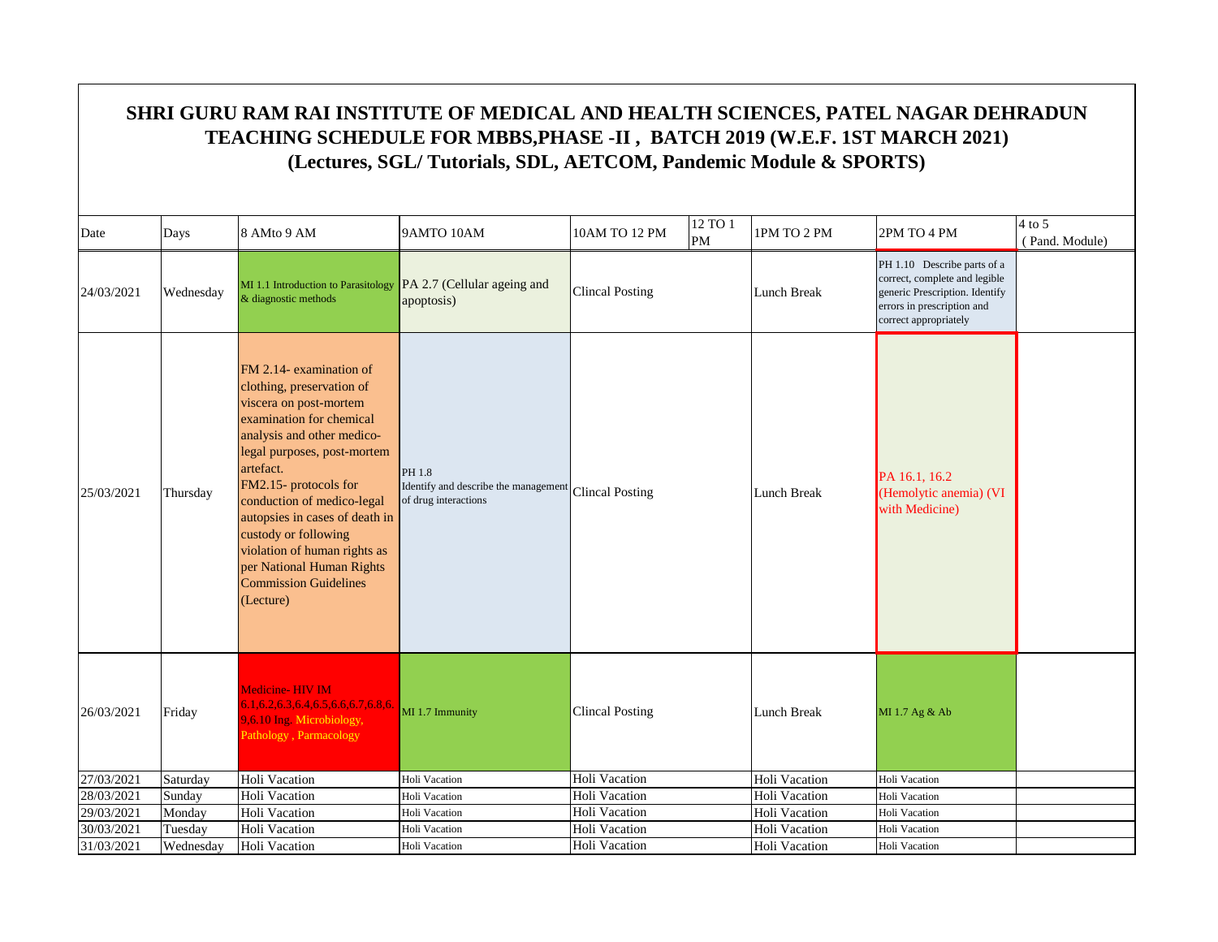# SHRI GURU RAM RAI INSTITUTE OF MEDICAL AND HEALTH SCIENCES, PATEL NAGAR DEHRADUN
## TEACHING SCHEDULE FOR MBBS,PHASE -II , BATCH 2019 (W.E.F. 1ST MARCH 2021)
### (Lectures, SGL/ Tutorials, SDL, AETCOM, Pandemic Module & SPORTS)

| Date | Days | 8 AMto 9 AM | 9AMTO 10AM | 10AM TO 12 PM | 12 TO 1 PM | 1PM TO 2 PM | 2PM TO 4 PM | 4 to 5 ( Pand. Module) |
|---|---|---|---|---|---|---|---|---|
| 24/03/2021 | Wednesday | MI 1.1 Introduction to Parasitology & diagnostic methods | PA 2.7 (Cellular ageing and apoptosis) | Clincal Posting | | Lunch Break | PH 1.10 Describe parts of a correct, complete and legible generic Prescription. Identify errors in prescription and correct appropriately | |
| 25/03/2021 | Thursday | FM 2.14- examination of clothing, preservation of viscera on post-mortem examination for chemical analysis and other medico-legal purposes, post-mortem artefact. FM2.15- protocols for conduction of medico-legal autopsies in cases of death in custody or following violation of human rights as per National Human Rights Commission Guidelines (Lecture) | PH 1.8 Identify and describe the management of drug interactions | Clincal Posting | | Lunch Break | PA 16.1, 16.2 (Hemolytic anemia) (VI with Medicine) | |
| 26/03/2021 | Friday | Medicine- HIV IM 6.1,6.2,6.3,6.4,6.5,6.6,6.7,6.8,6.9,6.10 Ing. Microbiology, Pathology , Parmacology | MI 1.7 Immunity | Clincal Posting | | Lunch Break | MI 1.7 Ag & Ab | |
| 27/03/2021 | Saturday | Holi Vacation | Holi Vacation | Holi Vacation | | Holi Vacation | Holi Vacation | |
| 28/03/2021 | Sunday | Holi Vacation | Holi Vacation | Holi Vacation | | Holi Vacation | Holi Vacation | |
| 29/03/2021 | Monday | Holi Vacation | Holi Vacation | Holi Vacation | | Holi Vacation | Holi Vacation | |
| 30/03/2021 | Tuesday | Holi Vacation | Holi Vacation | Holi Vacation | | Holi Vacation | Holi Vacation | |
| 31/03/2021 | Wednesday | Holi Vacation | Holi Vacation | Holi Vacation | | Holi Vacation | Holi Vacation | |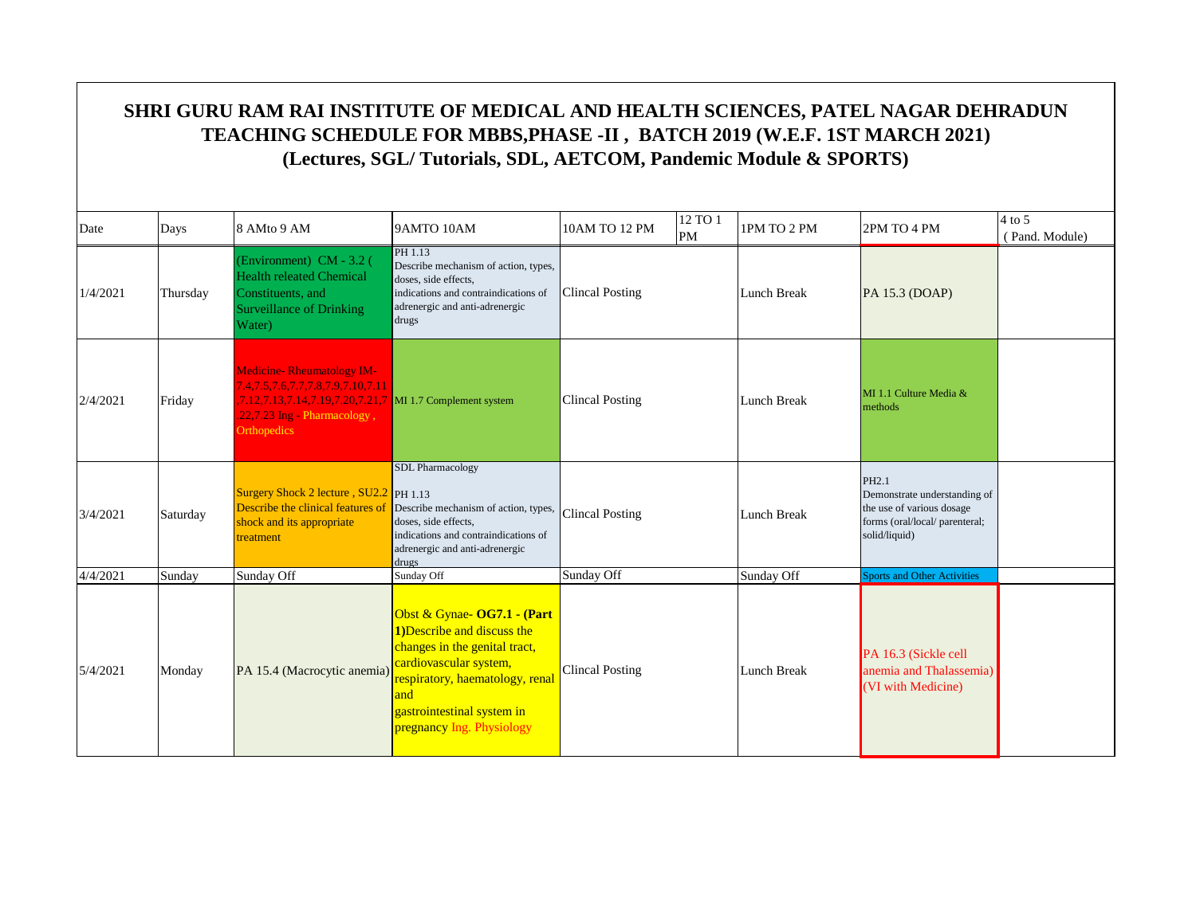# SHRI GURU RAM RAI INSTITUTE OF MEDICAL AND HEALTH SCIENCES, PATEL NAGAR DEHRADUN
## TEACHING SCHEDULE FOR MBBS,PHASE -II , BATCH 2019 (W.E.F. 1ST MARCH 2021)
### (Lectures, SGL/ Tutorials, SDL, AETCOM, Pandemic Module & SPORTS)

| Date | Days | 8 AMto 9 AM | 9AMTO 10AM | 10AM TO 12 PM | 12 TO 1 PM | 1PM TO 2 PM | 2PM TO 4 PM | 4 to 5 ( Pand. Module) |
|---|---|---|---|---|---|---|---|---|
| 1/4/2021 | Thursday | (Environment) CM - 3.2 ( Health releated Chemical Constituents, and Surveillance of Drinking Water) | PH 1.13 Describe mechanism of action, types, doses, side effects, indications and contraindications of adrenergic and anti-adrenergic drugs | Clincal Posting | | Lunch Break | PA 15.3 (DOAP) | |
| 2/4/2021 | Friday | Medicine- Rheumatology IM-7.4,7.5,7.6,7.7,7.8,7.9,7.10,7.11,7.12,7.13,7.14,7.19,7.20,7.21,7.22,7.23 Ing - Pharmacology , Orthopedics | MI 1.7 Complement system | Clincal Posting | | Lunch Break | MI 1.1 Culture Media & methods | |
| 3/4/2021 | Saturday | Surgery Shock 2 lecture , SU2.2 Describe the clinical features of shock and its appropriate treatment | SDL Pharmacology PH 1.13 Describe mechanism of action, types, doses, side effects, indications and contraindications of adrenergic and anti-adrenergic drugs | Clincal Posting | | Lunch Break | PH2.1 Demonstrate understanding of the use of various dosage forms (oral/local/ parenteral; solid/liquid) | |
| 4/4/2021 | Sunday | Sunday Off | Sunday Off | Sunday Off | | Sunday Off | Sports and Other Activities | |
| 5/4/2021 | Monday | PA 15.4 (Macrocytic anemia) | Obst & Gynae- **OG7.1 - (Part 1)**Describe and discuss the changes in the genital tract, cardiovascular system, respiratory, haematology, renal and gastrointestinal system in pregnancy Ing. Physiology | Clincal Posting | | Lunch Break | PA 16.3 (Sickle cell anemia and Thalassemia) (VI with Medicine) | |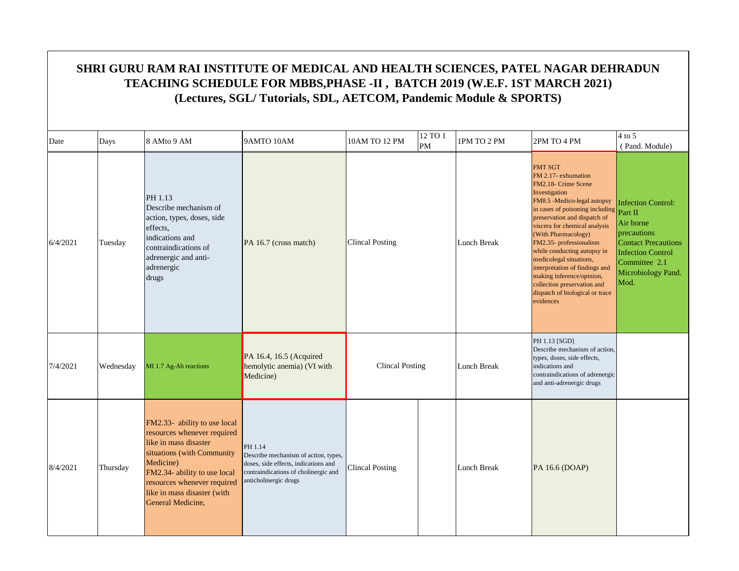# SHRI GURU RAM RAI INSTITUTE OF MEDICAL AND HEALTH SCIENCES, PATEL NAGAR DEHRADUN

## TEACHING SCHEDULE FOR MBBS,PHASE -II , BATCH 2019 (W.E.F. 1ST MARCH 2021)

## (Lectures, SGL/ Tutorials, SDL, AETCOM, Pandemic Module & SPORTS)

| Date | Days | 8 AMto 9 AM | 9AMTO 10AM | 10AM TO 12 PM | 12 TO 1 PM | 1PM TO 2 PM | 2PM TO 4 PM | 4 to 5 ( Pand. Module) |
|---|---|---|---|---|---|---|---|---|
| 6/4/2021 | Tuesday | PH 1.13 Describe mechanism of action, types, doses, side effects, indications and contraindications of adrenergic and anti-adrenergic drugs | PA 16.7 (cross match) | Clincal Posting | | Lunch Break | FMT SGT FM 2.17- exhumation FM2.18- Crime Scene Investigation FM8.5 -Medico-legal autopsy in cases of poisoning including preservation and dispatch of viscera for chemical analysis (With Pharmacology) FM2.35- professionalism while conducting autopsy in medicolegal situations, interpretation of findings and making inference/opinion, collection preservation and dispatch of biological or trace evidences | Infection Control: Part II Air borne precautions Contact Precautions Infection Control Committee 2.1 Microbiology Pand. Mod. |
| 7/4/2021 | Wednesday | MI 1.7 Ag-Ab reactions | PA 16.4, 16.5 (Acquired hemolytic anemia) (VI with Medicine) | Clincal Posting | | Lunch Break | PH 1.13 [SGD] Describe mechanism of action, types, doses, side effects, indications and contraindications of adrenergic and anti-adrenergic drugs | |
| 8/4/2021 | Thursday | FM2.33- ability to use local resources whenever required like in mass disaster situations (with Community Medicine) FM2.34- ability to use local resources whenever required like in mass disaster (with General Medicine, | PH 1.14 Describe mechanism of action, types, doses, side effects, indications and contraindications of cholinergic and anticholinergic drugs | Clincal Posting | | Lunch Break | PA 16.6 (DOAP) | |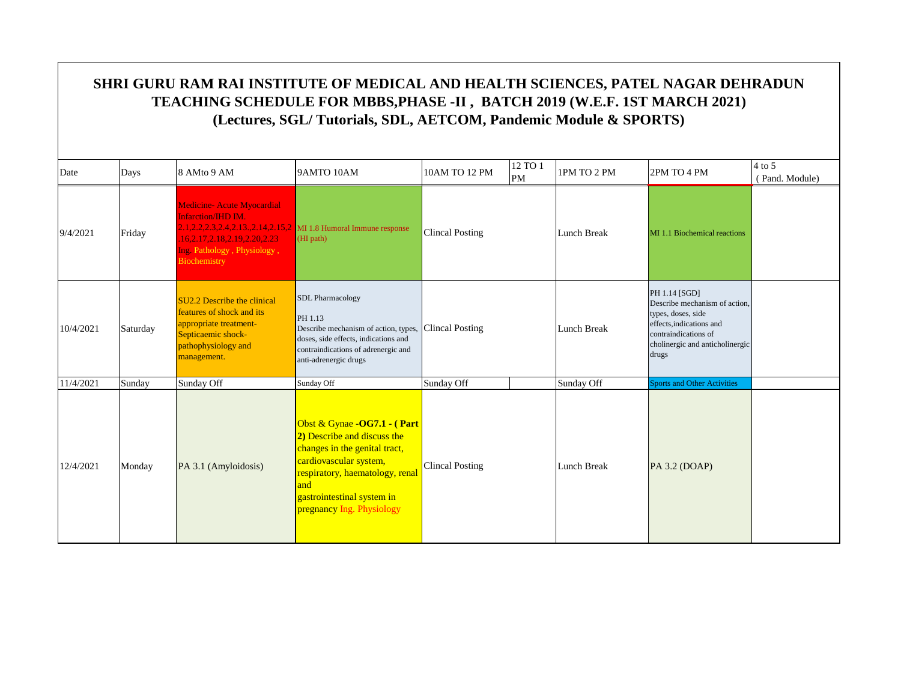# SHRI GURU RAM RAI INSTITUTE OF MEDICAL AND HEALTH SCIENCES, PATEL NAGAR DEHRADUN
# TEACHING SCHEDULE FOR MBBS,PHASE -II , BATCH 2019 (W.E.F. 1ST MARCH 2021)
# (Lectures, SGL/ Tutorials, SDL, AETCOM, Pandemic Module & SPORTS)

| Date | Days | 8 AMto 9 AM | 9AMTO 10AM | 10AM TO 12 PM | 12 TO 1 PM | 1PM TO 2 PM | 2PM TO 4 PM | 4 to 5 ( Pand. Module) |
|---|---|---|---|---|---|---|---|---|
| 9/4/2021 | Friday | Medicine- Acute Myocardial Infarction/IHD IM. 2.1,2.2,2.3,2.4,2.13.,2.14,2.15,2.16,2.17,2.18,2.19,2.20,2.23 Ing. Pathology , Physiology , Biochemistry | MI 1.8 Humoral Immune response (HI path) | Clincal Posting | | Lunch Break | MI 1.1 Biochemical reactions | |
| 10/4/2021 | Saturday | SU2.2 Describe the clinical features of shock and its appropriate treatment- Septicaemic shock-pathophysiology and management. | SDL Pharmacology PH 1.13 Describe mechanism of action, types, doses, side effects, indications and contraindications of adrenergic and anti-adrenergic drugs | Clincal Posting | | Lunch Break | PH 1.14 [SGD] Describe mechanism of action, types, doses, side effects,indications and contraindications of cholinergic and anticholinergic drugs | |
| 11/4/2021 | Sunday | Sunday Off | Sunday Off | Sunday Off | | Sunday Off | Sports and Other Activities | |
| 12/4/2021 | Monday | PA 3.1 (Amyloidosis) | Obst & Gynae -**OG7.1 - ( Part 2)** Describe and discuss the changes in the genital tract, cardiovascular system, respiratory, haematology, renal and gastrointestinal system in pregnancy Ing. Physiology | Clincal Posting | | Lunch Break | PA 3.2 (DOAP) | |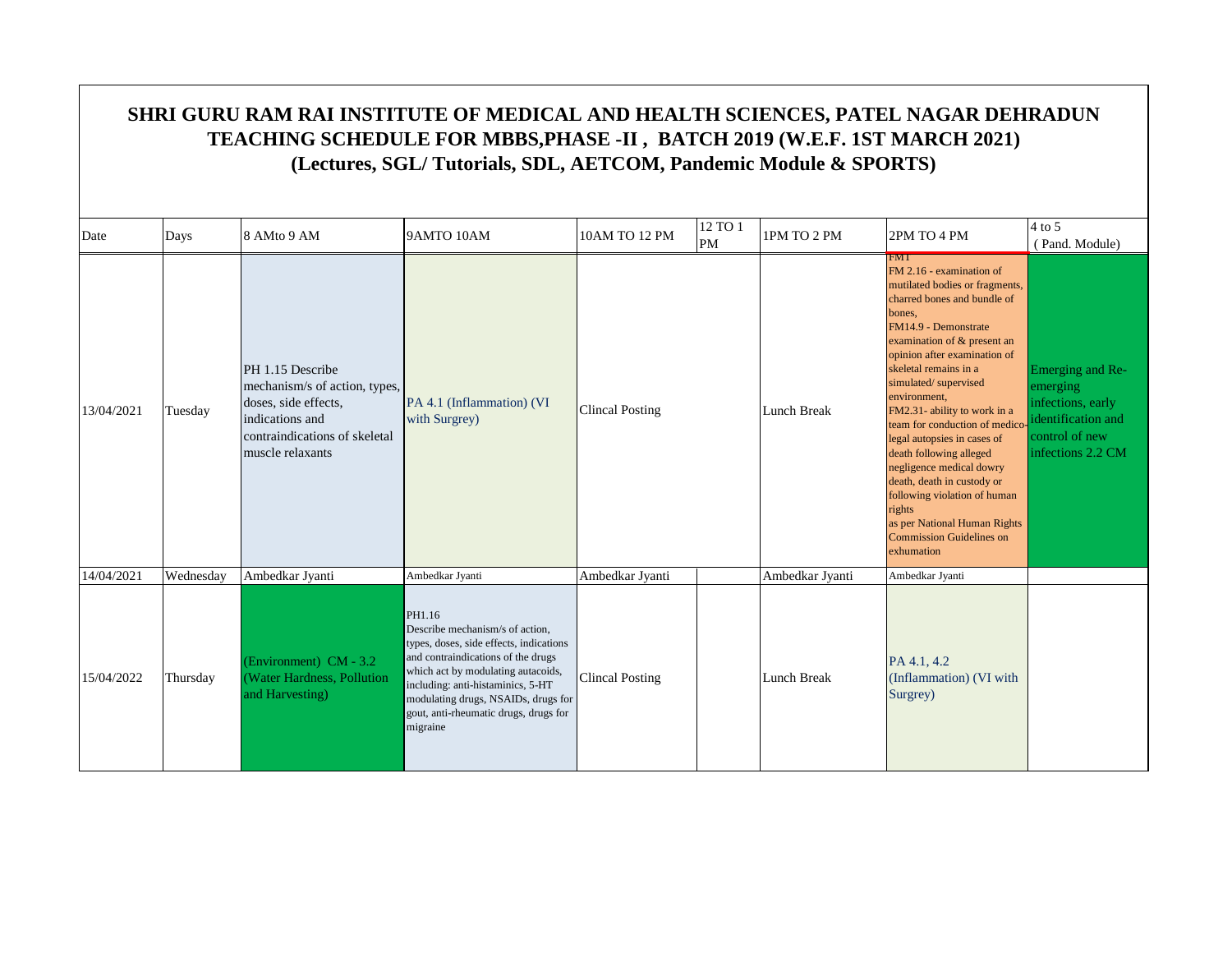# SHRI GURU RAM RAI INSTITUTE OF MEDICAL AND HEALTH SCIENCES, PATEL NAGAR DEHRADUN
## TEACHING SCHEDULE FOR MBBS,PHASE -II , BATCH 2019 (W.E.F. 1ST MARCH 2021)
### (Lectures, SGL/ Tutorials, SDL, AETCOM, Pandemic Module & SPORTS)

| Date | Days | 8 AMto 9 AM | 9AMTO 10AM | 10AM TO 12 PM | 12 TO 1 PM | 1PM TO 2 PM | 2PM TO 4 PM | 4 to 5 (Pand. Module) |
|---|---|---|---|---|---|---|---|---|
| 13/04/2021 | Tuesday | PH 1.15 Describe mechanism/s of action, types, doses, side effects, indications and contraindications of skeletal muscle relaxants | PA 4.1 (Inflammation) (VI with Surgrey) | Clincal Posting | | Lunch Break | FM1 FM 2.16 - examination of mutilated bodies or fragments, charred bones and bundle of bones, FM14.9 - Demonstrate examination of & present an opinion after examination of skeletal remains in a simulated/ supervised environment, FM2.31- ability to work in a team for conduction of medico-legal autopsies in cases of death following alleged negligence medical dowry death, death in custody or following violation of human rights as per National Human Rights Commission Guidelines on exhumation | Emerging and Re-emerging infections, early identification and control of new infections 2.2 CM |
| 14/04/2021 | Wednesday | Ambedkar Jyanti | Ambedkar Jyanti | Ambedkar Jyanti | | Ambedkar Jyanti | Ambedkar Jyanti | |
| 15/04/2022 | Thursday | (Environment) CM - 3.2 (Water Hardness, Pollution and Harvesting) | PH1.16 Describe mechanism/s of action, types, doses, side effects, indications and contraindications of the drugs which act by modulating autacoids, including: anti-histaminics, 5-HT modulating drugs, NSAIDs, drugs for gout, anti-rheumatic drugs, drugs for migraine | Clincal Posting | | Lunch Break | PA 4.1, 4.2 (Inflammation) (VI with Surgrey) | |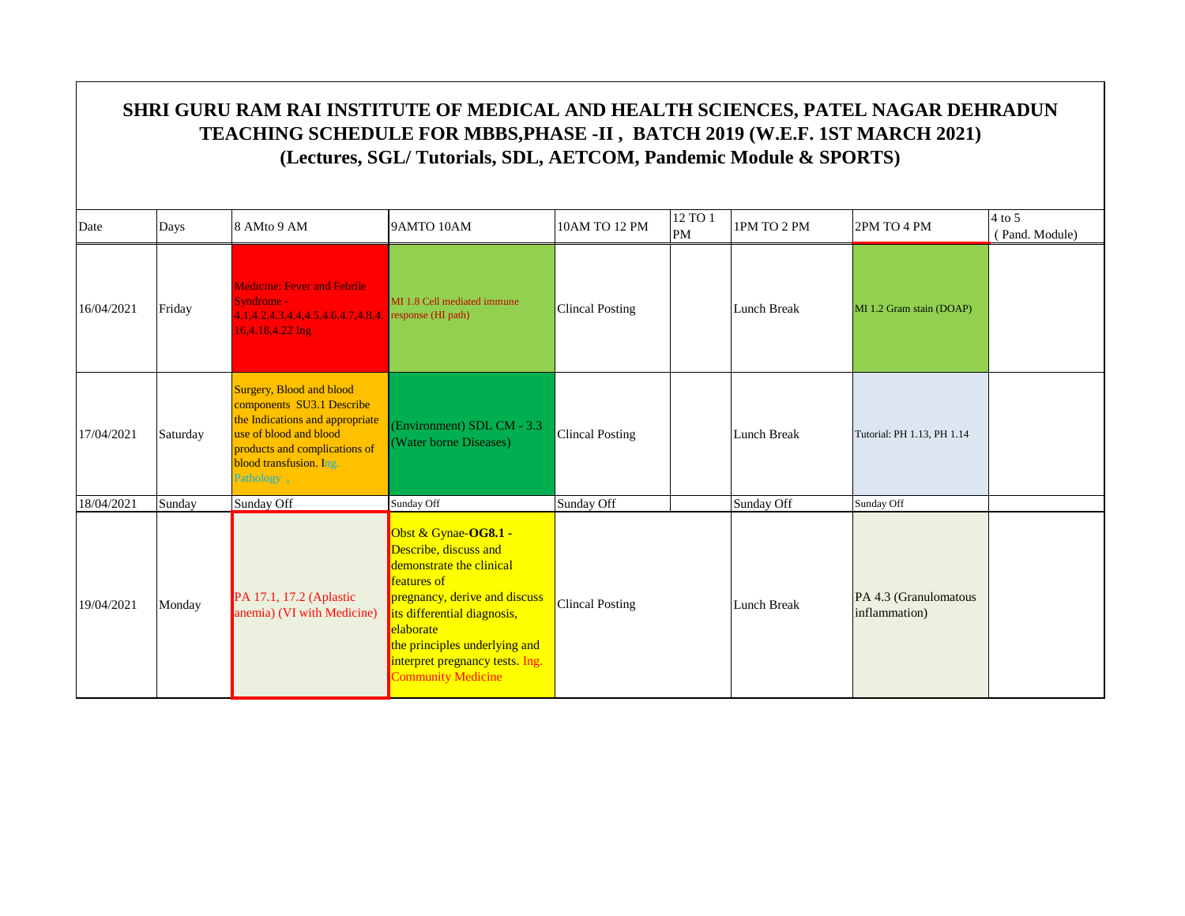# SHRI GURU RAM RAI INSTITUTE OF MEDICAL AND HEALTH SCIENCES, PATEL NAGAR DEHRADUN
## TEACHING SCHEDULE FOR MBBS,PHASE -II , BATCH 2019 (W.E.F. 1ST MARCH 2021)
## (Lectures, SGL/ Tutorials, SDL, AETCOM, Pandemic Module & SPORTS)

| Date | Days | 8 AMto 9 AM | 9AMTO 10AM | 10AM TO 12 PM | 12 TO 1 PM | 1PM TO 2 PM | 2PM TO 4 PM | 4 to 5 (Pand. Module) |
|---|---|---|---|---|---|---|---|---|
| 16/04/2021 | Friday | Medicine: Fever and Febrile Syndrome - 4.1,4.2,4.3,4.4,4.5,4.6,4.7,4.8,4.16,4.18,4.22 Ing | MI 1.8 Cell mediated immune response (HI path) | Clincal Posting | | Lunch Break | MI 1.2 Gram stain (DOAP) | |
| 17/04/2021 | Saturday | Surgery, Blood and blood components SU3.1 Describe the Indications and appropriate use of blood and blood products and complications of blood transfusion. Ing. Pathology , | (Environment) SDL CM - 3.3 (Water borne Diseases) | Clincal Posting | | Lunch Break | Tutorial: PH 1.13, PH 1.14 | |
| 18/04/2021 | Sunday | Sunday Off | Sunday Off | Sunday Off | | Sunday Off | Sunday Off | |
| 19/04/2021 | Monday | PA 17.1, 17.2 (Aplastic anemia) (VI with Medicine) | Obst & Gynae-**OG8.1** - Describe, discuss and demonstrate the clinical features of pregnancy, derive and discuss its differential diagnosis, elaborate the principles underlying and interpret pregnancy tests. Ing. Community Medicine | Clincal Posting | | Lunch Break | PA 4.3 (Granulomatous inflammation) | |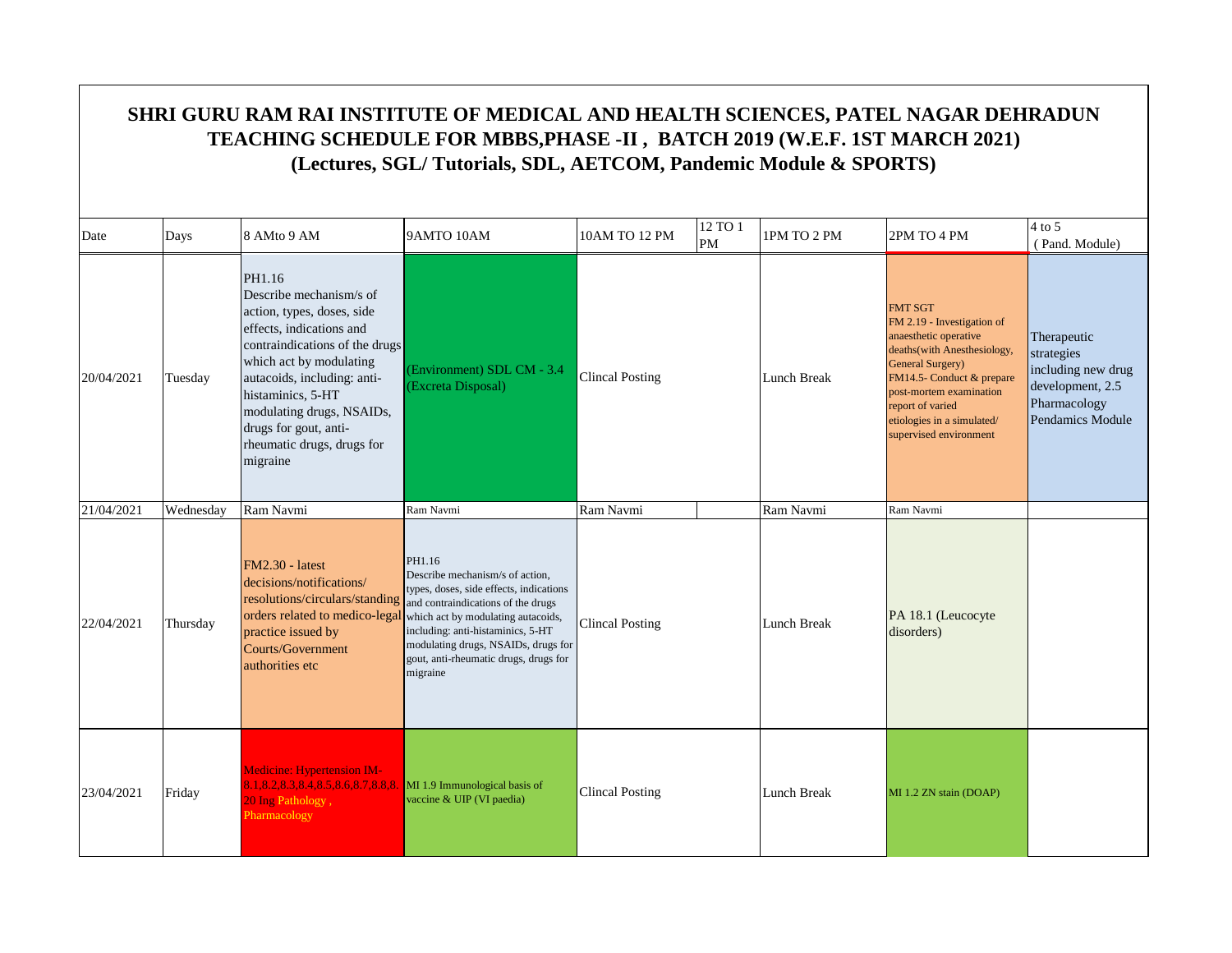# SHRI GURU RAM RAI INSTITUTE OF MEDICAL AND HEALTH SCIENCES, PATEL NAGAR DEHRADUN
## TEACHING SCHEDULE FOR MBBS,PHASE -II , BATCH 2019 (W.E.F. 1ST MARCH 2021)
### (Lectures, SGL/ Tutorials, SDL, AETCOM, Pandemic Module & SPORTS)

| Date | Days | 8 AMto 9 AM | 9AMTO 10AM | 10AM TO 12 PM | 12 TO 1 PM | 1PM TO 2 PM | 2PM TO 4 PM | 4 to 5 (Pand. Module) |
|---|---|---|---|---|---|---|---|---|
| 20/04/2021 | Tuesday | PH1.16 Describe mechanism/s of action, types, doses, side effects, indications and contraindications of the drugs which act by modulating autacoids, including: anti-histaminics, 5-HT modulating drugs, NSAIDs, drugs for gout, anti-rheumatic drugs, drugs for migraine | (Environment) SDL CM - 3.4 (Excreta Disposal) | Clincal Posting | | Lunch Break | FMT SGT FM 2.19 - Investigation of anaesthetic operative deaths(with Anesthesiology, General Surgery) FM14.5- Conduct & prepare post-mortem examination report of varied etiologies in a simulated/ supervised environment | Therapeutic strategies including new drug development, 2.5 Pharmacology Pendamics Module |
| 21/04/2021 | Wednesday | Ram Navmi | Ram Navmi | Ram Navmi | | Ram Navmi | Ram Navmi | |
| 22/04/2021 | Thursday | FM2.30 - latest decisions/notifications/ resolutions/circulars/standing orders related to medico-legal practice issued by Courts/Government authorities etc | PH1.16 Describe mechanism/s of action, types, doses, side effects, indications and contraindications of the drugs which act by modulating autacoids, including: anti-histaminics, 5-HT modulating drugs, NSAIDs, drugs for gout, anti-rheumatic drugs, drugs for migraine | Clincal Posting | | Lunch Break | PA 18.1 (Leucocyte disorders) | |
| 23/04/2021 | Friday | Medicine: Hypertension IM-8.1,8.2,8.3,8.4,8.5,8.6,8.7,8.8,8.20 Ing Pathology , Pharmacology | MI 1.9 Immunological basis of vaccine & UIP (VI paedia) | Clincal Posting | | Lunch Break | MI 1.2 ZN stain (DOAP) | |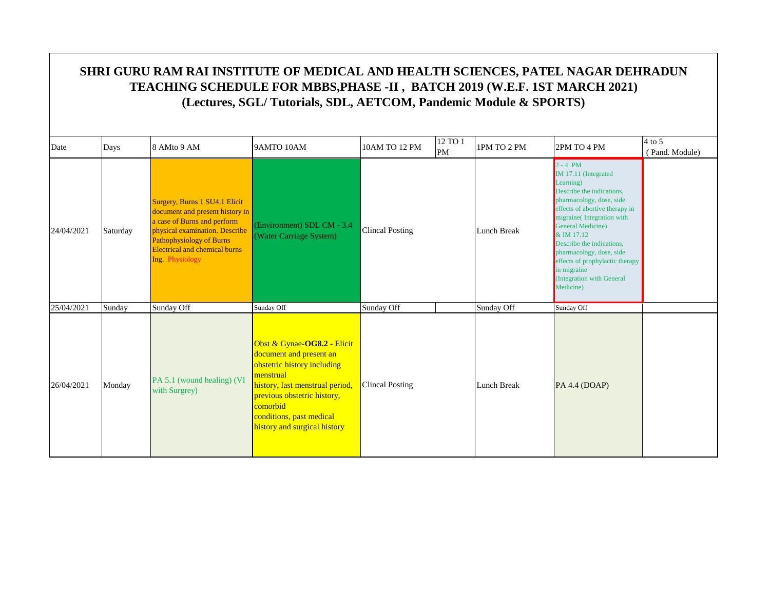# SHRI GURU RAM RAI INSTITUTE OF MEDICAL AND HEALTH SCIENCES, PATEL NAGAR DEHRADUN
## TEACHING SCHEDULE FOR MBBS,PHASE -II , BATCH 2019 (W.E.F. 1ST MARCH 2021)
### (Lectures, SGL/ Tutorials, SDL, AETCOM, Pandemic Module & SPORTS)

| Date | Days | 8 AMto 9 AM | 9AMTO 10AM | 10AM TO 12 PM | 12 TO 1 PM | 1PM TO 2 PM | 2PM TO 4 PM | 4 to 5 ( Pand. Module) |
|---|---|---|---|---|---|---|---|---|
| 24/04/2021 | Saturday | Surgery, Burns 1 SU4.1 Elicit document and present history in a case of Burns and perform physical examination. Describe Pathophysiology of Burns Electrical and chemical burns Ing. Physiology | (Environment) SDL CM - 3.4 (Water Carriage System) | Clincal Posting | | Lunch Break | 2 - 4 PM IM 17.11 (Integrated Learning) Describe the indications, pharmacology, dose, side effects of abortive therapy in migraine( Integration with General Medicine) & IM 17.12 Describe the indications, pharmacology, dose, side effects of prophylactic therapy in migraine (Integration with General Medicine) | |
| 25/04/2021 | Sunday | Sunday Off | Sunday Off | Sunday Off | | Sunday Off | Sunday Off | |
| 26/04/2021 | Monday | PA 5.1 (wound healing) (VI with Surgrey) | Obst & Gynae-**OG8.2** - Elicit document and present an obstetric history including menstrual history, last menstrual period, previous obstetric history, comorbid conditions, past medical history and surgical history | Clincal Posting | | Lunch Break | PA 4.4 (DOAP) | |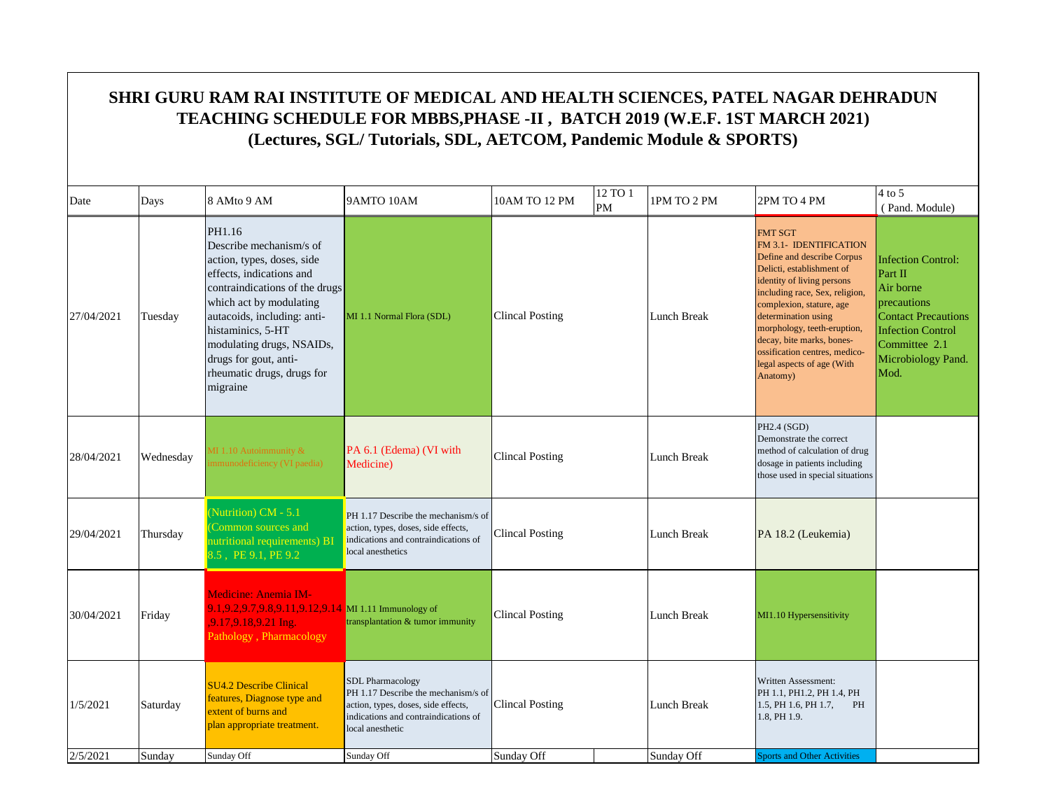# SHRI GURU RAM RAI INSTITUTE OF MEDICAL AND HEALTH SCIENCES, PATEL NAGAR DEHRADUN
## TEACHING SCHEDULE FOR MBBS,PHASE -II , BATCH 2019 (W.E.F. 1ST MARCH 2021)
### (Lectures, SGL/ Tutorials, SDL, AETCOM, Pandemic Module & SPORTS)

| Date | Days | 8 AMto 9 AM | 9AMTO 10AM | 10AM TO 12 PM | 12 TO 1 PM | 1PM TO 2 PM | 2PM TO 4 PM | 4 to 5 ( Pand. Module) |
|---|---|---|---|---|---|---|---|---|
| 27/04/2021 | Tuesday | PH1.16 Describe mechanism/s of action, types, doses, side effects, indications and contraindications of the drugs which act by modulating autacoids, including: anti-histaminics, 5-HT modulating drugs, NSAIDs, drugs for gout, anti-rheumatic drugs, drugs for migraine | MI 1.1 Normal Flora (SDL) | Clincal Posting | | Lunch Break | FMT SGT FM 3.1- IDENTIFICATION Define and describe Corpus Delicti, establishment of identity of living persons including race, Sex, religion, complexion, stature, age determination using morphology, teeth-eruption, decay, bite marks, bones-ossification centres, medico-legal aspects of age (With Anatomy) | Infection Control: Part II Air borne precautions Contact Precautions Infection Control Committee 2.1 Microbiology Pand. Mod. |
| 28/04/2021 | Wednesday | MI 1.10 Autoimmunity & immunodeficiency (VI paedia) | PA 6.1 (Edema) (VI with Medicine) | Clincal Posting | | Lunch Break | PH2.4 (SGD) Demonstrate the correct method of calculation of drug dosage in patients including those used in special situations | |
| 29/04/2021 | Thursday | (Nutrition) CM - 5.1 (Common sources and nutritional requirements) BI 8.5 , PE 9.1, PE 9.2 | PH 1.17 Describe the mechanism/s of action, types, doses, side effects, indications and contraindications of local anesthetics | Clincal Posting | | Lunch Break | PA 18.2 (Leukemia) | |
| 30/04/2021 | Friday | Medicine: Anemia IM-9.1,9.2,9.7,9.8,9.11,9.12,9.14 ,9.17,9.18,9.21 Ing. Pathology , Pharmacology | MI 1.11 Immunology of transplantation & tumor immunity | Clincal Posting | | Lunch Break | MI1.10 Hypersensitivity | |
| 1/5/2021 | Saturday | SU4.2 Describe Clinical features, Diagnose type and extent of burns and plan appropriate treatment. | SDL Pharmacology PH 1.17 Describe the mechanism/s of action, types, doses, side effects, indications and contraindications of local anesthetic | Clincal Posting | | Lunch Break | Written Assessment: PH 1.1, PH1.2, PH 1.4, PH 1.5, PH 1.6, PH 1.7, PH 1.8, PH 1.9. | |
| 2/5/2021 | Sunday | Sunday Off | Sunday Off | Sunday Off | | Sunday Off | Sports and Other Activities | |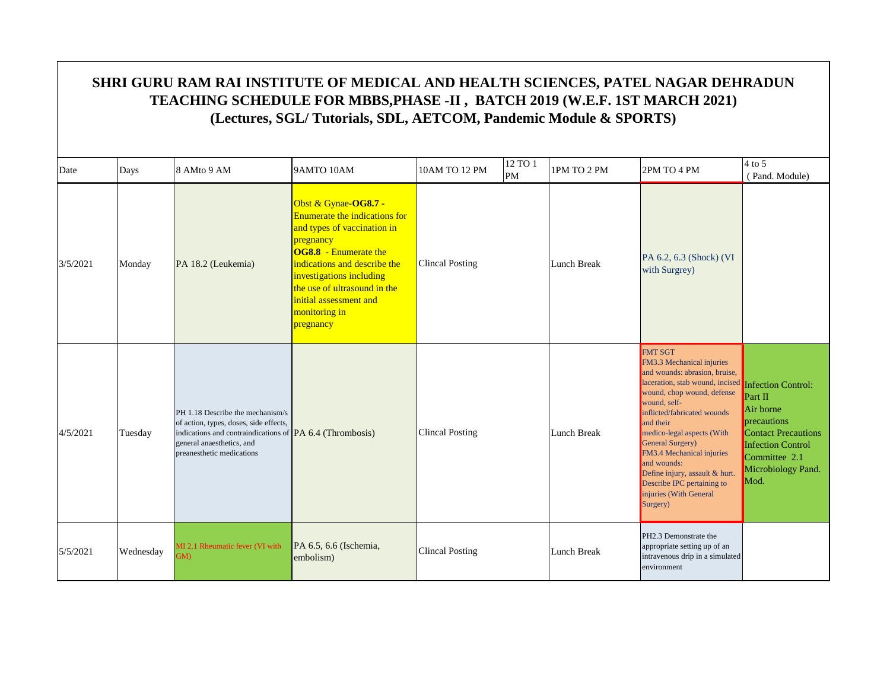# SHRI GURU RAM RAI INSTITUTE OF MEDICAL AND HEALTH SCIENCES, PATEL NAGAR DEHRADUN
## TEACHING SCHEDULE FOR MBBS,PHASE -II , BATCH 2019 (W.E.F. 1ST MARCH 2021)
### (Lectures, SGL/ Tutorials, SDL, AETCOM, Pandemic Module & SPORTS)

| Date | Days | 8 AMto 9 AM | 9AMTO 10AM | 10AM TO 12 PM | 12 TO 1 PM | 1PM TO 2 PM | 2PM TO 4 PM | 4 to 5 ( Pand. Module) |
|---|---|---|---|---|---|---|---|---|
| 3/5/2021 | Monday | PA 18.2 (Leukemia) | Obst & Gynae-**OG8.7** - Enumerate the indications for and types of vaccination in pregnancy **OG8.8** - Enumerate the indications and describe the investigations including the use of ultrasound in the initial assessment and monitoring in pregnancy | Clincal Posting | | Lunch Break | PA 6.2, 6.3 (Shock) (VI with Surgrey) | |
| 4/5/2021 | Tuesday | PH 1.18 Describe the mechanism/s of action, types, doses, side effects, indications and contraindications of general anaesthetics, and preanesthetic medications | PA 6.4 (Thrombosis) | Clincal Posting | | Lunch Break | FMT SGT FM3.3 Mechanical injuries and wounds: abrasion, bruise, laceration, stab wound, incised wound, chop wound, defense wound, self-inflicted/fabricated wounds and their medico-legal aspects (With General Surgery) FM3.4 Mechanical injuries and wounds: Define injury, assault & hurt. Describe IPC pertaining to injuries (With General Surgery) | Infection Control: Part II Air borne precautions Contact Precautions Infection Control Committee 2.1 Microbiology Pand. Mod. |
| 5/5/2021 | Wednesday | MI 2.1 Rheumatic fever (VI with GM) | PA 6.5, 6.6 (Ischemia, embolism) | Clincal Posting | | Lunch Break | PH2.3 Demonstrate the appropriate setting up of an intravenous drip in a simulated environment | |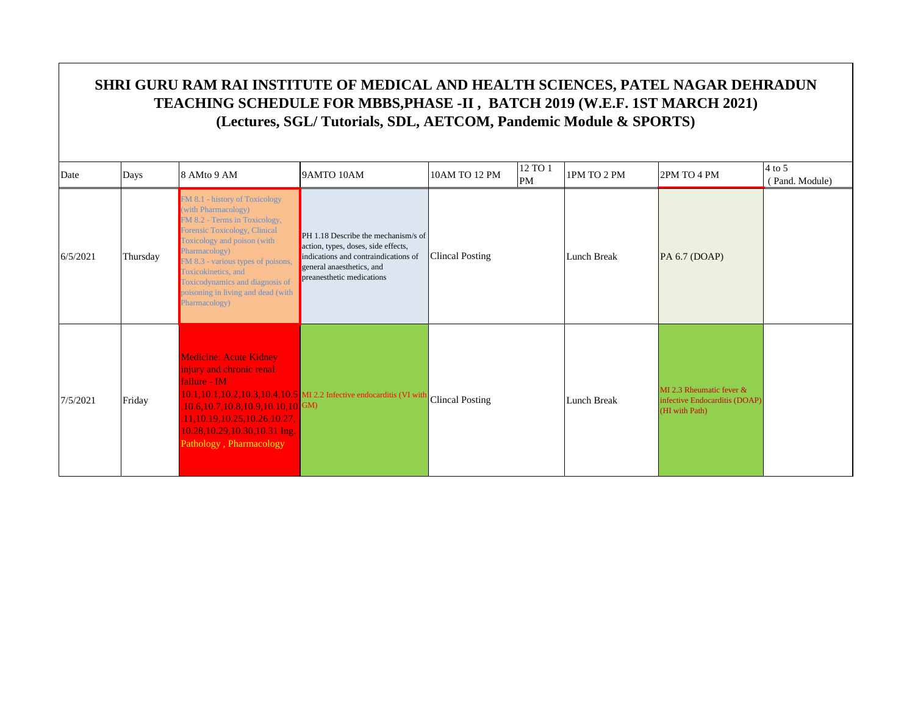# SHRI GURU RAM RAI INSTITUTE OF MEDICAL AND HEALTH SCIENCES, PATEL NAGAR DEHRADUN
## TEACHING SCHEDULE FOR MBBS,PHASE -II , BATCH 2019 (W.E.F. 1ST MARCH 2021)
### (Lectures, SGL/ Tutorials, SDL, AETCOM, Pandemic Module & SPORTS)

| Date | Days | 8 AMto 9 AM | 9AMTO 10AM | 10AM TO 12 PM | 12 TO 1 PM | 1PM TO 2 PM | 2PM TO 4 PM | 4 to 5 ( Pand. Module) |
|---|---|---|---|---|---|---|---|---|
| 6/5/2021 | Thursday | FM 8.1 - history of Toxicology (with Pharmacology) FM 8.2 - Terms in Toxicology, Forensic Toxicology, Clinical Toxicology and poison (with Pharmacology) FM 8.3 - various types of poisons, Toxicokinetics, and Toxicodynamics and diagnosis of poisoning in living and dead (with Pharmacology) | PH 1.18 Describe the mechanism/s of action, types, doses, side effects, indications and contraindications of general anaesthetics, and preanesthetic medications | Clincal Posting | | Lunch Break | PA 6.7 (DOAP) | |
| 7/5/2021 | Friday | Medicine: Acute Kidney injury and chronic renal failure - IM 10.1,10.1,10.2,10.3,10.4,10.5,10.6,10.7,10.8,10.9,10.10,10.11,10.19,10.25,10.26,10.27,10.28,10.29,10.30,10.31 Ing. Pathology , Pharmacology | MI 2.2 Infective endocarditis (VI with GM) | Clincal Posting | | Lunch Break | MI 2.3 Rheumatic fever & infective Endocarditis (DOAP) (HI with Path) | |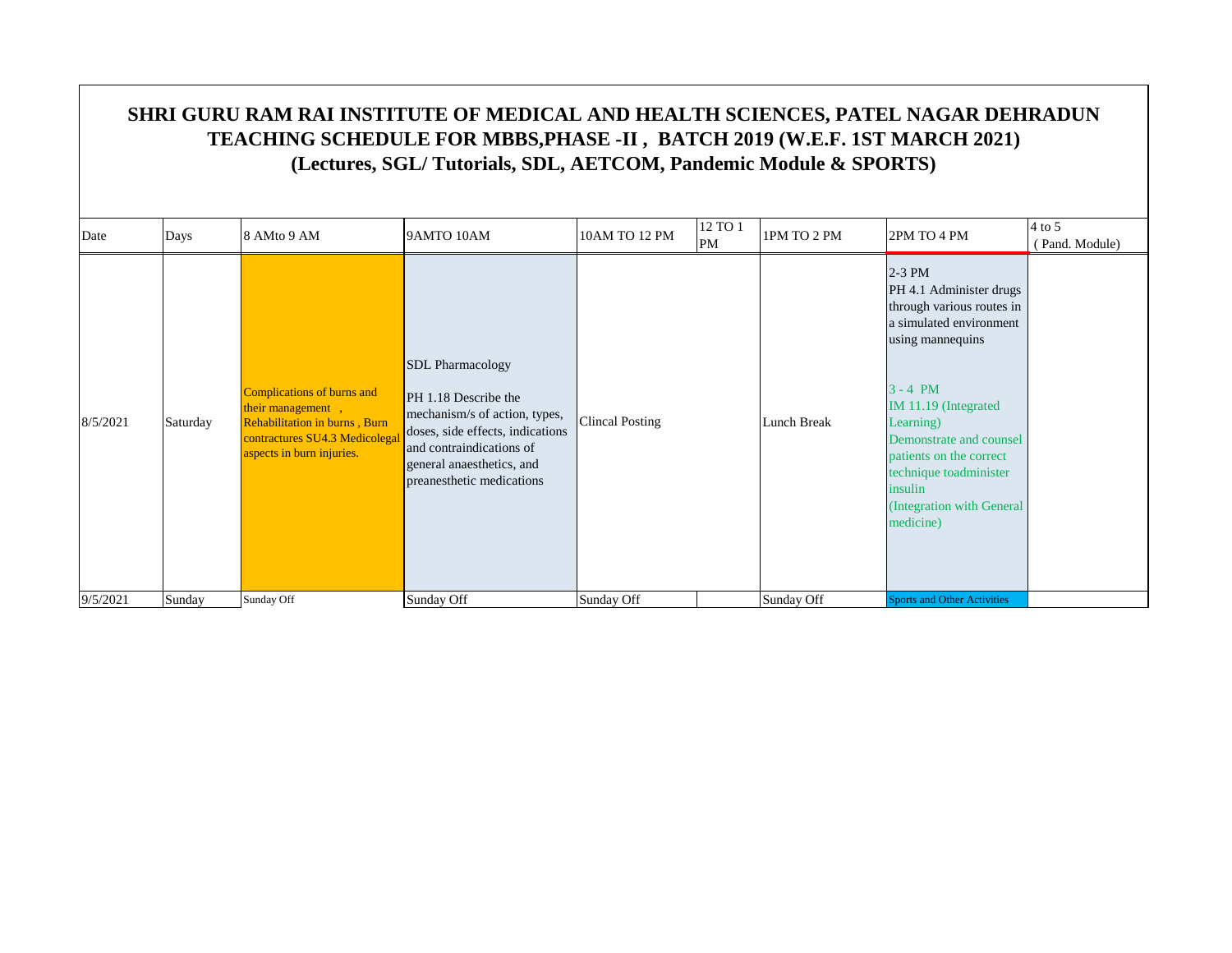# SHRI GURU RAM RAI INSTITUTE OF MEDICAL AND HEALTH SCIENCES, PATEL NAGAR DEHRADUN

## TEACHING SCHEDULE FOR MBBS,PHASE -II , BATCH 2019 (W.E.F. 1ST MARCH 2021)

## (Lectures, SGL/ Tutorials, SDL, AETCOM, Pandemic Module & SPORTS)

| Date | Days | 8 AMto 9 AM | 9AMTO 10AM | 10AM TO 12 PM | 12 TO 1 PM | 1PM TO 2 PM | 2PM TO 4 PM | 4 to 5 ( Pand. Module) |
|---|---|---|---|---|---|---|---|---|
| 8/5/2021 | Saturday | Complications of burns and their management , Rehabilitation in burns , Burn contractures SU4.3 Medicolegal aspects in burn injuries. | SDL Pharmacology PH 1.18 Describe the mechanism/s of action, types, doses, side effects, indications and contraindications of general anaesthetics, and preanesthetic medications | Clincal Posting | | Lunch Break | 2-3 PM PH 4.1 Administer drugs through various routes in a simulated environment using mannequins 3 - 4 PM IM 11.19 (Integrated Learning) Demonstrate and counsel patients on the correct technique toadminister insulin (Integration with General medicine) | |
| 9/5/2021 | Sunday | Sunday Off | Sunday Off | Sunday Off | | Sunday Off | Sports and Other Activities | |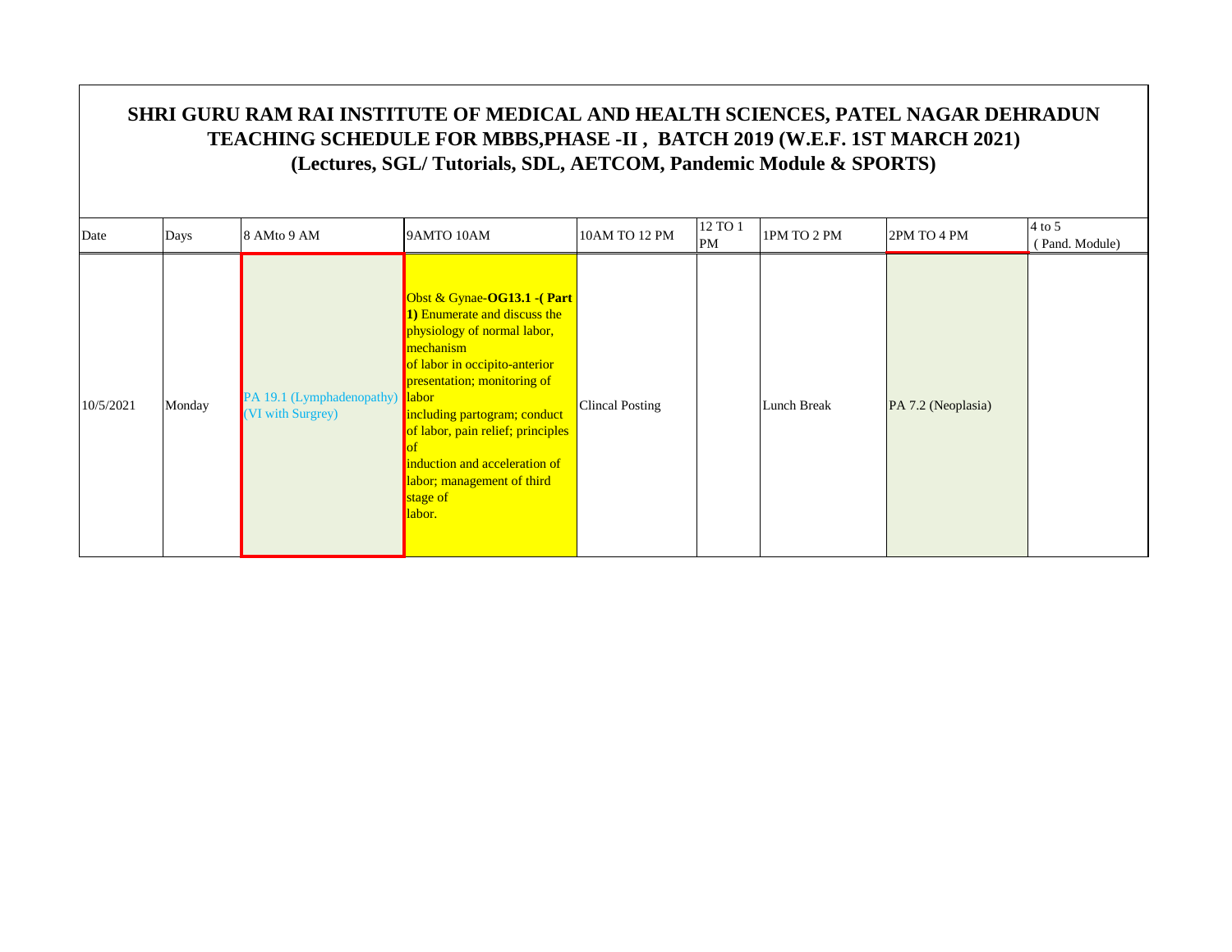# SHRI GURU RAM RAI INSTITUTE OF MEDICAL AND HEALTH SCIENCES, PATEL NAGAR DEHRADUN
## TEACHING SCHEDULE FOR MBBS,PHASE -II , BATCH 2019 (W.E.F. 1ST MARCH 2021)
## (Lectures, SGL/ Tutorials, SDL, AETCOM, Pandemic Module & SPORTS)

| Date | Days | 8 AMto 9 AM | 9AMTO 10AM | 10AM TO 12 PM | 12 TO 1 PM | 1PM TO 2 PM | 2PM TO 4 PM | 4 to 5 ( Pand. Module) |
|---|---|---|---|---|---|---|---|---|
| 10/5/2021 | Monday | PA 19.1 (Lymphadenopathy) (VI with Surgrey) | Obst & Gynae-**OG13.1 -( Part 1)** Enumerate and discuss the physiology of normal labor, mechanism of labor in occipito-anterior presentation; monitoring of labor including partogram; conduct of labor, pain relief; principles of induction and acceleration of labor; management of third stage of labor. | Clincal Posting | | Lunch Break | PA 7.2 (Neoplasia) | |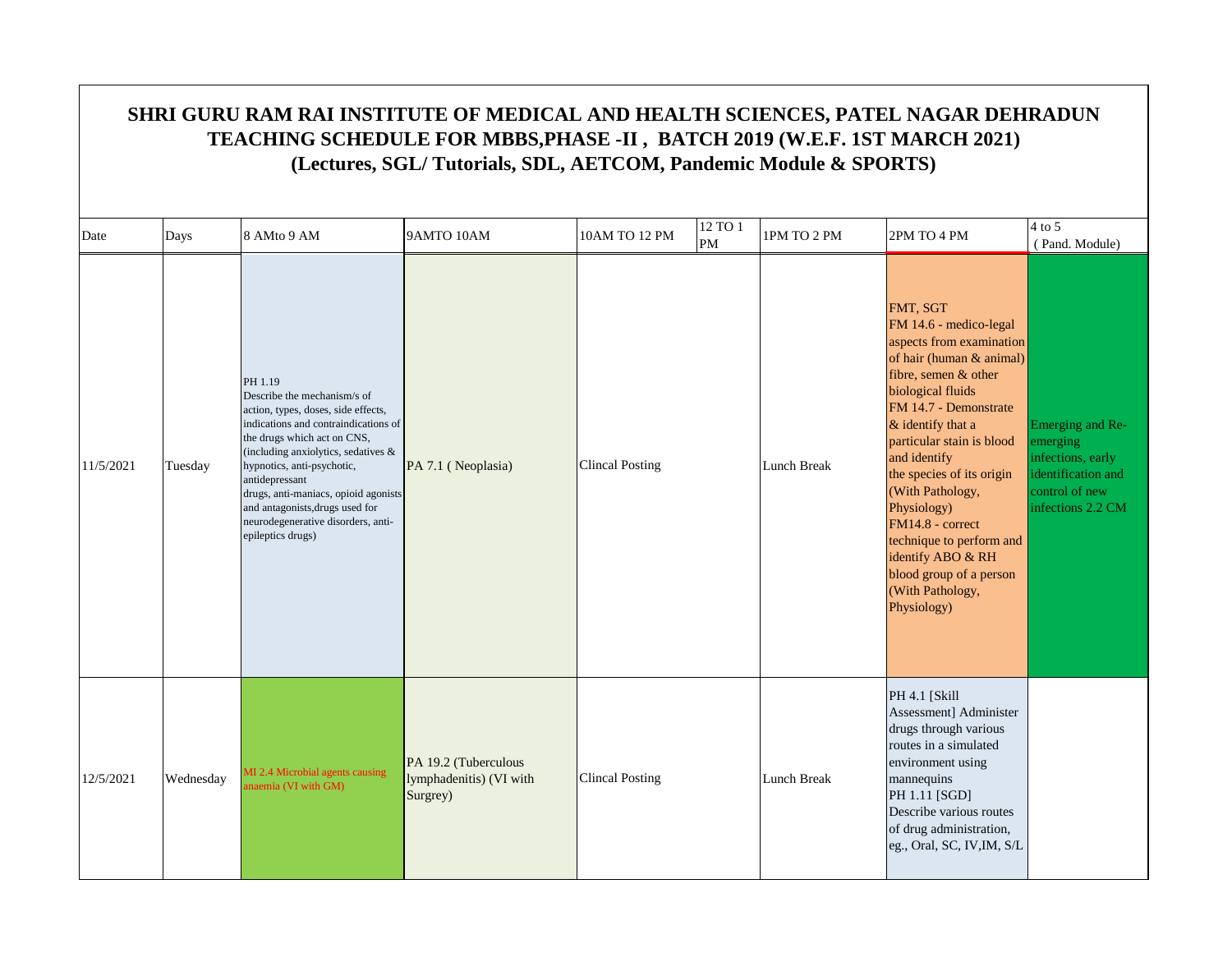# SHRI GURU RAM RAI INSTITUTE OF MEDICAL AND HEALTH SCIENCES, PATEL NAGAR DEHRADUN
## TEACHING SCHEDULE FOR MBBS,PHASE -II , BATCH 2019 (W.E.F. 1ST MARCH 2021)
### (Lectures, SGL/ Tutorials, SDL, AETCOM, Pandemic Module & SPORTS)

| Date | Days | 8 AMto 9 AM | 9AMTO 10AM | 10AM TO 12 PM | 12 TO 1 PM | 1PM TO 2 PM | 2PM TO 4 PM | 4 to 5 ( Pand. Module) |
|---|---|---|---|---|---|---|---|---|
| 11/5/2021 | Tuesday | PH 1.19 Describe the mechanism/s of action, types, doses, side effects, indications and contraindications of the drugs which act on CNS, (including anxiolytics, sedatives & hypnotics, anti-psychotic, antidepressant drugs, anti-maniacs, opioid agonists and antagonists,drugs used for neurodegenerative disorders, anti-epileptics drugs) | PA 7.1 ( Neoplasia) | Clincal Posting | | Lunch Break | FMT, SGT FM 14.6 - medico-legal aspects from examination of hair (human & animal) fibre, semen & other biological fluids FM 14.7 - Demonstrate & identify that a particular stain is blood and identify the species of its origin (With Pathology, Physiology) FM14.8 - correct technique to perform and identify ABO & RH blood group of a person (With Pathology, Physiology) | Emerging and Re-emerging infections, early identification and control of new infections 2.2 CM |
| 12/5/2021 | Wednesday | MI 2.4 Microbial agents causing anaemia (VI with GM) | PA 19.2 (Tuberculous lymphadenitis) (VI with Surgrey) | Clincal Posting | | Lunch Break | PH 4.1 [Skill Assessment] Administer drugs through various routes in a simulated environment using mannequins PH 1.11 [SGD] Describe various routes of drug administration, eg., Oral, SC, IV,IM, S/L | |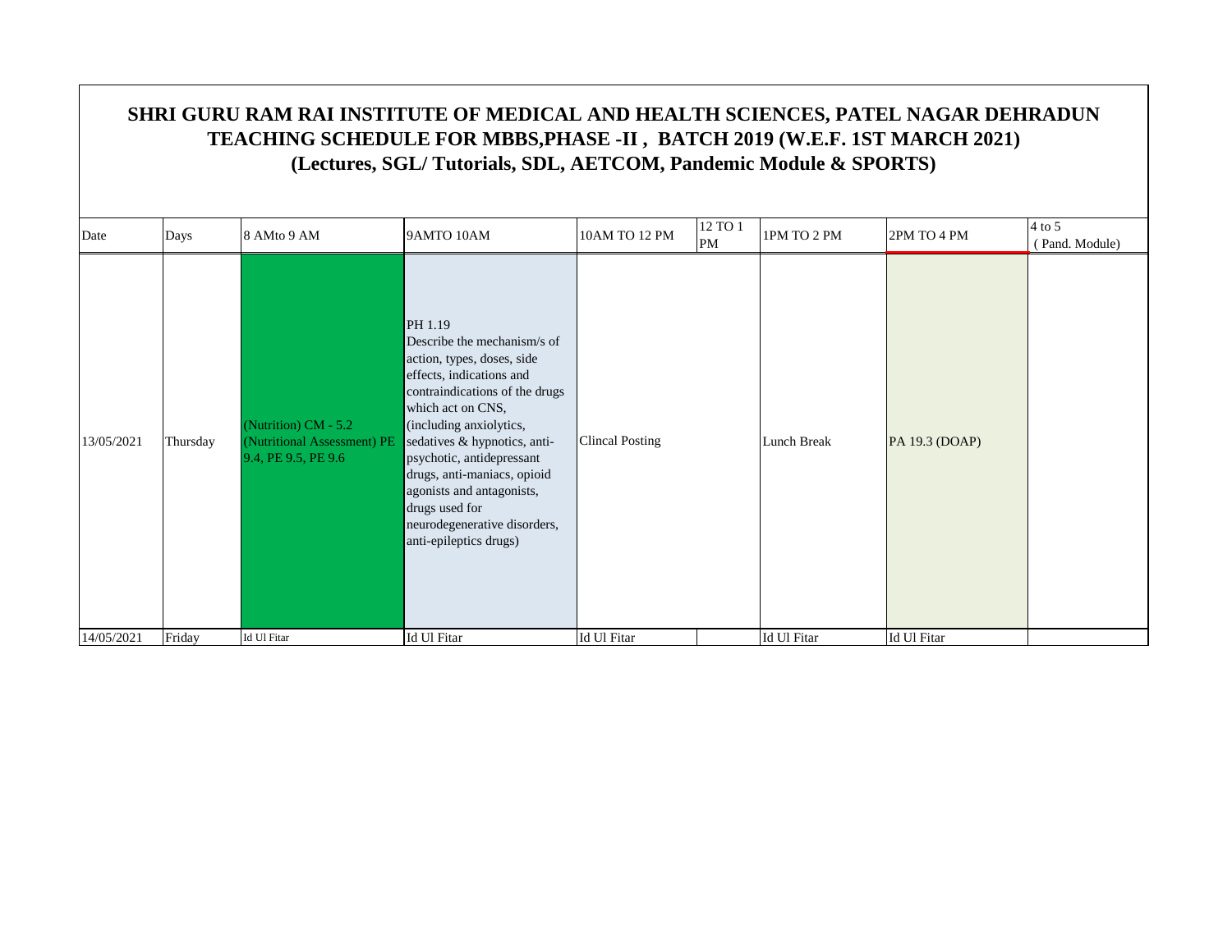# SHRI GURU RAM RAI INSTITUTE OF MEDICAL AND HEALTH SCIENCES, PATEL NAGAR DEHRADUN
## TEACHING SCHEDULE FOR MBBS,PHASE -II , BATCH 2019 (W.E.F. 1ST MARCH 2021)
## (Lectures, SGL/ Tutorials, SDL, AETCOM, Pandemic Module & SPORTS)

| Date | Days | 8 AMto 9 AM | 9AMTO 10AM | 10AM TO 12 PM | 12 TO 1 PM | 1PM TO 2 PM | 2PM TO 4 PM | 4 to 5 ( Pand. Module) |
|---|---|---|---|---|---|---|---|---|
| 13/05/2021 | Thursday | (Nutrition) CM - 5.2 (Nutritional Assessment) PE 9.4, PE 9.5, PE 9.6 | PH 1.19 Describe the mechanism/s of action, types, doses, side effects, indications and contraindications of the drugs which act on CNS, (including anxiolytics, sedatives & hypnotics, anti-psychotic, antidepressant drugs, anti-maniacs, opioid agonists and antagonists, drugs used for neurodegenerative disorders, anti-epileptics drugs) | Clincal Posting | | Lunch Break | PA 19.3 (DOAP) | |
| 14/05/2021 | Friday | Id Ul Fitar | Id Ul Fitar | Id Ul Fitar | | Id Ul Fitar | Id Ul Fitar | |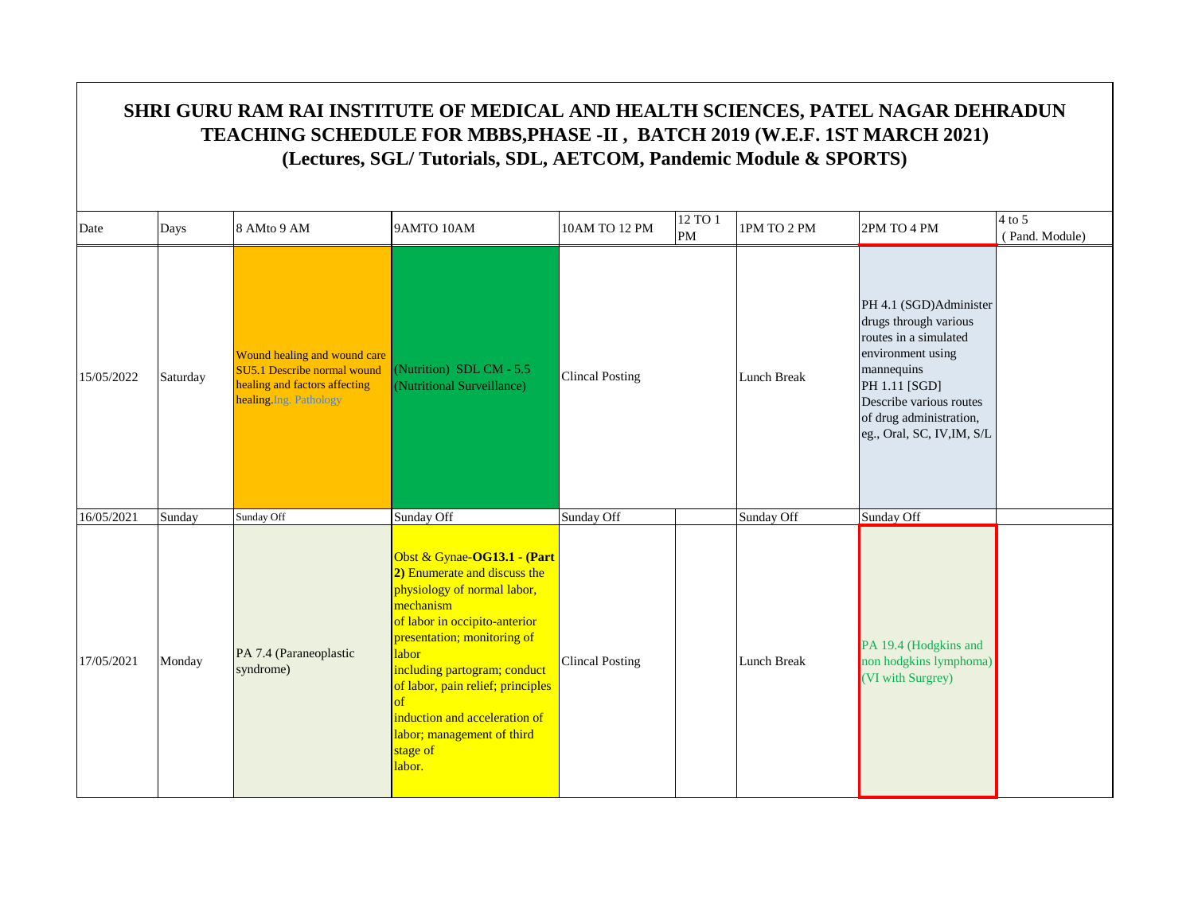# SHRI GURU RAM RAI INSTITUTE OF MEDICAL AND HEALTH SCIENCES, PATEL NAGAR DEHRADUN
## TEACHING SCHEDULE FOR MBBS,PHASE -II , BATCH 2019 (W.E.F. 1ST MARCH 2021)
### (Lectures, SGL/ Tutorials, SDL, AETCOM, Pandemic Module & SPORTS)

| Date | Days | 8 AMto 9 AM | 9AMTO 10AM | 10AM TO 12 PM | 12 TO 1 PM | 1PM TO 2 PM | 2PM TO 4 PM | 4 to 5 ( Pand. Module) |
|---|---|---|---|---|---|---|---|---|
| 15/05/2022 | Saturday | Wound healing and wound care SU5.1 Describe normal wound healing and factors affecting healing.Ing. Pathology | (Nutrition) SDL CM - 5.5 (Nutritional Surveillance) | Clincal Posting | | Lunch Break | PH 4.1 (SGD)Administer drugs through various routes in a simulated environment using mannequins PH 1.11 [SGD] Describe various routes of drug administration, eg., Oral, SC, IV,IM, S/L | |
| 16/05/2021 | Sunday | Sunday Off | Sunday Off | Sunday Off | | Sunday Off | Sunday Off | |
| 17/05/2021 | Monday | PA 7.4 (Paraneoplastic syndrome) | Obst & Gynae-**OG13.1 - (Part 2)** Enumerate and discuss the physiology of normal labor, mechanism of labor in occipito-anterior presentation; monitoring of labor including partogram; conduct of labor, pain relief; principles of induction and acceleration of labor; management of third stage of labor. | Clincal Posting | | Lunch Break | PA 19.4 (Hodgkins and non hodgkins lymphoma) (VI with Surgrey) | |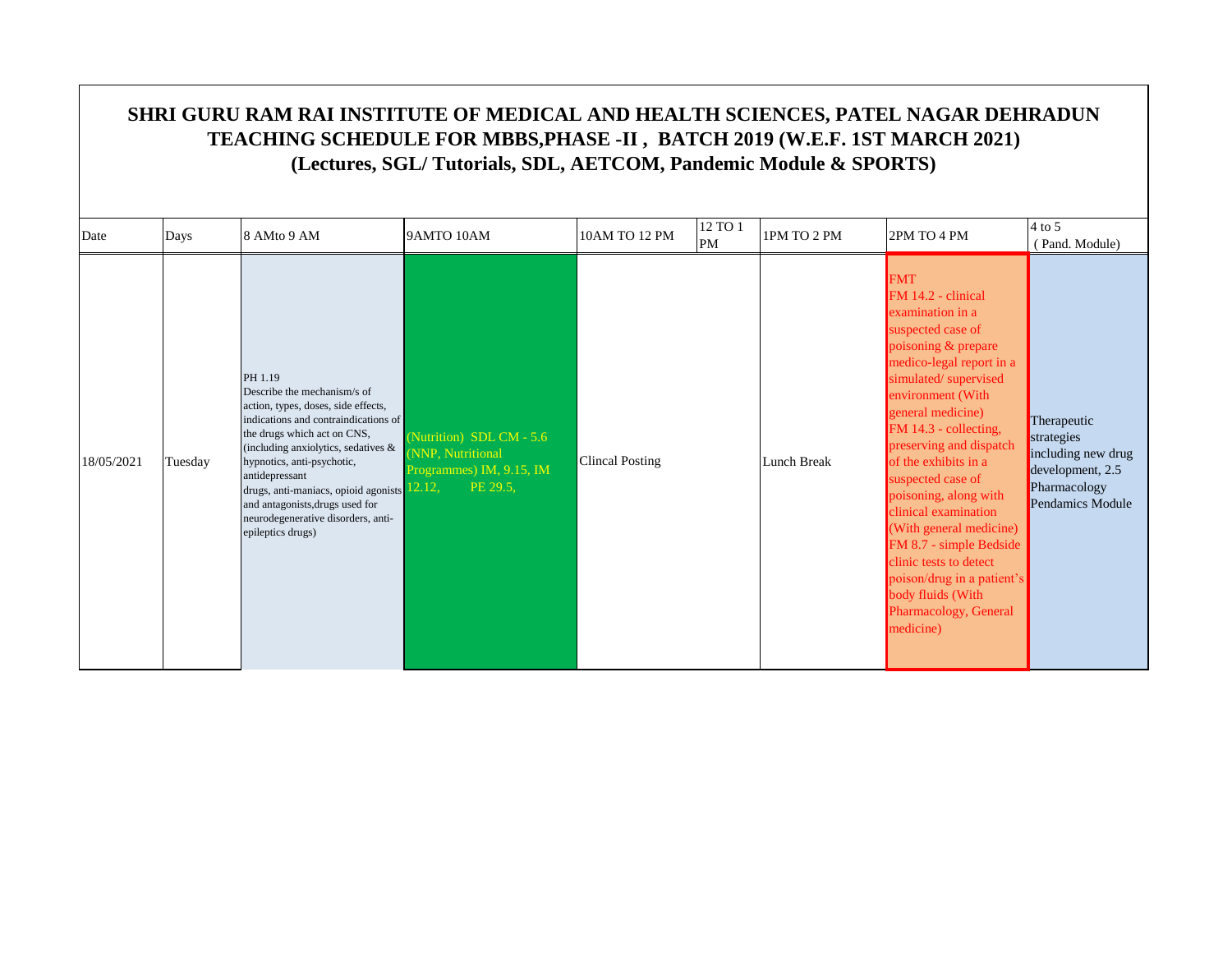# SHRI GURU RAM RAI INSTITUTE OF MEDICAL AND HEALTH SCIENCES, PATEL NAGAR DEHRADUN
## TEACHING SCHEDULE FOR MBBS,PHASE -II , BATCH 2019 (W.E.F. 1ST MARCH 2021)
### (Lectures, SGL/ Tutorials, SDL, AETCOM, Pandemic Module & SPORTS)

| Date | Days | 8 AMto 9 AM | 9AMTO 10AM | 10AM TO 12 PM | 12 TO 1 PM | 1PM TO 2 PM | 2PM TO 4 PM | 4 to 5 (Pand. Module) |
|---|---|---|---|---|---|---|---|---|
| 18/05/2021 | Tuesday | PH 1.19 Describe the mechanism/s of action, types, doses, side effects, indications and contraindications of the drugs which act on CNS, (including anxiolytics, sedatives & hypnotics, anti-psychotic, antidepressant drugs, anti-maniacs, opioid agonists and antagonists,drugs used for neurodegenerative disorders, anti-epileptics drugs) | (Nutrition) SDL CM - 5.6 (NNP, Nutritional Programmes) IM, 9.15, IM 12.12, PE 29.5, | Clincal Posting | | Lunch Break | FMT FM 14.2 - clinical examination in a suspected case of poisoning & prepare medico-legal report in a simulated/ supervised environment (With general medicine) FM 14.3 - collecting, preserving and dispatch of the exhibits in a suspected case of poisoning, along with clinical examination (With general medicine) FM 8.7 - simple Bedside clinic tests to detect poison/drug in a patient's body fluids (With Pharmacology, General medicine) | Therapeutic strategies including new drug development, 2.5 Pharmacology Pendamics Module |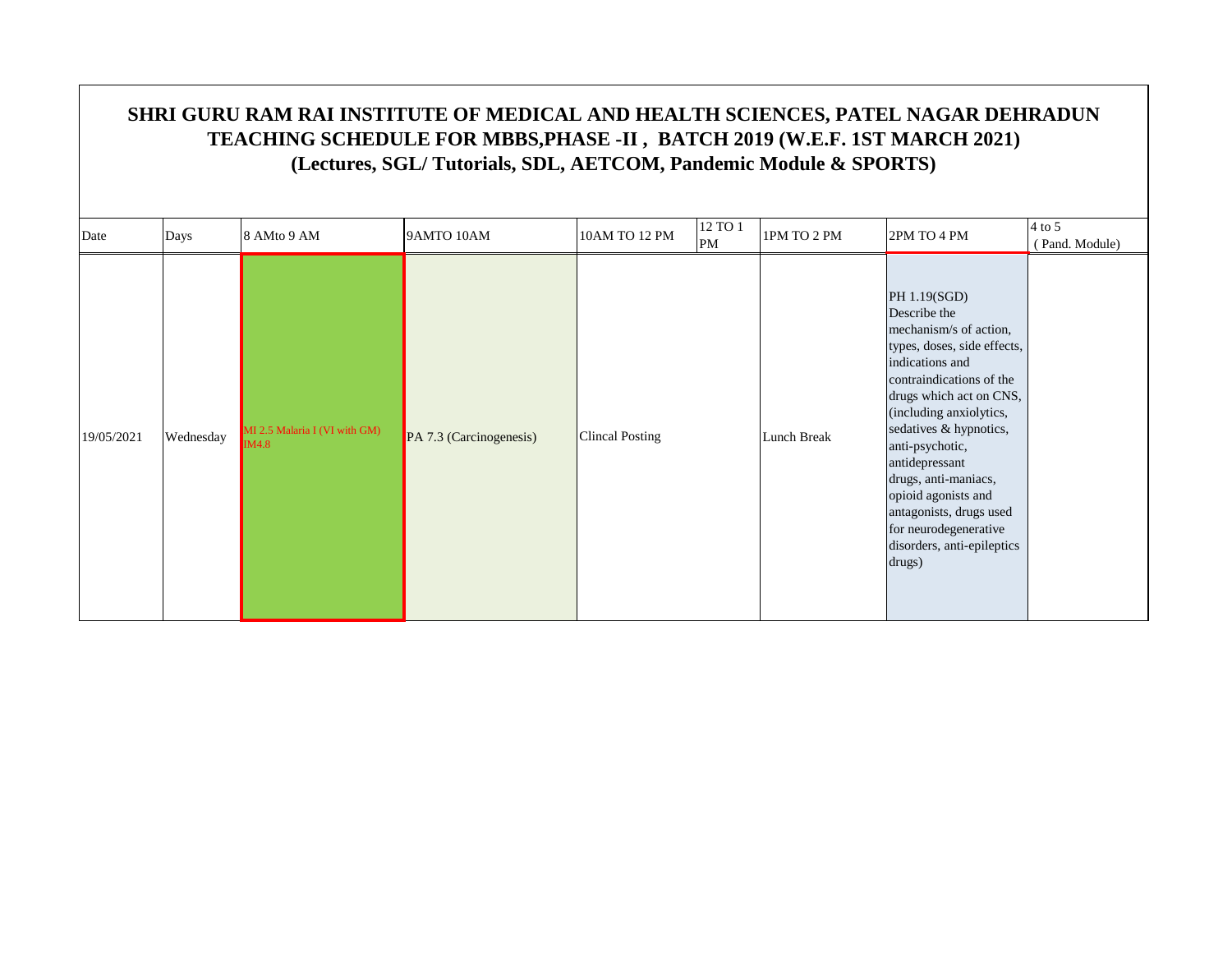# SHRI GURU RAM RAI INSTITUTE OF MEDICAL AND HEALTH SCIENCES, PATEL NAGAR DEHRADUN
## TEACHING SCHEDULE FOR MBBS,PHASE -II , BATCH 2019 (W.E.F. 1ST MARCH 2021)
## (Lectures, SGL/ Tutorials, SDL, AETCOM, Pandemic Module & SPORTS)

| Date | Days | 8 AMto 9 AM | 9AMTO 10AM | 10AM TO 12 PM | 12 TO 1 PM | 1PM TO 2 PM | 2PM TO 4 PM | 4 to 5 ( Pand. Module) |
|---|---|---|---|---|---|---|---|---|
| 19/05/2021 | Wednesday | MI 2.5 Malaria I (VI with GM) IM4.8 | PA 7.3 (Carcinogenesis) | Clincal Posting | | Lunch Break | PH 1.19(SGD) Describe the mechanism/s of action, types, doses, side effects, indications and contraindications of the drugs which act on CNS, (including anxiolytics, sedatives & hypnotics, anti-psychotic, antidepressant drugs, anti-maniacs, opioid agonists and antagonists, drugs used for neurodegenerative disorders, anti-epileptics drugs) | |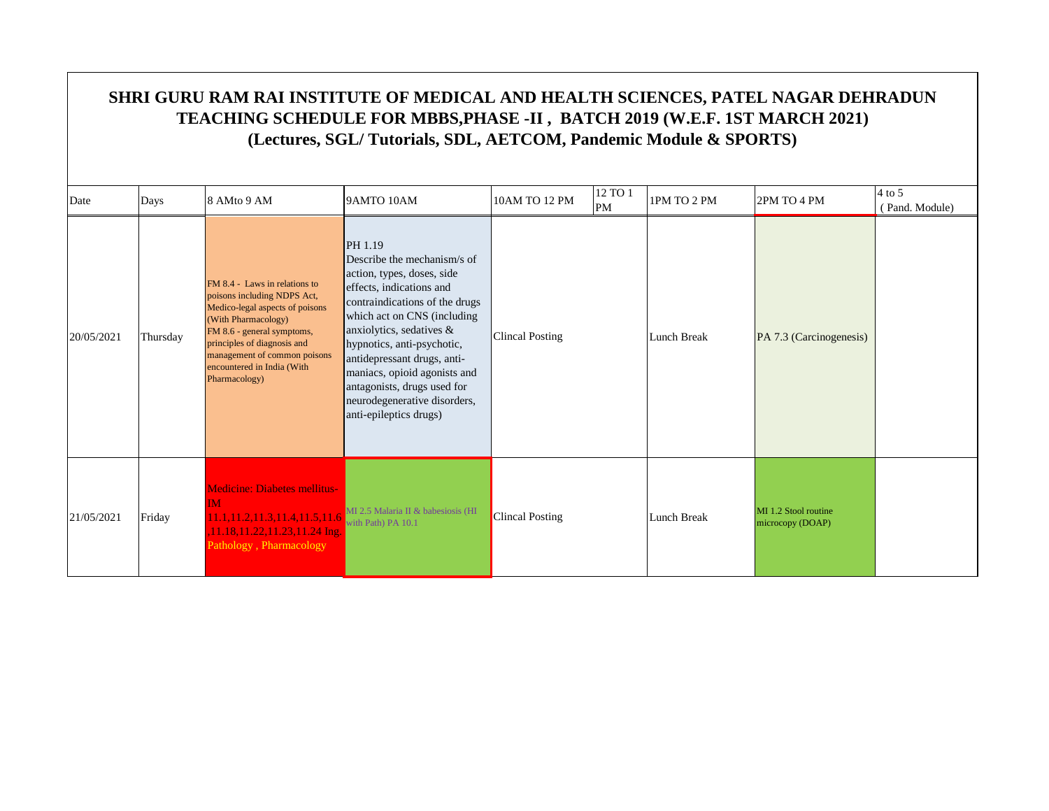# SHRI GURU RAM RAI INSTITUTE OF MEDICAL AND HEALTH SCIENCES, PATEL NAGAR DEHRADUN
## TEACHING SCHEDULE FOR MBBS,PHASE -II , BATCH 2019 (W.E.F. 1ST MARCH 2021)
### (Lectures, SGL/ Tutorials, SDL, AETCOM, Pandemic Module & SPORTS)

| Date | Days | 8 AMto 9 AM | 9AMTO 10AM | 10AM TO 12 PM | 12 TO 1 PM | 1PM TO 2 PM | 2PM TO 4 PM | 4 to 5 ( Pand. Module) |
|---|---|---|---|---|---|---|---|---|
| 20/05/2021 | Thursday | FM 8.4 - Laws in relations to poisons including NDPS Act, Medico-legal aspects of poisons (With Pharmacology) FM 8.6 - general symptoms, principles of diagnosis and management of common poisons encountered in India (With Pharmacology) | PH 1.19 Describe the mechanism/s of action, types, doses, side effects, indications and contraindications of the drugs which act on CNS (including anxiolytics, sedatives & hypnotics, anti-psychotic, antidepressant drugs, anti-maniacs, opioid agonists and antagonists, drugs used for neurodegenerative disorders, anti-epileptics drugs) | Clincal Posting | | Lunch Break | PA 7.3 (Carcinogenesis) | |
| 21/05/2021 | Friday | Medicine: Diabetes mellitus- IM 11.1,11.2,11.3,11.4,11.5,11.6 ,11.18,11.22,11.23,11.24 Ing. Pathology , Pharmacology | MI 2.5 Malaria II & babesiosis (HI with Path) PA 10.1 | Clincal Posting | | Lunch Break | MI 1.2 Stool routine microcopy (DOAP) | |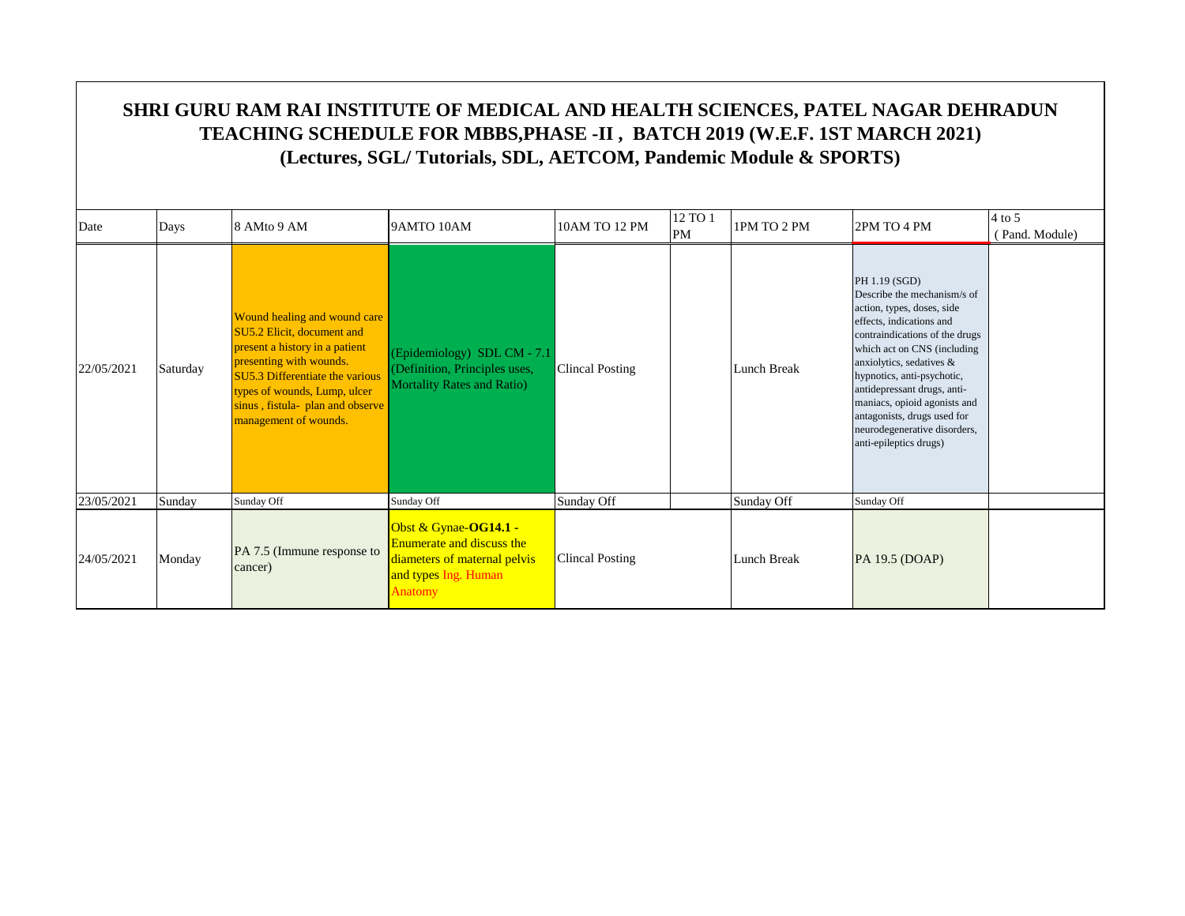# SHRI GURU RAM RAI INSTITUTE OF MEDICAL AND HEALTH SCIENCES, PATEL NAGAR DEHRADUN
## TEACHING SCHEDULE FOR MBBS,PHASE -II , BATCH 2019 (W.E.F. 1ST MARCH 2021)
### (Lectures, SGL/ Tutorials, SDL, AETCOM, Pandemic Module & SPORTS)

| Date | Days | 8 AMto 9 AM | 9AMTO 10AM | 10AM TO 12 PM | 12 TO 1 PM | 1PM TO 2 PM | 2PM TO 4 PM | 4 to 5 ( Pand. Module) |
|---|---|---|---|---|---|---|---|---|
| 22/05/2021 | Saturday | Wound healing and wound care SU5.2 Elicit, document and present a history in a patient presenting with wounds. SU5.3 Differentiate the various types of wounds, Lump, ulcer sinus , fistula- plan and observe management of wounds. | (Epidemiology) SDL CM - 7.1 (Definition, Principles uses, Mortality Rates and Ratio) | Clincal Posting | | Lunch Break | PH 1.19 (SGD) Describe the mechanism/s of action, types, doses, side effects, indications and contraindications of the drugs which act on CNS (including anxiolytics, sedatives & hypnotics, anti-psychotic, antidepressant drugs, anti-maniacs, opioid agonists and antagonists, drugs used for neurodegenerative disorders, anti-epileptics drugs) | |
| 23/05/2021 | Sunday | Sunday Off | Sunday Off | Sunday Off | | Sunday Off | Sunday Off | |
| 24/05/2021 | Monday | PA 7.5 (Immune response to cancer) | Obst & Gynae-**OG14.1** - Enumerate and discuss the diameters of maternal pelvis and types Ing. Human Anatomy | Clincal Posting | | Lunch Break | PA 19.5 (DOAP) | |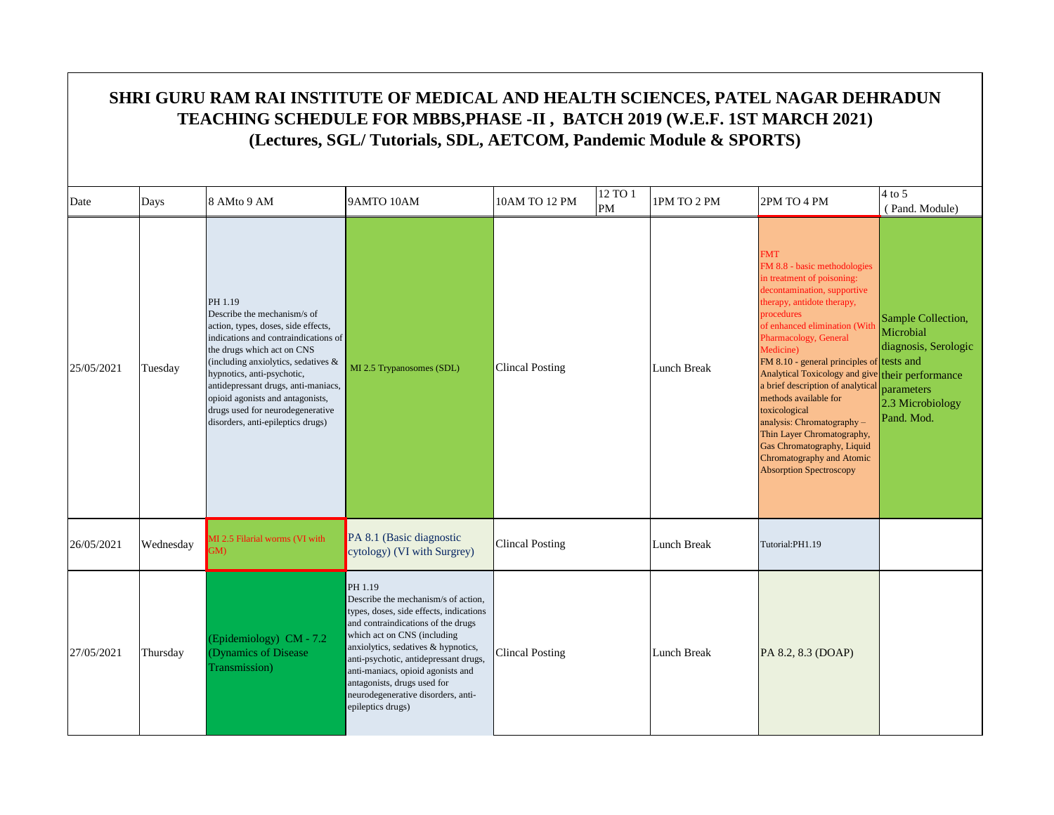# SHRI GURU RAM RAI INSTITUTE OF MEDICAL AND HEALTH SCIENCES, PATEL NAGAR DEHRADUN
## TEACHING SCHEDULE FOR MBBS,PHASE -II , BATCH 2019 (W.E.F. 1ST MARCH 2021)
### (Lectures, SGL/ Tutorials, SDL, AETCOM, Pandemic Module & SPORTS)

| Date | Days | 8 AMto 9 AM | 9AMTO 10AM | 10AM TO 12 PM | 12 TO 1 PM | 1PM TO 2 PM | 2PM TO 4 PM | 4 to 5 (Pand. Module) |
|---|---|---|---|---|---|---|---|---|
| 25/05/2021 | Tuesday | PH 1.19 Describe the mechanism/s of action, types, doses, side effects, indications and contraindications of the drugs which act on CNS (including anxiolytics, sedatives & hypnotics, anti-psychotic, antidepressant drugs, anti-maniacs, opioid agonists and antagonists, drugs used for neurodegenerative disorders, anti-epileptics drugs) | MI 2.5 Trypanosomes (SDL) | Clincal Posting | | Lunch Break | FMT FM 8.8 - basic methodologies in treatment of poisoning: decontamination, supportive therapy, antidote therapy, procedures of enhanced elimination (With Pharmacology, General Medicine) FM 8.10 - general principles of Analytical Toxicology and give a brief description of analytical methods available for toxicological analysis: Chromatography – Thin Layer Chromatography, Gas Chromatography, Liquid Chromatography and Atomic Absorption Spectroscopy | Sample Collection, Microbial diagnosis, Serologic tests and their performance parameters 2.3 Microbiology Pand. Mod. |
| 26/05/2021 | Wednesday | MI 2.5 Filarial worms (VI with GM) | PA 8.1 (Basic diagnostic cytology) (VI with Surgrey) | Clincal Posting | | Lunch Break | Tutorial:PH1.19 | |
| 27/05/2021 | Thursday | (Epidemiology) CM - 7.2 (Dynamics of Disease Transmission) | PH 1.19 Describe the mechanism/s of action, types, doses, side effects, indications and contraindications of the drugs which act on CNS (including anxiolytics, sedatives & hypnotics, anti-psychotic, antidepressant drugs, anti-maniacs, opioid agonists and antagonists, drugs used for neurodegenerative disorders, anti-epileptics drugs) | Clincal Posting | | Lunch Break | PA 8.2, 8.3 (DOAP) | |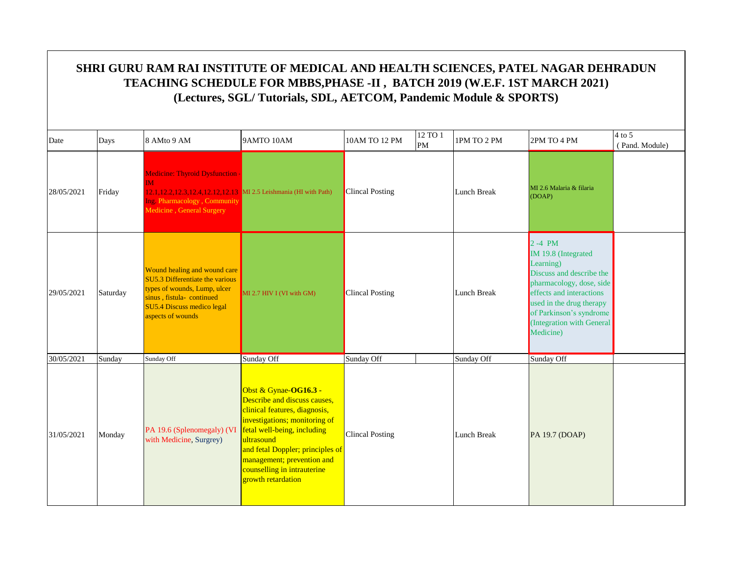# SHRI GURU RAM RAI INSTITUTE OF MEDICAL AND HEALTH SCIENCES, PATEL NAGAR DEHRADUN
## TEACHING SCHEDULE FOR MBBS,PHASE -II , BATCH 2019 (W.E.F. 1ST MARCH 2021)
### (Lectures, SGL/ Tutorials, SDL, AETCOM, Pandemic Module & SPORTS)

| Date | Days | 8 AMto 9 AM | 9AMTO 10AM | 10AM TO 12 PM | 12 TO 1 PM | 1PM TO 2 PM | 2PM TO 4 PM | 4 to 5 ( Pand. Module) |
|---|---|---|---|---|---|---|---|---|
| 28/05/2021 | Friday | Medicine: Thyroid Dysfunction - IM 12.1,12.2,12.3,12.4,12.12,12.13 Ing. Pharmacology , Community Medicine , General Surgery | MI 2.5 Leishmania (HI with Path) | Clincal Posting | | Lunch Break | MI 2.6 Malaria & filaria (DOAP) | |
| 29/05/2021 | Saturday | Wound healing and wound care SU5.3 Differentiate the various types of wounds, Lump, ulcer sinus , fistula- continued SU5.4 Discuss medico legal aspects of wounds | MI 2.7 HIV I (VI with GM) | Clincal Posting | | Lunch Break | 2 -4 PM IM 19.8 (Integrated Learning) Discuss and describe the pharmacology, dose, side effects and interactions used in the drug therapy of Parkinson's syndrome (Integration with General Medicine) | |
| 30/05/2021 | Sunday | Sunday Off | Sunday Off | Sunday Off | | Sunday Off | Sunday Off | |
| 31/05/2021 | Monday | PA 19.6 (Splenomegaly) (VI with Medicine, Surgrey) | Obst & Gynae-**OG16.3** - Describe and discuss causes, clinical features, diagnosis, investigations; monitoring of fetal well-being, including ultrasound and fetal Doppler; principles of management; prevention and counselling in intrauterine growth retardation | Clincal Posting | | Lunch Break | PA 19.7 (DOAP) | |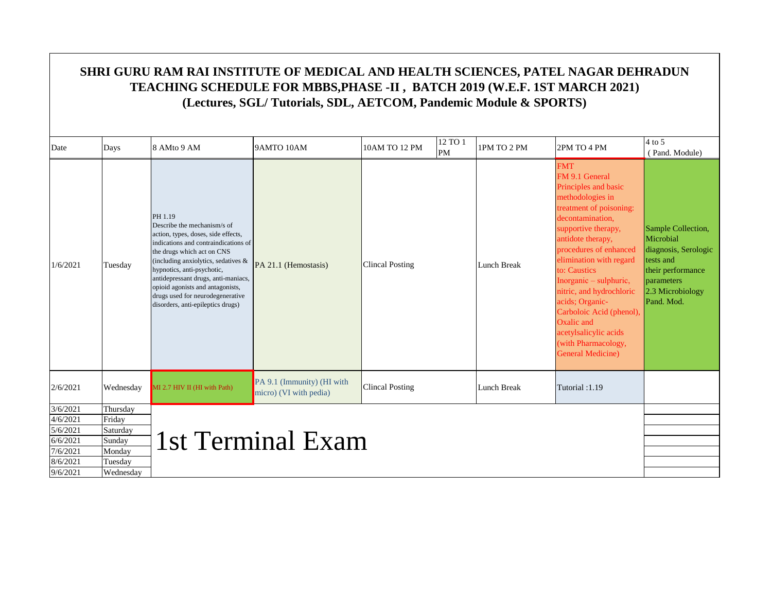**SHRI GURU RAM RAI INSTITUTE OF MEDICAL AND HEALTH SCIENCES, PATEL NAGAR DEHRADUN**
**TEACHING SCHEDULE FOR MBBS,PHASE -II , BATCH 2019 (W.E.F. 1ST MARCH 2021)**
**(Lectures, SGL/ Tutorials, SDL, AETCOM, Pandemic Module & SPORTS)**

| Date | Days | 8 AMto 9 AM | 9AMTO 10AM | 10AM TO 12 PM | 12 TO 1 PM | 1PM TO 2 PM | 2PM TO 4 PM | 4 to 5 ( Pand. Module) |
|---|---|---|---|---|---|---|---|---|
| 1/6/2021 | Tuesday | PH 1.19 Describe the mechanism/s of action, types, doses, side effects, indications and contraindications of the drugs which act on CNS (including anxiolytics, sedatives & hypnotics, anti-psychotic, antidepressant drugs, anti-maniacs, opioid agonists and antagonists, drugs used for neurodegenerative disorders, anti-epileptics drugs) | PA 21.1 (Hemostasis) | Clincal Posting | | Lunch Break | FMT FM 9.1 General Principles and basic methodologies in treatment of poisoning: decontamination, supportive therapy, antidote therapy, procedures of enhanced elimination with regard to: Caustics Inorganic – sulphuric, nitric, and hydrochloric acids; Organic- Carboloic Acid (phenol), Oxalic and acetylsalicylic acids (with Pharmacology, General Medicine) | Sample Collection, Microbial diagnosis, Serologic tests and their performance parameters 2.3 Microbiology Pand. Mod. |
| 2/6/2021 | Wednesday | MI 2.7 HIV II (HI with Path) | PA 9.1 (Immunity) (HI with micro) (VI with pedia) | Clincal Posting | | Lunch Break | Tutorial :1.19 | |
| 3/6/2021 | Thursday | 1st Terminal Exam | | | | | | |
| 4/6/2021 | Friday | | | | | | | |
| 5/6/2021 | Saturday | | | | | | | |
| 6/6/2021 | Sunday | | | | | | | |
| 7/6/2021 | Monday | | | | | | | |
| 8/6/2021 | Tuesday | | | | | | | |
| 9/6/2021 | Wednesday | | | | | | | |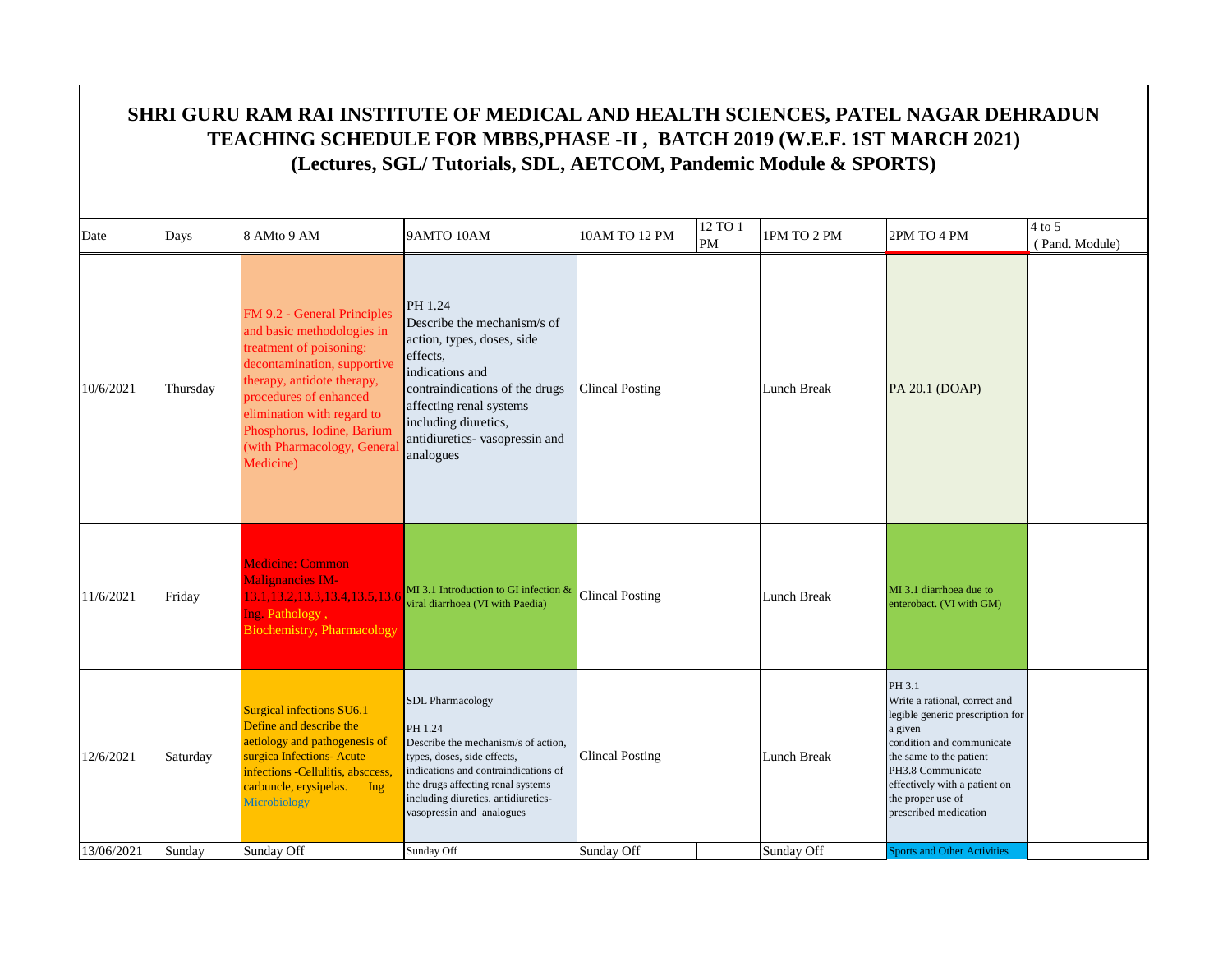# SHRI GURU RAM RAI INSTITUTE OF MEDICAL AND HEALTH SCIENCES, PATEL NAGAR DEHRADUN

## TEACHING SCHEDULE FOR MBBS,PHASE -II , BATCH 2019 (W.E.F. 1ST MARCH 2021)

## (Lectures, SGL/ Tutorials, SDL, AETCOM, Pandemic Module & SPORTS)

| Date | Days | 8 AMto 9 AM | 9AMTO 10AM | 10AM TO 12 PM | 12 TO 1 PM | 1PM TO 2 PM | 2PM TO 4 PM | 4 to 5 ( Pand. Module) |
|---|---|---|---|---|---|---|---|---|
| 10/6/2021 | Thursday | FM 9.2 - General Principles and basic methodologies in treatment of poisoning: decontamination, supportive therapy, antidote therapy, procedures of enhanced elimination with regard to Phosphorus, Iodine, Barium (with Pharmacology, General Medicine) | PH 1.24 Describe the mechanism/s of action, types, doses, side effects, indications and contraindications of the drugs affecting renal systems including diuretics, antidiuretics- vasopressin and analogues | Clincal Posting | | Lunch Break | PA 20.1 (DOAP) | |
| 11/6/2021 | Friday | Medicine: Common Malignancies IM-13.1,13.2,13.3,13.4,13.5,13.6 Ing. Pathology , Biochemistry, Pharmacology | MI 3.1 Introduction to GI infection & viral diarrhoea (VI with Paedia) | Clincal Posting | | Lunch Break | MI 3.1 diarrhoea due to enterobact. (VI with GM) | |
| 12/6/2021 | Saturday | Surgical infections SU6.1 Define and describe the aetiology and pathogenesis of surgica Infections- Acute infections -Cellulitis, abscess, carbuncle, erysipelas. Ing Microbiology | SDL Pharmacology PH 1.24 Describe the mechanism/s of action, types, doses, side effects, indications and contraindications of the drugs affecting renal systems including diuretics, antidiuretics- vasopressin and analogues | Clincal Posting | | Lunch Break | PH 3.1 Write a rational, correct and legible generic prescription for a given condition and communicate the same to the patient PH3.8 Communicate effectively with a patient on the proper use of prescribed medication | |
| 13/06/2021 | Sunday | Sunday Off | Sunday Off | Sunday Off | | Sunday Off | Sports and Other Activities | |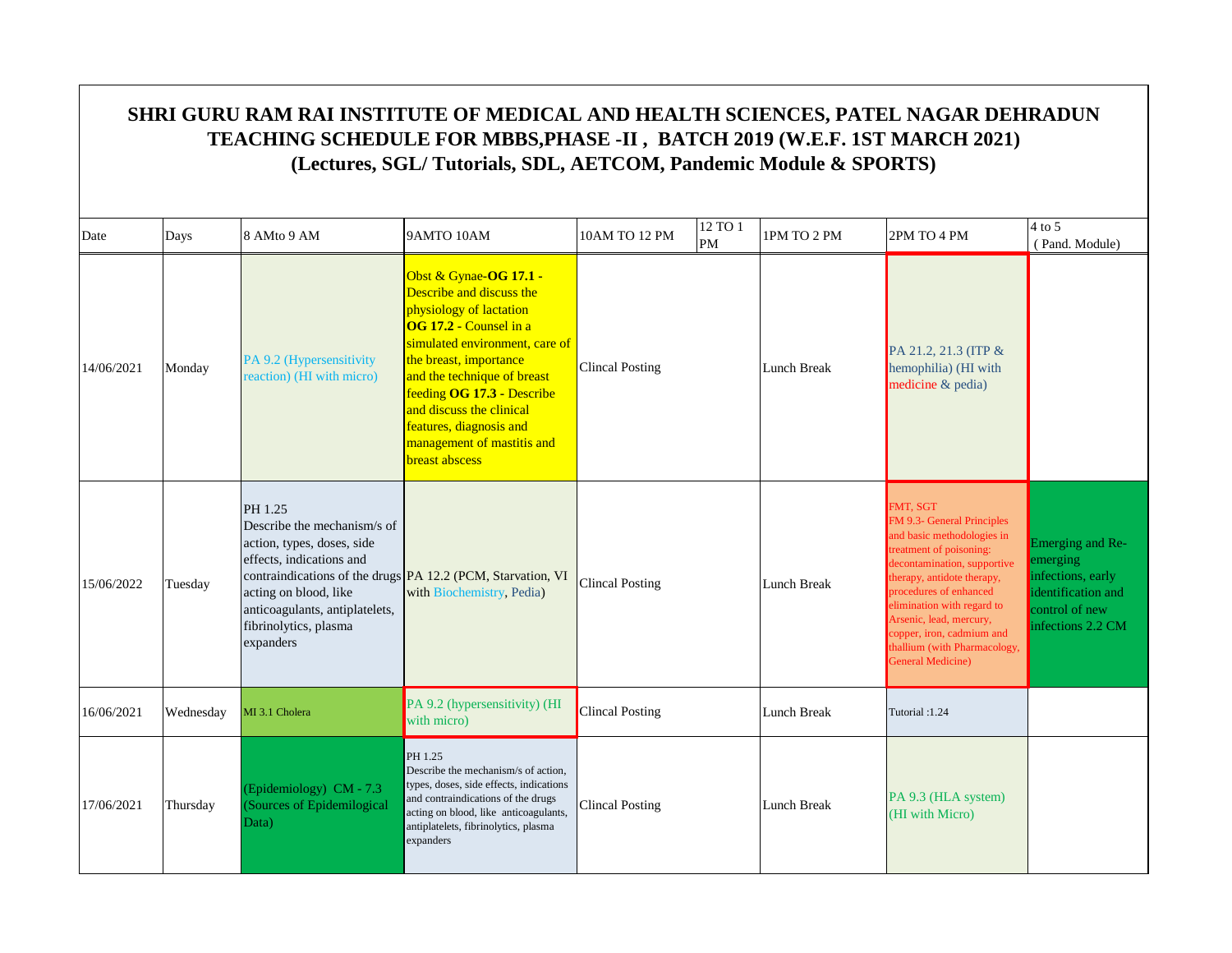# SHRI GURU RAM RAI INSTITUTE OF MEDICAL AND HEALTH SCIENCES, PATEL NAGAR DEHRADUN
## TEACHING SCHEDULE FOR MBBS,PHASE -II , BATCH 2019 (W.E.F. 1ST MARCH 2021)
### (Lectures, SGL/ Tutorials, SDL, AETCOM, Pandemic Module & SPORTS)

| Date | Days | 8 AMto 9 AM | 9AMTO 10AM | 10AM TO 12 PM | 12 TO 1 PM | 1PM TO 2 PM | 2PM TO 4 PM | 4 to 5 (Pand. Module) |
|---|---|---|---|---|---|---|---|---|
| 14/06/2021 | Monday | PA 9.2 (Hypersensitivity reaction) (HI with micro) | Obst & Gynae-**OG 17.1 -** Describe and discuss the physiology of lactation **OG 17.2 -** Counsel in a simulated environment, care of the breast, importance and the technique of breast feeding **OG 17.3 -** Describe and discuss the clinical features, diagnosis and management of mastitis and breast abscess | Clincal Posting | | Lunch Break | PA 21.2, 21.3 (ITP & hemophilia) (HI with medicine & pedia) | |
| 15/06/2022 | Tuesday | PH 1.25 Describe the mechanism/s of action, types, doses, side effects, indications and contraindications of the drugs acting on blood, like anticoagulants, antiplatelets, fibrinolytics, plasma expanders | PA 12.2 (PCM, Starvation, VI with Biochemistry, Pedia) | Clincal Posting | | Lunch Break | FMT, SGT FM 9.3- General Principles and basic methodologies in treatment of poisoning: decontamination, supportive therapy, antidote therapy, procedures of enhanced elimination with regard to Arsenic, lead, mercury, copper, iron, cadmium and thallium (with Pharmacology, General Medicine) | Emerging and Re-emerging infections, early identification and control of new infections 2.2 CM |
| 16/06/2021 | Wednesday | MI 3.1 Cholera | PA 9.2 (hypersensitivity) (HI with micro) | Clincal Posting | | Lunch Break | Tutorial :1.24 | |
| 17/06/2021 | Thursday | (Epidemiology) CM - 7.3 (Sources of Epidemilogical Data) | PH 1.25 Describe the mechanism/s of action, types, doses, side effects, indications and contraindications of the drugs acting on blood, like anticoagulants, antiplatelets, fibrinolytics, plasma expanders | Clincal Posting | | Lunch Break | PA 9.3 (HLA system) (HI with Micro) | |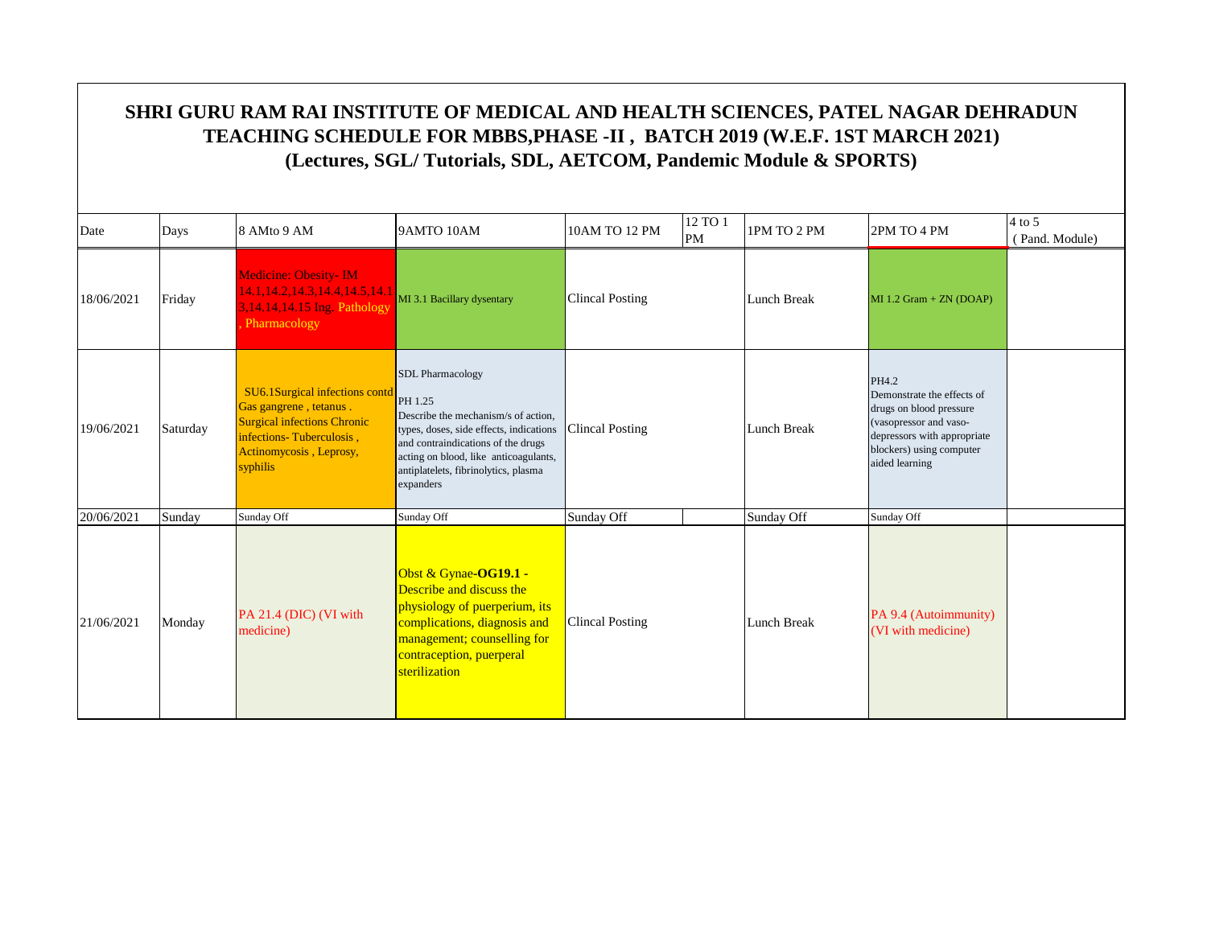# SHRI GURU RAM RAI INSTITUTE OF MEDICAL AND HEALTH SCIENCES, PATEL NAGAR DEHRADUN
## TEACHING SCHEDULE FOR MBBS,PHASE -II , BATCH 2019 (W.E.F. 1ST MARCH 2021)
### (Lectures, SGL/ Tutorials, SDL, AETCOM, Pandemic Module & SPORTS)

| Date | Days | 8 AMto 9 AM | 9AMTO 10AM | 10AM TO 12 PM | 12 TO 1 PM | 1PM TO 2 PM | 2PM TO 4 PM | 4 to 5 ( Pand. Module) |
|---|---|---|---|---|---|---|---|---|
| 18/06/2021 | Friday | Medicine: Obesity- IM 14.1,14.2,14.3,14.4,14.5,14.13,14.14,14.15 Ing. Pathology , Pharmacology | MI 3.1 Bacillary dysentary | Clincal Posting | | Lunch Break | MI 1.2 Gram + ZN (DOAP) | |
| 19/06/2021 | Saturday | SU6.1Surgical infections contd Gas gangrene , tetanus . Surgical infections Chronic infections- Tuberculosis , Actinomycosis , Leprosy, syphilis | SDL Pharmacology<br>PH 1.25<br>Describe the mechanism/s of action, types, doses, side effects, indications and contraindications of the drugs acting on blood, like anticoagulants, antiplatelets, fibrinolytics, plasma expanders | Clincal Posting | | Lunch Break | PH4.2<br>Demonstrate the effects of drugs on blood pressure (vasopressor and vaso-depressors with appropriate blockers) using computer aided learning | |
| 20/06/2021 | Sunday | Sunday Off | Sunday Off | Sunday Off | | Sunday Off | Sunday Off | |
| 21/06/2021 | Monday | PA 21.4 (DIC) (VI with medicine) | Obst & Gynae-**OG19.1 -** Describe and discuss the physiology of puerperium, its complications, diagnosis and management; counselling for contraception, puerperal sterilization | Clincal Posting | | Lunch Break | PA 9.4 (Autoimmunity) (VI with medicine) | |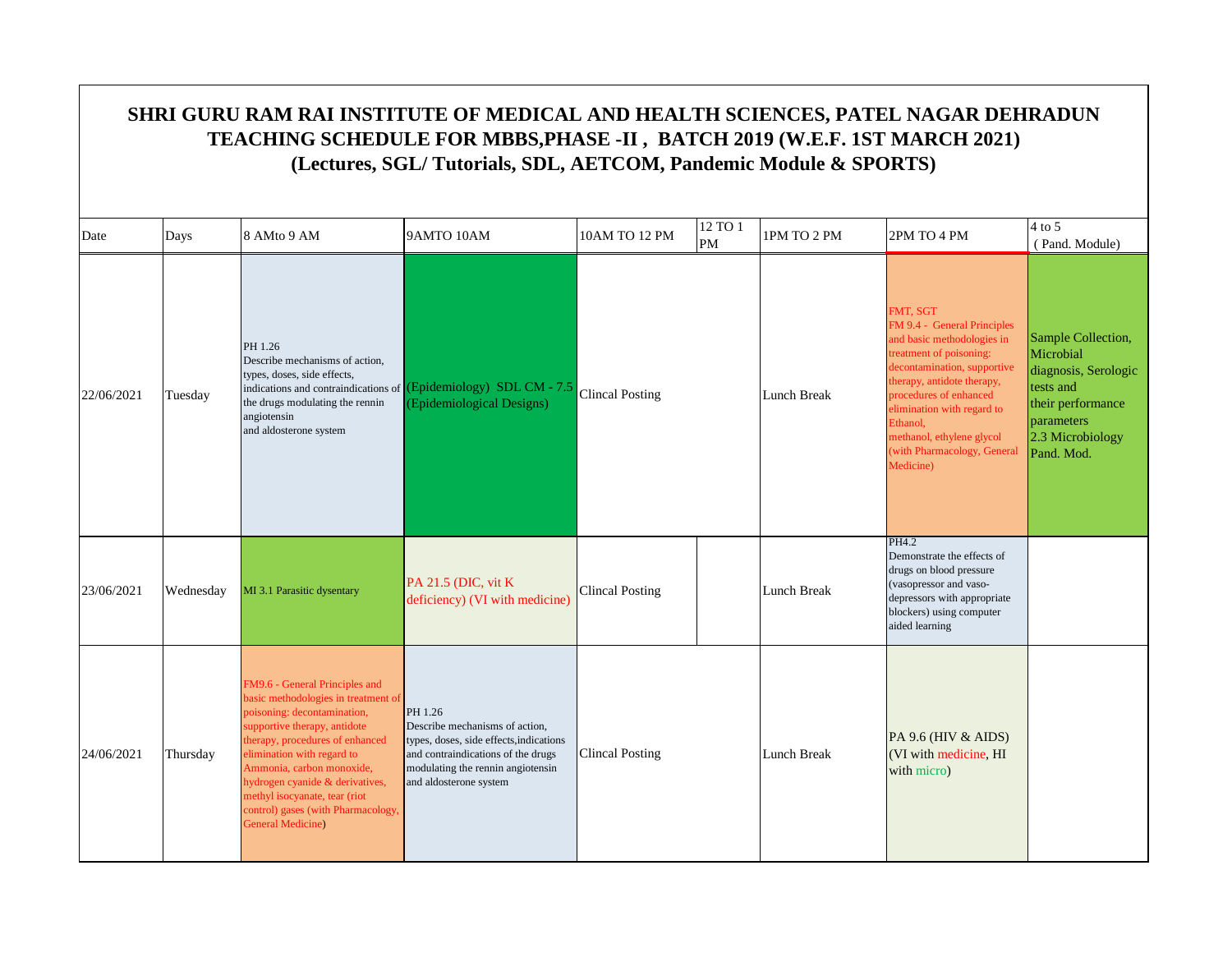# SHRI GURU RAM RAI INSTITUTE OF MEDICAL AND HEALTH SCIENCES, PATEL NAGAR DEHRADUN
## TEACHING SCHEDULE FOR MBBS,PHASE -II , BATCH 2019 (W.E.F. 1ST MARCH 2021)
### (Lectures, SGL/ Tutorials, SDL, AETCOM, Pandemic Module & SPORTS)

| Date | Days | 8 AMto 9 AM | 9AMTO 10AM | 10AM TO 12 PM | 12 TO 1 PM | 1PM TO 2 PM | 2PM TO 4 PM | 4 to 5 ( Pand. Module) |
|---|---|---|---|---|---|---|---|---|
| 22/06/2021 | Tuesday | PH 1.26 Describe mechanisms of action, types, doses, side effects, indications and contraindications of the drugs modulating the rennin angiotensin and aldosterone system | (Epidemiology) SDL CM - 7.5 (Epidemiological Designs) | Clincal Posting | | Lunch Break | FMT, SGT FM 9.4 - General Principles and basic methodologies in treatment of poisoning: decontamination, supportive therapy, antidote therapy, procedures of enhanced elimination with regard to Ethanol, methanol, ethylene glycol (with Pharmacology, General Medicine) | Sample Collection, Microbial diagnosis, Serologic tests and their performance parameters 2.3 Microbiology Pand. Mod. |
| 23/06/2021 | Wednesday | MI 3.1 Parasitic dysentary | PA 21.5 (DIC, vit K deficiency) (VI with medicine) | Clincal Posting | | Lunch Break | PH4.2 Demonstrate the effects of drugs on blood pressure (vasopressor and vaso-depressors with appropriate blockers) using computer aided learning | |
| 24/06/2021 | Thursday | FM9.6 - General Principles and basic methodologies in treatment of poisoning: decontamination, supportive therapy, antidote therapy, procedures of enhanced elimination with regard to Ammonia, carbon monoxide, hydrogen cyanide & derivatives, methyl isocyanate, tear (riot control) gases (with Pharmacology, General Medicine) | PH 1.26 Describe mechanisms of action, types, doses, side effects,indications and contraindications of the drugs modulating the rennin angiotensin and aldosterone system | Clincal Posting | | Lunch Break | PA 9.6 (HIV & AIDS) (VI with medicine, HI with micro) | |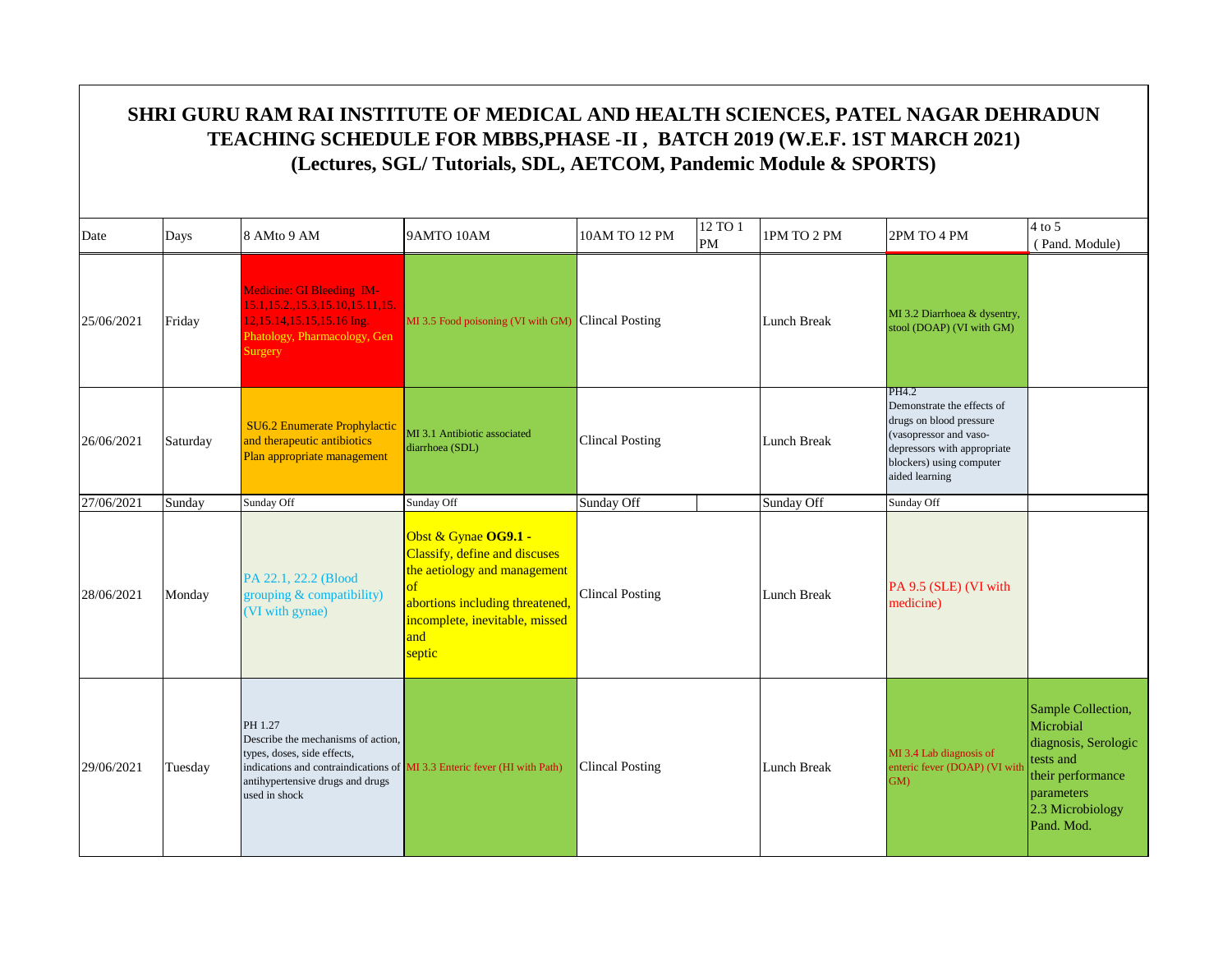# SHRI GURU RAM RAI INSTITUTE OF MEDICAL AND HEALTH SCIENCES, PATEL NAGAR DEHRADUN
## TEACHING SCHEDULE FOR MBBS,PHASE -II , BATCH 2019 (W.E.F. 1ST MARCH 2021)
### (Lectures, SGL/ Tutorials, SDL, AETCOM, Pandemic Module & SPORTS)

| Date | Days | 8 AMto 9 AM | 9AMTO 10AM | 10AM TO 12 PM | 12 TO 1 PM | 1PM TO 2 PM | 2PM TO 4 PM | 4 to 5 ( Pand. Module) |
|---|---|---|---|---|---|---|---|---|
| 25/06/2021 | Friday | Medicine: GI Bleeding IM-15.1,15.2.,15.3,15.10,15.11,15.12,15.14,15.15,15.16 Ing. Phatology, Pharmacology, Gen Surgery | MI 3.5 Food poisoning (VI with GM) | Clincal Posting | | Lunch Break | MI 3.2 Diarrhoea & dysentry, stool (DOAP) (VI with GM) | |
| 26/06/2021 | Saturday | SU6.2 Enumerate Prophylactic and therapeutic antibiotics Plan appropriate management | MI 3.1 Antibiotic associated diarrhoea (SDL) | Clincal Posting | | Lunch Break | PH4.2 Demonstrate the effects of drugs on blood pressure (vasopressor and vaso-depressors with appropriate blockers) using computer aided learning | |
| 27/06/2021 | Sunday | Sunday Off | Sunday Off | Sunday Off | | Sunday Off | Sunday Off | |
| 28/06/2021 | Monday | PA 22.1, 22.2 (Blood grouping & compatibility) (VI with gynae) | Obst & Gynae **OG9.1 -** Classify, define and discuses the aetiology and management of abortions including threatened, incomplete, inevitable, missed and septic | Clincal Posting | | Lunch Break | PA 9.5 (SLE) (VI with medicine) | |
| 29/06/2021 | Tuesday | PH 1.27 Describe the mechanisms of action, types, doses, side effects, indications and contraindications of antihypertensive drugs and drugs used in shock | MI 3.3 Enteric fever (HI with Path) | Clincal Posting | | Lunch Break | MI 3.4 Lab diagnosis of enteric fever (DOAP) (VI with GM) | Sample Collection, Microbial diagnosis, Serologic tests and their performance parameters 2.3 Microbiology Pand. Mod. |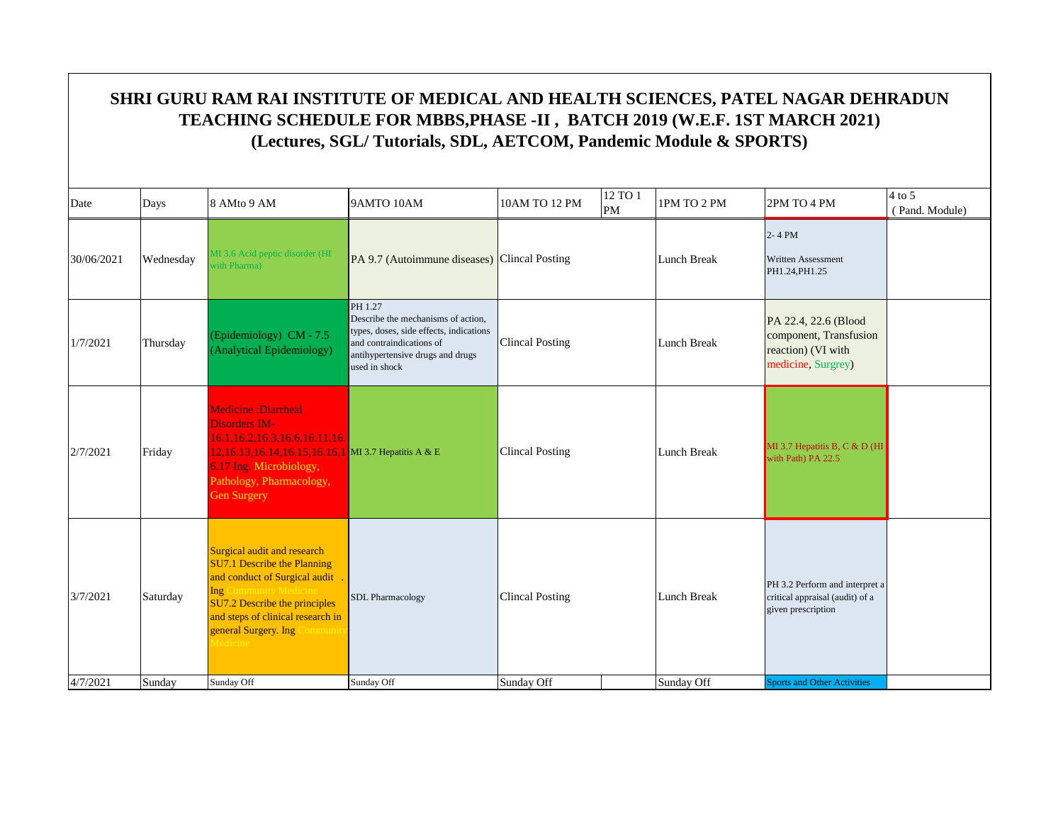# SHRI GURU RAM RAI INSTITUTE OF MEDICAL AND HEALTH SCIENCES, PATEL NAGAR DEHRADUN
## TEACHING SCHEDULE FOR MBBS,PHASE -II , BATCH 2019 (W.E.F. 1ST MARCH 2021)
### (Lectures, SGL/ Tutorials, SDL, AETCOM, Pandemic Module & SPORTS)

| Date | Days | 8 AMto 9 AM | 9AMTO 10AM | 10AM TO 12 PM | 12 TO 1 PM | 1PM TO 2 PM | 2PM TO 4 PM | 4 to 5 ( Pand. Module) |
|---|---|---|---|---|---|---|---|---|
| 30/06/2021 | Wednesday | MI 3.6 Acid peptic disorder (HI with Pharma) | PA 9.7 (Autoimmune diseases) | Clincal Posting | | Lunch Break | 2- 4 PM Written Assessment PH1.24,PH1.25 | |
| 1/7/2021 | Thursday | (Epidemiology) CM - 7.5 (Analytical Epidemiology) | PH 1.27 Describe the mechanisms of action, types, doses, side effects, indications and contraindications of antihypertensive drugs and drugs used in shock | Clincal Posting | | Lunch Break | PA 22.4, 22.6 (Blood component, Transfusion reaction) (VI with medicine, Surgrey) | |
| 2/7/2021 | Friday | Medicine :Diarrheal Disorders IM-16.1,16.2,16.3,16.6,16.11,16.12,16.13,16.14,16.15,16.16,16.17 Ing. Microbiology, Pathology, Pharmacology, Gen Surgery | MI 3.7 Hepatitis A & E | Clincal Posting | | Lunch Break | MI 3.7 Hepatitis B, C & D (HI with Path) PA 22.5 | |
| 3/7/2021 | Saturday | Surgical audit and research SU7.1 Describe the Planning and conduct of Surgical audit . Ing Community Medicine SU7.2 Describe the principles and steps of clinical research in general Surgery. Ing Community Medicine | SDL Pharmacology | Clincal Posting | | Lunch Break | PH 3.2 Perform and interpret a critical appraisal (audit) of a given prescription | |
| 4/7/2021 | Sunday | Sunday Off | Sunday Off | Sunday Off | | Sunday Off | Sports and Other Activities | |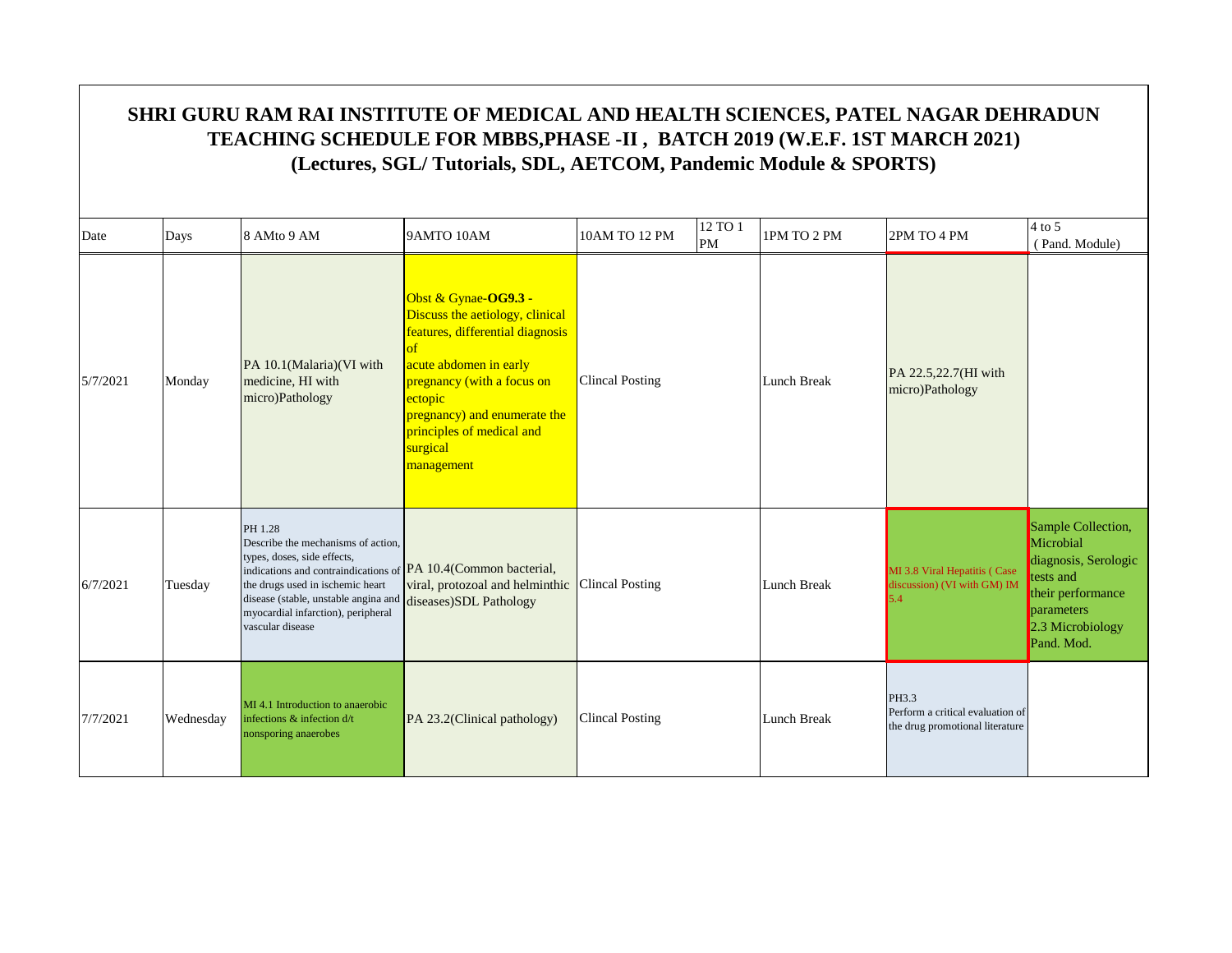# SHRI GURU RAM RAI INSTITUTE OF MEDICAL AND HEALTH SCIENCES, PATEL NAGAR DEHRADUN
## TEACHING SCHEDULE FOR MBBS,PHASE -II , BATCH 2019 (W.E.F. 1ST MARCH 2021)
### (Lectures, SGL/ Tutorials, SDL, AETCOM, Pandemic Module & SPORTS)

| Date | Days | 8 AMto 9 AM | 9AMTO 10AM | 10AM TO 12 PM | 12 TO 1 PM | 1PM TO 2 PM | 2PM TO 4 PM | 4 to 5 ( Pand. Module) |
|---|---|---|---|---|---|---|---|---|
| 5/7/2021 | Monday | PA 10.1(Malaria)(VI with medicine, HI with micro)Pathology | Obst & Gynae-**OG9.3** - Discuss the aetiology, clinical features, differential diagnosis of acute abdomen in early pregnancy (with a focus on ectopic pregnancy) and enumerate the principles of medical and surgical management | Clincal Posting | | Lunch Break | PA 22.5,22.7(HI with micro)Pathology | |
| 6/7/2021 | Tuesday | PH 1.28 Describe the mechanisms of action, types, doses, side effects, indications and contraindications of the drugs used in ischemic heart disease (stable, unstable angina and myocardial infarction), peripheral vascular disease | PA 10.4(Common bacterial, viral, protozoal and helminthic diseases)SDL Pathology | Clincal Posting | | Lunch Break | MI 3.8 Viral Hepatitis ( Case discussion) (VI with GM) IM 5.4 | Sample Collection, Microbial diagnosis, Serologic tests and their performance parameters 2.3 Microbiology Pand. Mod. |
| 7/7/2021 | Wednesday | MI 4.1 Introduction to anaerobic infections & infection d/t nonsporing anaerobes | PA 23.2(Clinical pathology) | Clincal Posting | | Lunch Break | PH3.3 Perform a critical evaluation of the drug promotional literature | |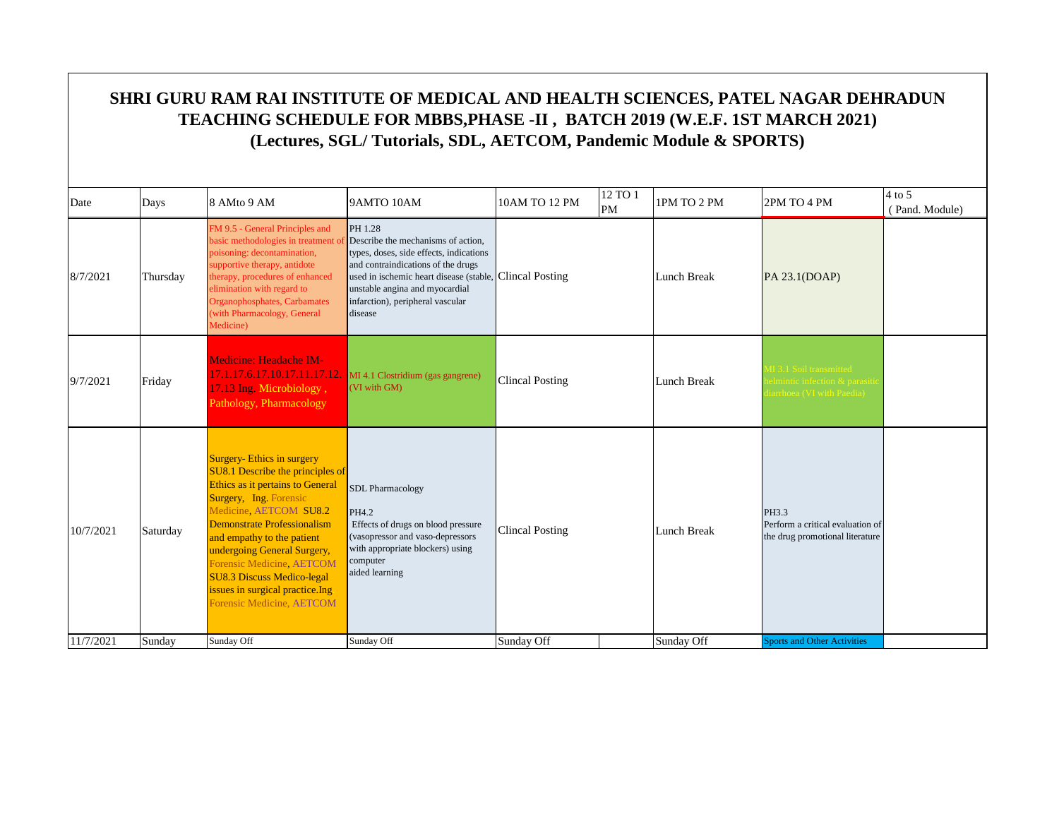# SHRI GURU RAM RAI INSTITUTE OF MEDICAL AND HEALTH SCIENCES, PATEL NAGAR DEHRADUN
## TEACHING SCHEDULE FOR MBBS,PHASE -II , BATCH 2019 (W.E.F. 1ST MARCH 2021)
### (Lectures, SGL/ Tutorials, SDL, AETCOM, Pandemic Module & SPORTS)

| Date | Days | 8 AMto 9 AM | 9AMTO 10AM | 10AM TO 12 PM | 12 TO 1 PM | 1PM TO 2 PM | 2PM TO 4 PM | 4 to 5 ( Pand. Module) |
|---|---|---|---|---|---|---|---|---|
| 8/7/2021 | Thursday | FM 9.5 - General Principles and basic methodologies in treatment of poisoning: decontamination, supportive therapy, antidote therapy, procedures of enhanced elimination with regard to Organophosphates, Carbamates (with Pharmacology, General Medicine) | PH 1.28 Describe the mechanisms of action, types, doses, side effects, indications and contraindications of the drugs used in ischemic heart disease (stable, unstable angina and myocardial infarction), peripheral vascular disease | Clincal Posting | | Lunch Break | PA 23.1(DOAP) | |
| 9/7/2021 | Friday | Medicine: Headache IM-17.1.17.6.17.10.17.11.17.12. 17.13 Ing. Microbiology , Pathology, Pharmacology | MI 4.1 Clostridium (gas gangrene) (VI with GM) | Clincal Posting | | Lunch Break | MI 3.1 Soil transmitted helmintic infection & parasitic diarrhoea (VI with Paedia) | |
| 10/7/2021 | Saturday | Surgery- Ethics in surgery SU8.1 Describe the principles of Ethics as it pertains to General Surgery, Ing. Forensic Medicine, AETCOM SU8.2 Demonstrate Professionalism and empathy to the patient undergoing General Surgery, Forensic Medicine, AETCOM SU8.3 Discuss Medico-legal issues in surgical practice.Ing Forensic Medicine, AETCOM | SDL Pharmacology PH4.2 Effects of drugs on blood pressure (vasopressor and vaso-depressors with appropriate blockers) using computer aided learning | Clincal Posting | | Lunch Break | PH3.3 Perform a critical evaluation of the drug promotional literature | |
| 11/7/2021 | Sunday | Sunday Off | Sunday Off | Sunday Off | | Sunday Off | Sports and Other Activities | |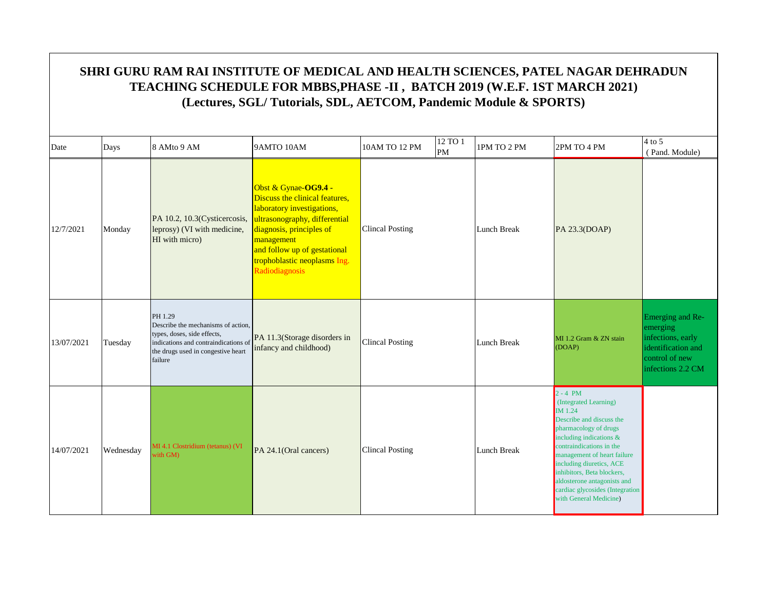# SHRI GURU RAM RAI INSTITUTE OF MEDICAL AND HEALTH SCIENCES, PATEL NAGAR DEHRADUN
## TEACHING SCHEDULE FOR MBBS,PHASE -II , BATCH 2019 (W.E.F. 1ST MARCH 2021)
### (Lectures, SGL/ Tutorials, SDL, AETCOM, Pandemic Module & SPORTS)

| Date | Days | 8 AMto 9 AM | 9AMTO 10AM | 10AM TO 12 PM | 12 TO 1 PM | 1PM TO 2 PM | 2PM TO 4 PM | 4 to 5 (Pand. Module) |
|---|---|---|---|---|---|---|---|---|
| 12/7/2021 | Monday | PA 10.2, 10.3(Cysticercosis, leprosy) (VI with medicine, HI with micro) | Obst & Gynae-**OG9.4** - Discuss the clinical features, laboratory investigations, ultrasonography, differential diagnosis, principles of management and follow up of gestational trophoblastic neoplasms Ing. Radiodiagnosis | Clincal Posting | | Lunch Break | PA 23.3(DOAP) | |
| 13/07/2021 | Tuesday | PH 1.29 Describe the mechanisms of action, types, doses, side effects, indications and contraindications of the drugs used in congestive heart failure | PA 11.3(Storage disorders in infancy and childhood) | Clincal Posting | | Lunch Break | MI 1.2 Gram & ZN stain (DOAP) | Emerging and Re-emerging infections, early identification and control of new infections 2.2 CM |
| 14/07/2021 | Wednesday | MI 4.1 Clostridium (tetanus) (VI with GM) | PA 24.1(Oral cancers) | Clincal Posting | | Lunch Break | 2 - 4 PM (Integrated Learning) IM 1.24 Describe and discuss the pharmacology of drugs including indications & contraindications in the management of heart failure including diuretics, ACE inhibitors, Beta blockers, aldosterone antagonists and cardiac glycosides (Integration with General Medicine) | |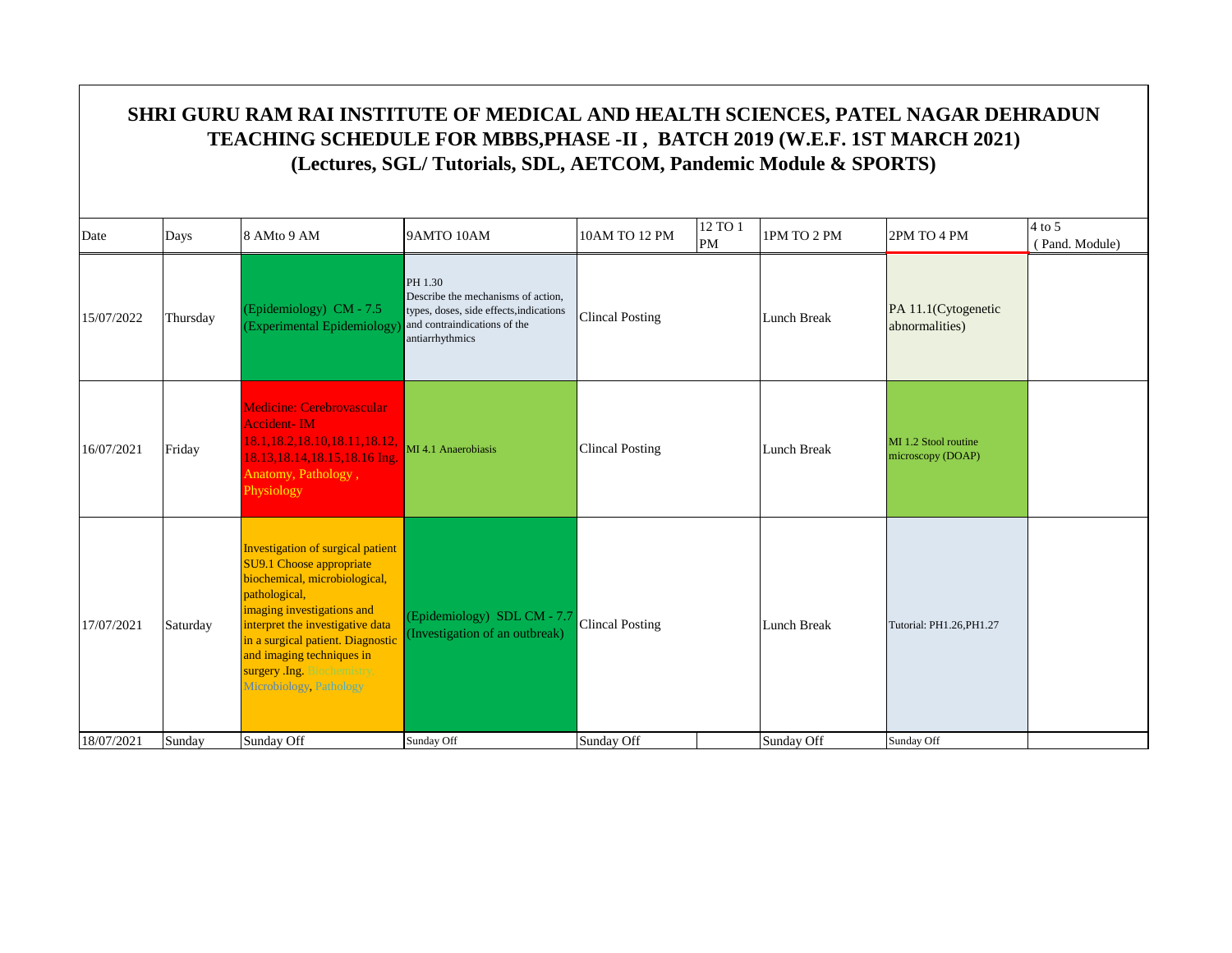# SHRI GURU RAM RAI INSTITUTE OF MEDICAL AND HEALTH SCIENCES, PATEL NAGAR DEHRADUN
## TEACHING SCHEDULE FOR MBBS,PHASE -II , BATCH 2019 (W.E.F. 1ST MARCH 2021)
### (Lectures, SGL/ Tutorials, SDL, AETCOM, Pandemic Module & SPORTS)

| Date | Days | 8 AMto 9 AM | 9AMTO 10AM | 10AM TO 12 PM | 12 TO 1 PM | 1PM TO 2 PM | 2PM TO 4 PM | 4 to 5 ( Pand. Module) |
|---|---|---|---|---|---|---|---|---|
| 15/07/2022 | Thursday | (Epidemiology) CM - 7.5 (Experimental Epidemiology) | PH 1.30 Describe the mechanisms of action, types, doses, side effects,indications and contraindications of the antiarrhythmics | Clincal Posting | | Lunch Break | PA 11.1(Cytogenetic abnormalities) | |
| 16/07/2021 | Friday | Medicine: Cerebrovascular Accident- IM 18.1,18.2,18.10,18.11,18.12, 18.13,18.14,18.15,18.16 Ing. Anatomy, Pathology , Physiology | MI 4.1 Anaerobiasis | Clincal Posting | | Lunch Break | MI 1.2 Stool routine microscopy (DOAP) | |
| 17/07/2021 | Saturday | Investigation of surgical patient SU9.1 Choose appropriate biochemical, microbiological, pathological, imaging investigations and interpret the investigative data in a surgical patient. Diagnostic and imaging techniques in surgery .Ing. Biochemistry, Microbiology, Pathology | (Epidemiology) SDL CM - 7.7 (Investigation of an outbreak) | Clincal Posting | | Lunch Break | Tutorial: PH1.26,PH1.27 | |
| 18/07/2021 | Sunday | Sunday Off | Sunday Off | Sunday Off | | Sunday Off | Sunday Off | |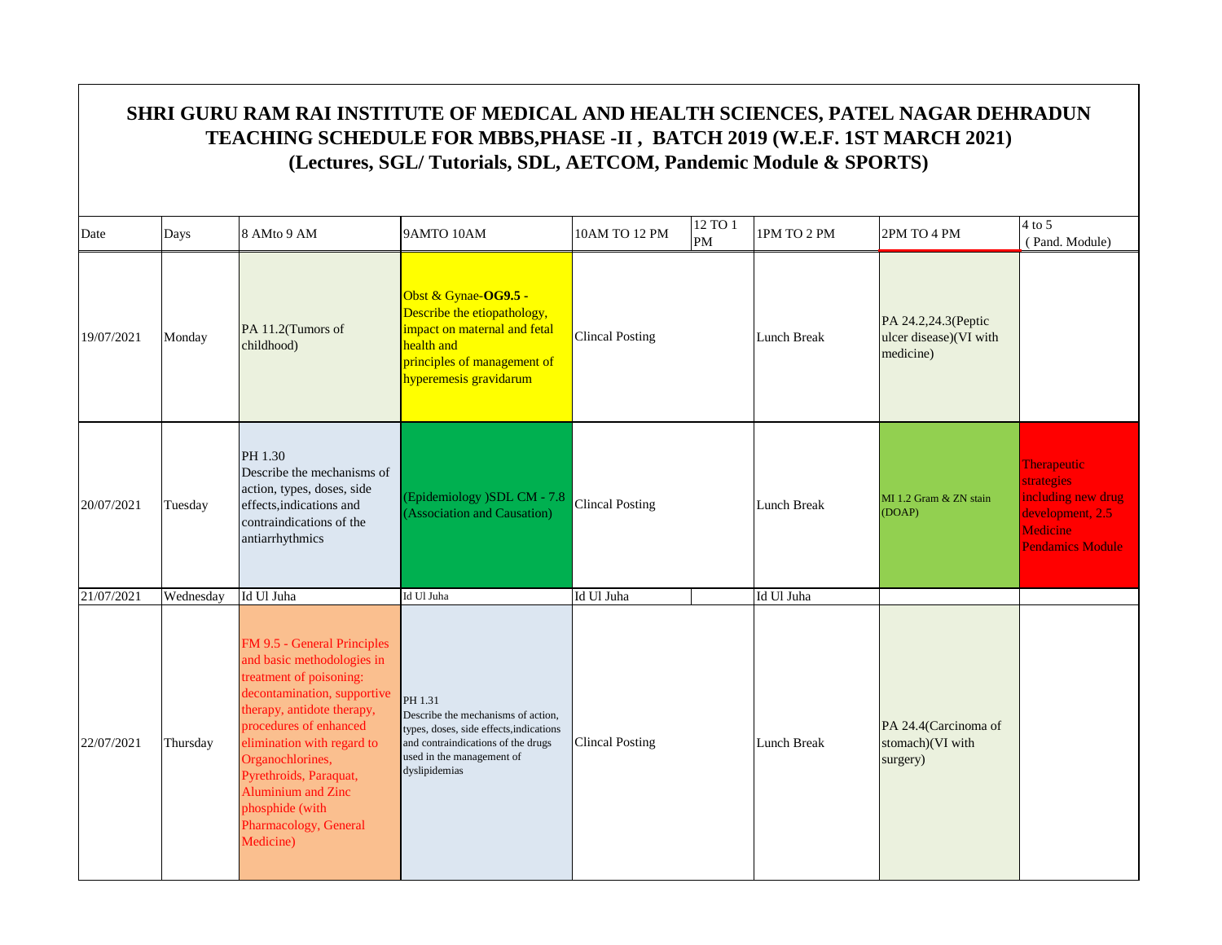# SHRI GURU RAM RAI INSTITUTE OF MEDICAL AND HEALTH SCIENCES, PATEL NAGAR DEHRADUN
## TEACHING SCHEDULE FOR MBBS,PHASE -II , BATCH 2019 (W.E.F. 1ST MARCH 2021)
### (Lectures, SGL/ Tutorials, SDL, AETCOM, Pandemic Module & SPORTS)

| Date | Days | 8 AMto 9 AM | 9AMTO 10AM | 10AM TO 12 PM | 12 TO 1 PM | 1PM TO 2 PM | 2PM TO 4 PM | 4 to 5 ( Pand. Module) |
|---|---|---|---|---|---|---|---|---|
| 19/07/2021 | Monday | PA 11.2(Tumors of childhood) | Obst & Gynae-**OG9.5** - Describe the etiopathology, impact on maternal and fetal health and principles of management of hyperemesis gravidarum | Clincal Posting | | Lunch Break | PA 24.2,24.3(Peptic ulcer disease)(VI with medicine) | |
| 20/07/2021 | Tuesday | PH 1.30 Describe the mechanisms of action, types, doses, side effects,indications and contraindications of the antiarrhythmics | (Epidemiology )SDL CM - 7.8 (Association and Causation) | Clincal Posting | | Lunch Break | MI 1.2 Gram & ZN stain (DOAP) | Therapeutic strategies including new drug development, 2.5 Medicine Pendamics Module |
| 21/07/2021 | Wednesday | Id Ul Juha | Id Ul Juha | Id Ul Juha | | Id Ul Juha | | |
| 22/07/2021 | Thursday | FM 9.5 - General Principles and basic methodologies in treatment of poisoning: decontamination, supportive therapy, antidote therapy, procedures of enhanced elimination with regard to Organochlorines, Pyrethroids, Paraquat, Aluminium and Zinc phosphide (with Pharmacology, General Medicine) | PH 1.31 Describe the mechanisms of action, types, doses, side effects,indications and contraindications of the drugs used in the management of dyslipidemias | Clincal Posting | | Lunch Break | PA 24.4(Carcinoma of stomach)(VI with surgery) | |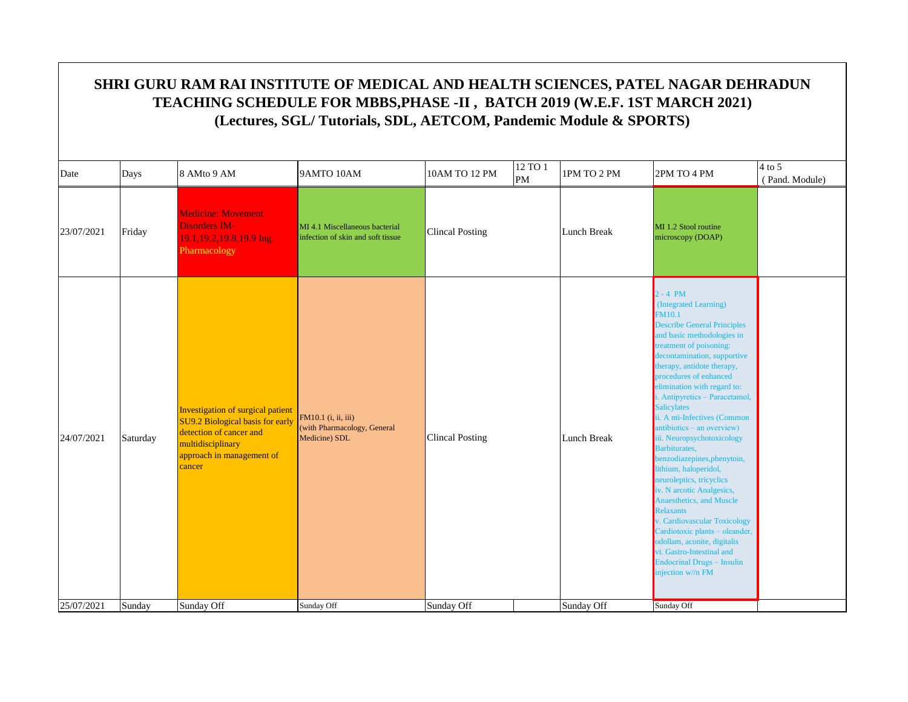# SHRI GURU RAM RAI INSTITUTE OF MEDICAL AND HEALTH SCIENCES, PATEL NAGAR DEHRADUN
## TEACHING SCHEDULE FOR MBBS,PHASE -II , BATCH 2019 (W.E.F. 1ST MARCH 2021)
### (Lectures, SGL/ Tutorials, SDL, AETCOM, Pandemic Module & SPORTS)

| Date | Days | 8 AMto 9 AM | 9AMTO 10AM | 10AM TO 12 PM | 12 TO 1 PM | 1PM TO 2 PM | 2PM TO 4 PM | 4 to 5 ( Pand. Module) |
|---|---|---|---|---|---|---|---|---|
| 23/07/2021 | Friday | Medicine: Movement Disorders IM- 19.1,19.2,19.8,19.9 Ing. Pharmacology | MI 4.1 Miscellaneous bacterial infection of skin and soft tissue | Clincal Posting | | Lunch Break | MI 1.2 Stool routine microscopy (DOAP) | |
| 24/07/2021 | Saturday | Investigation of surgical patient SU9.2 Biological basis for early detection of cancer and multidisciplinary approach in management of cancer | FM10.1 (i, ii, iii) (with Pharmacology, General Medicine) SDL | Clincal Posting | | Lunch Break | 2 - 4 PM (Integrated Learning) FM10.1 Describe General Principles and basic methodologies in treatment of poisoning: decontamination, supportive therapy, antidote therapy, procedures of enhanced elimination with regard to: i. Antipyretics – Paracetamol, Salicylates ii. A nti-Infectives (Common antibiotics – an overview) iii. Neuropsychotoxicology Barbiturates, benzodiazepines,phenytoin, lithium, haloperidol, neuroleptics, tricyclics iv. N arcotic Analgesics, Anaesthetics, and Muscle Relaxants v. Cardiovascular Toxicology Cardiotoxic plants – oleander, odollam, aconite, digitalis vi. Gastro-Intestinal and Endocrinal Drugs – Insulin injection w//n FM | |
| 25/07/2021 | Sunday | Sunday Off | Sunday Off | Sunday Off | | Sunday Off | Sunday Off | |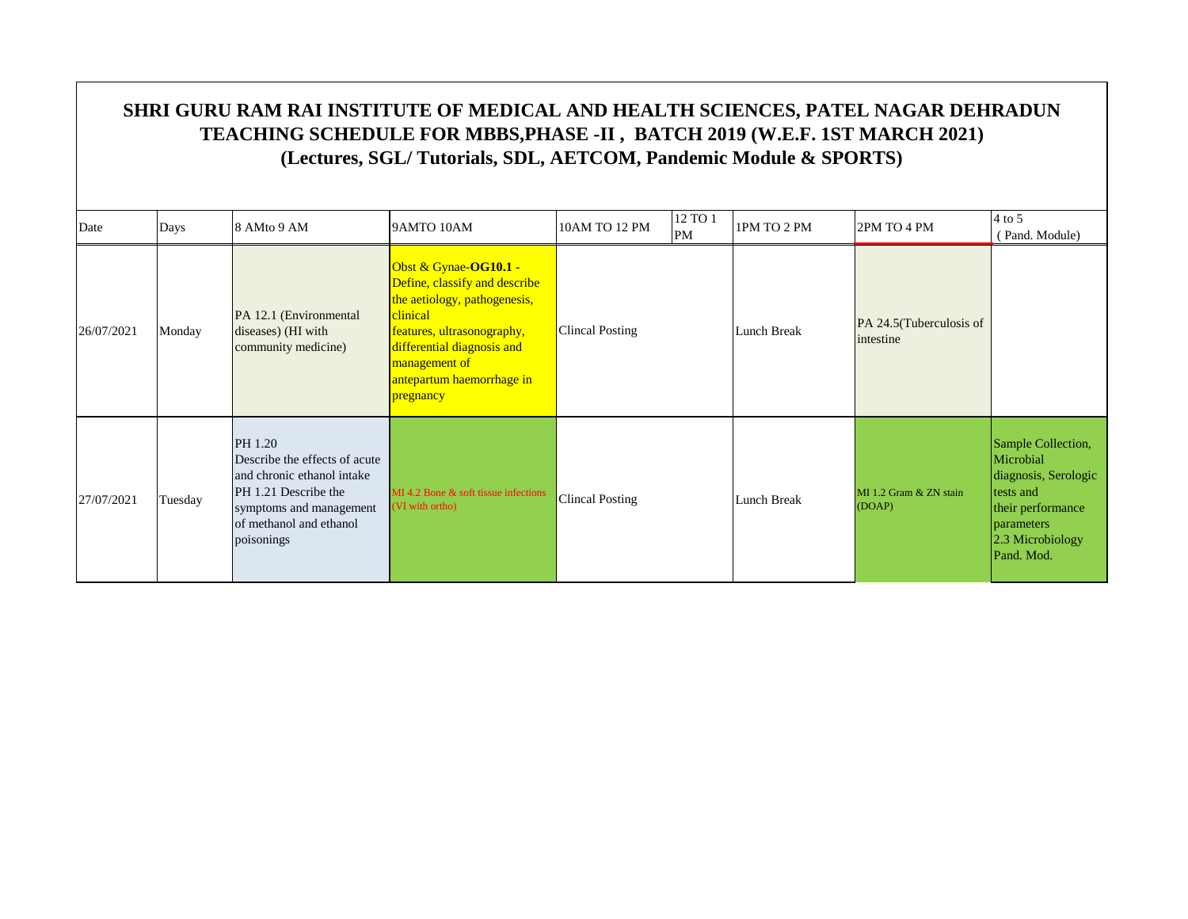# SHRI GURU RAM RAI INSTITUTE OF MEDICAL AND HEALTH SCIENCES, PATEL NAGAR DEHRADUN
## TEACHING SCHEDULE FOR MBBS,PHASE -II , BATCH 2019 (W.E.F. 1ST MARCH 2021)
## (Lectures, SGL/ Tutorials, SDL, AETCOM, Pandemic Module & SPORTS)

| Date | Days | 8 AMto 9 AM | 9AMTO 10AM | 10AM TO 12 PM | 12 TO 1 PM | 1PM TO 2 PM | 2PM TO 4 PM | 4 to 5 ( Pand. Module) |
|---|---|---|---|---|---|---|---|---|
| 26/07/2021 | Monday | PA 12.1 (Environmental diseases) (HI with community medicine) | Obst & Gynae-**OG10.1 -** Define, classify and describe the aetiology, pathogenesis, clinical features, ultrasonography, differential diagnosis and management of antepartum haemorrhage in pregnancy | Clincal Posting | | Lunch Break | PA 24.5(Tuberculosis of intestine | |
| 27/07/2021 | Tuesday | PH 1.20 Describe the effects of acute and chronic ethanol intake PH 1.21 Describe the symptoms and management of methanol and ethanol poisonings | MI 4.2 Bone & soft tissue infections (VI with ortho) | Clincal Posting | | Lunch Break | MI 1.2 Gram & ZN stain (DOAP) | Sample Collection, Microbial diagnosis, Serologic tests and their performance parameters 2.3 Microbiology Pand. Mod. |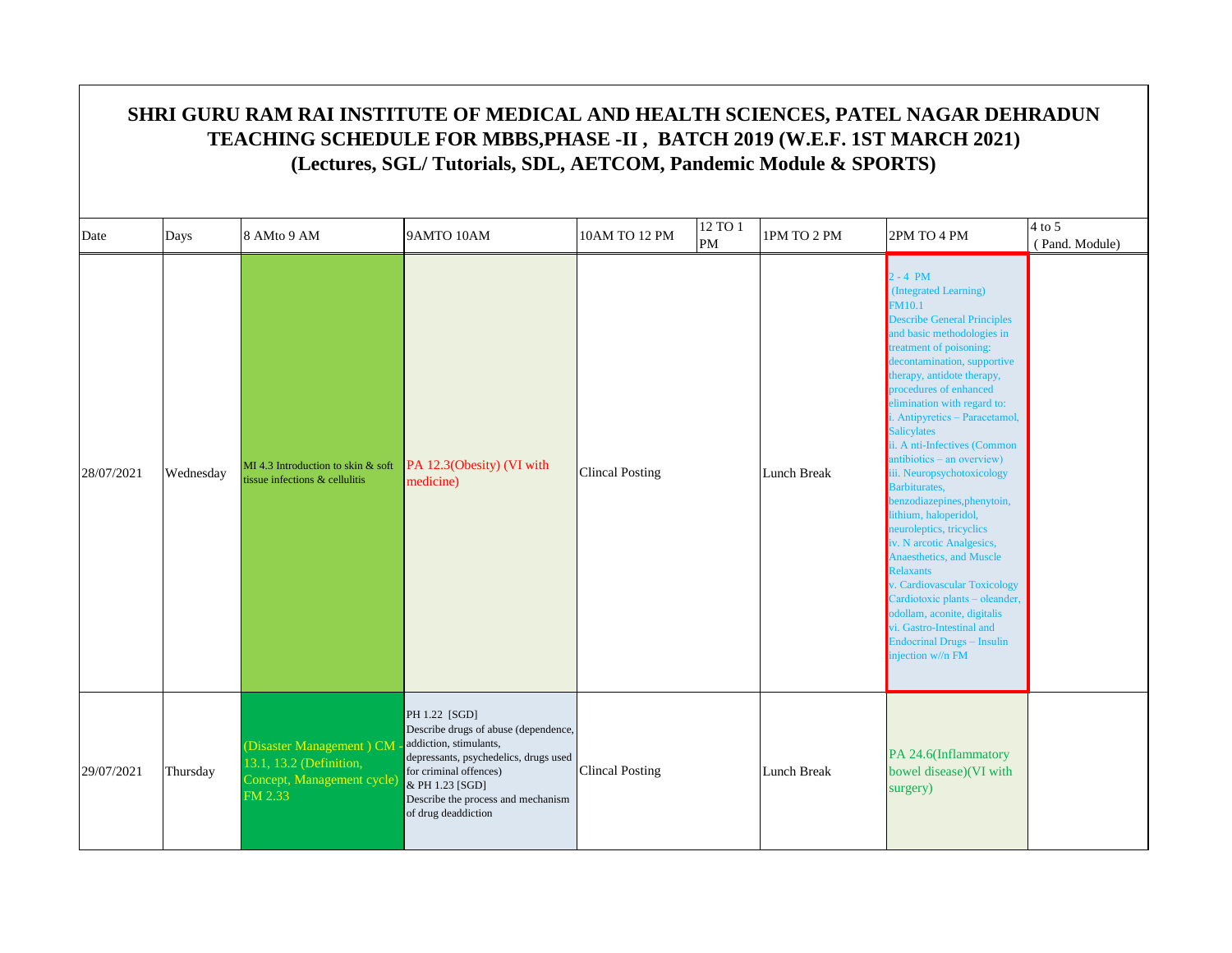# SHRI GURU RAM RAI INSTITUTE OF MEDICAL AND HEALTH SCIENCES, PATEL NAGAR DEHRADUN
## TEACHING SCHEDULE FOR MBBS,PHASE -II , BATCH 2019 (W.E.F. 1ST MARCH 2021)
### (Lectures, SGL/ Tutorials, SDL, AETCOM, Pandemic Module & SPORTS)

| Date | Days | 8 AMto 9 AM | 9AMTO 10AM | 10AM TO 12 PM | 12 TO 1 PM | 1PM TO 2 PM | 2PM TO 4 PM | 4 to 5 ( Pand. Module) |
|---|---|---|---|---|---|---|---|---|
| 28/07/2021 | Wednesday | MI 4.3 Introduction to skin & soft tissue infections & cellulitis | PA 12.3(Obesity) (VI with medicine) | Clincal Posting | | Lunch Break | 2 - 4 PM (Integrated Learning) FM10.1 Describe General Principles and basic methodologies in treatment of poisoning: decontamination, supportive therapy, antidote therapy, procedures of enhanced elimination with regard to: i. Antipyretics – Paracetamol, Salicylates ii. A nti-Infectives (Common antibiotics – an overview) iii. Neuropsychotoxicology Barbiturates, benzodiazepines,phenytoin, lithium, haloperidol, neuroleptics, tricyclics iv. N arcotic Analgesics, Anaesthetics, and Muscle Relaxants v. Cardiovascular Toxicology Cardiotoxic plants – oleander, odollam, aconite, digitalis vi. Gastro-Intestinal and Endocrinal Drugs – Insulin injection w//n FM | |
| 29/07/2021 | Thursday | (Disaster Management ) CM - 13.1, 13.2 (Definition, Concept, Management cycle) FM 2.33 | PH 1.22 [SGD] Describe drugs of abuse (dependence, addiction, stimulants, depressants, psychedelics, drugs used for criminal offences) & PH 1.23 [SGD] Describe the process and mechanism of drug deaddiction | Clincal Posting | | Lunch Break | PA 24.6(Inflammatory bowel disease)(VI with surgery) | |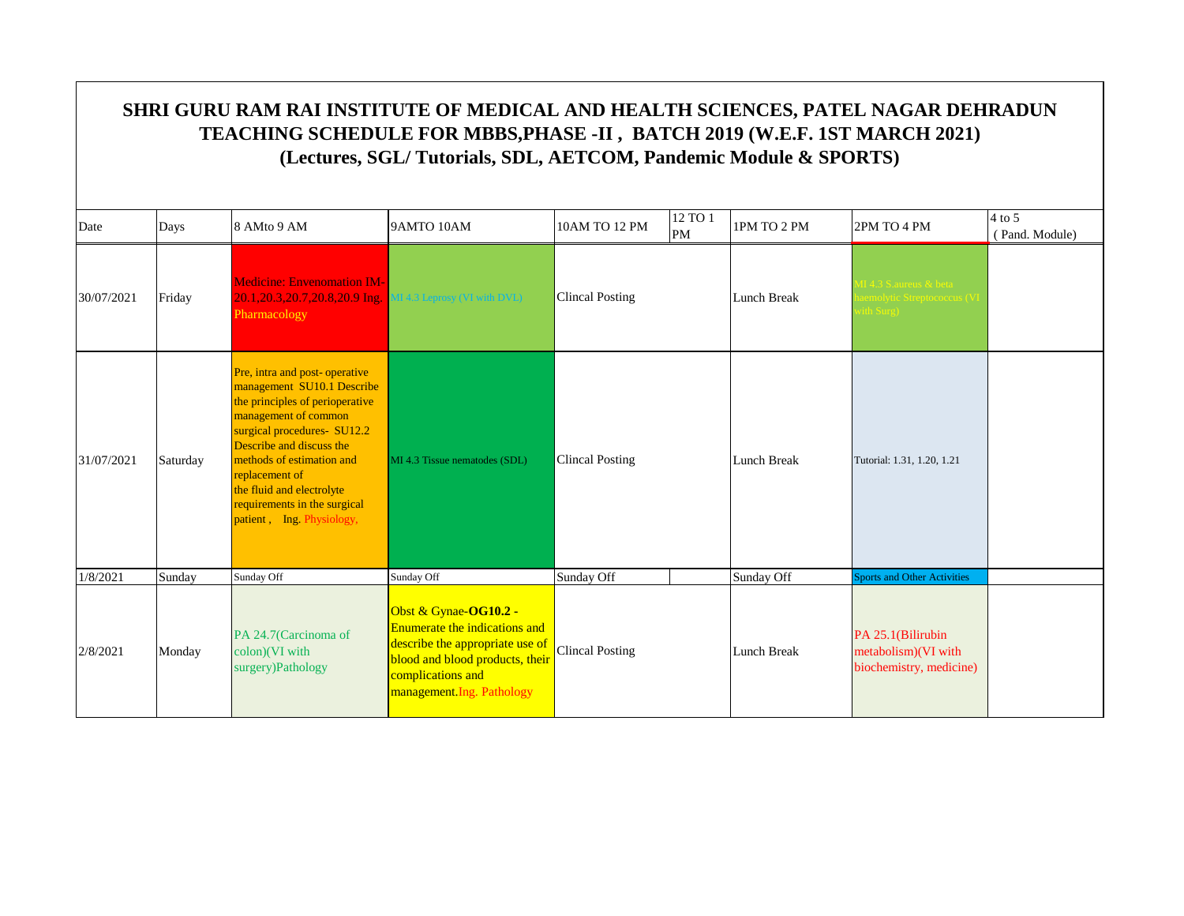# SHRI GURU RAM RAI INSTITUTE OF MEDICAL AND HEALTH SCIENCES, PATEL NAGAR DEHRADUN
## TEACHING SCHEDULE FOR MBBS,PHASE -II , BATCH 2019 (W.E.F. 1ST MARCH 2021)
### (Lectures, SGL/ Tutorials, SDL, AETCOM, Pandemic Module & SPORTS)

| Date | Days | 8 AMto 9 AM | 9AMTO 10AM | 10AM TO 12 PM | 12 TO 1 PM | 1PM TO 2 PM | 2PM TO 4 PM | 4 to 5 (Pand. Module) |
|---|---|---|---|---|---|---|---|---|
| 30/07/2021 | Friday | Medicine: Envenomation IM-20.1,20.3,20.7,20.8,20.9 Ing. Pharmacology | MI 4.3 Leprosy (VI with DVL) | Clincal Posting | | Lunch Break | MI 4.3 S.aureus & beta haemolytic Streptococcus (VI with Surg) | |
| 31/07/2021 | Saturday | Pre, intra and post- operative management SU10.1 Describe the principles of perioperative management of common surgical procedures- SU12.2 Describe and discuss the methods of estimation and replacement of the fluid and electrolyte requirements in the surgical patient , Ing. Physiology, | MI 4.3 Tissue nematodes (SDL) | Clincal Posting | | Lunch Break | Tutorial: 1.31, 1.20, 1.21 | |
| 1/8/2021 | Sunday | Sunday Off | Sunday Off | Sunday Off | | Sunday Off | Sports and Other Activities | |
| 2/8/2021 | Monday | PA 24.7(Carcinoma of colon)(VI with surgery)Pathology | Obst & Gynae-**OG10.2 -** Enumerate the indications and describe the appropriate use of blood and blood products, their complications and management.Ing. Pathology | Clincal Posting | | Lunch Break | PA 25.1(Bilirubin metabolism)(VI with biochemistry, medicine) | |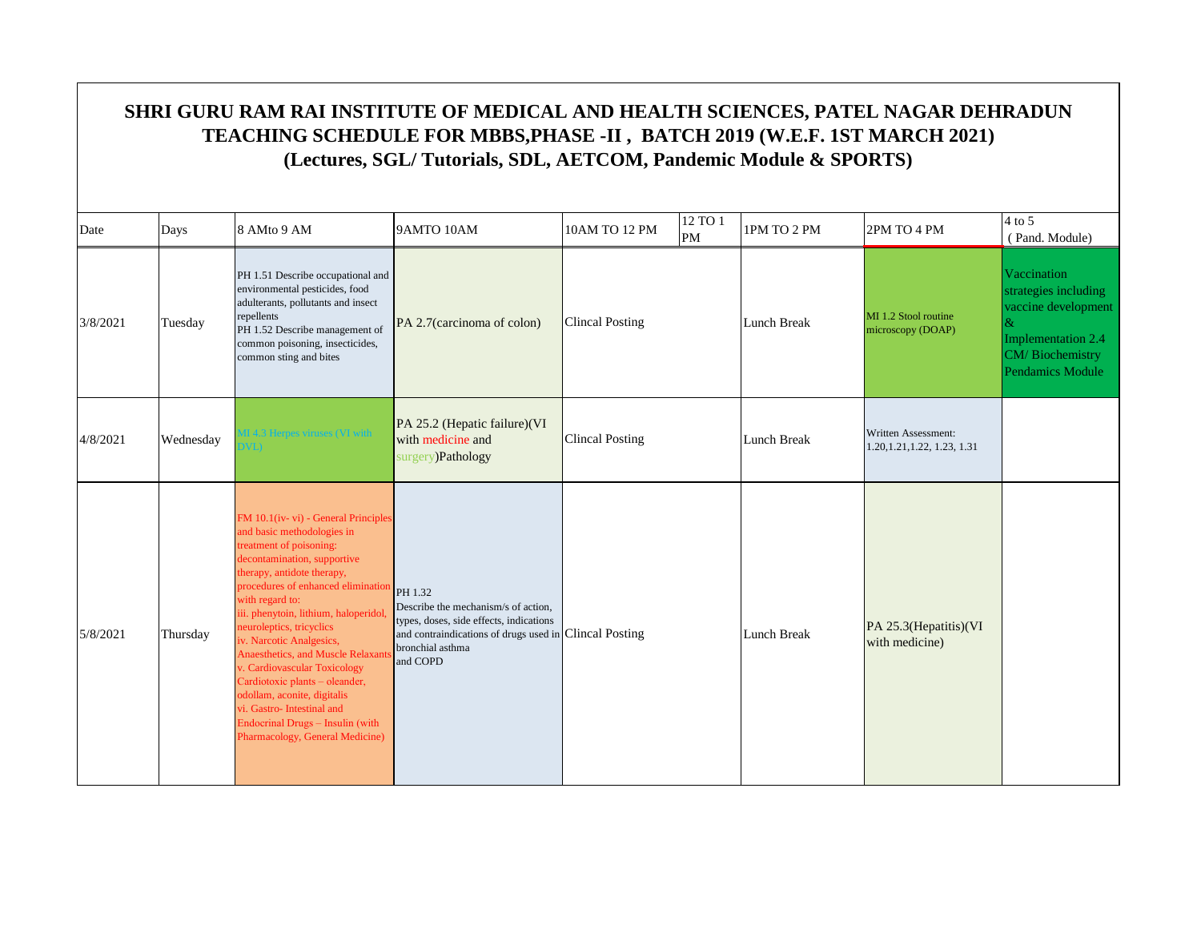# SHRI GURU RAM RAI INSTITUTE OF MEDICAL AND HEALTH SCIENCES, PATEL NAGAR DEHRADUN
## TEACHING SCHEDULE FOR MBBS,PHASE -II , BATCH 2019 (W.E.F. 1ST MARCH 2021)
### (Lectures, SGL/ Tutorials, SDL, AETCOM, Pandemic Module & SPORTS)

| Date | Days | 8 AMto 9 AM | 9AMTO 10AM | 10AM TO 12 PM | 12 TO 1 PM | 1PM TO 2 PM | 2PM TO 4 PM | 4 to 5 (Pand. Module) |
|---|---|---|---|---|---|---|---|---|
| 3/8/2021 | Tuesday | PH 1.51 Describe occupational and environmental pesticides, food adulterants, pollutants and insect repellents<br>PH 1.52 Describe management of common poisoning, insecticides, common sting and bites | PA 2.7(carcinoma of colon) | Clincal Posting | | Lunch Break | MI 1.2 Stool routine microscopy (DOAP) | Vaccination strategies including vaccine development & Implementation 2.4 CM/ Biochemistry Pendamics Module |
| 4/8/2021 | Wednesday | MI 4.3 Herpes viruses (VI with DVL) | PA 25.2 (Hepatic failure)(VI with medicine and surgery)Pathology | Clincal Posting | | Lunch Break | Written Assessment: 1.20,1.21,1.22, 1.23, 1.31 | |
| 5/8/2021 | Thursday | FM 10.1(iv- vi) - General Principles and basic methodologies in treatment of poisoning: decontamination, supportive therapy, antidote therapy, procedures of enhanced elimination with regard to:<br>iii. phenytoin, lithium, haloperidol, neuroleptics, tricyclics<br>iv. Narcotic Analgesics, Anaesthetics, and Muscle Relaxants<br>v. Cardiovascular Toxicology Cardiotoxic plants – oleander, odollam, aconite, digitalis<br>vi. Gastro- Intestinal and Endocrinal Drugs – Insulin (with Pharmacology, General Medicine) | PH 1.32<br>Describe the mechanism/s of action, types, doses, side effects, indications and contraindications of drugs used in bronchial asthma and COPD | Clincal Posting | | Lunch Break | PA 25.3(Hepatitis)(VI with medicine) | |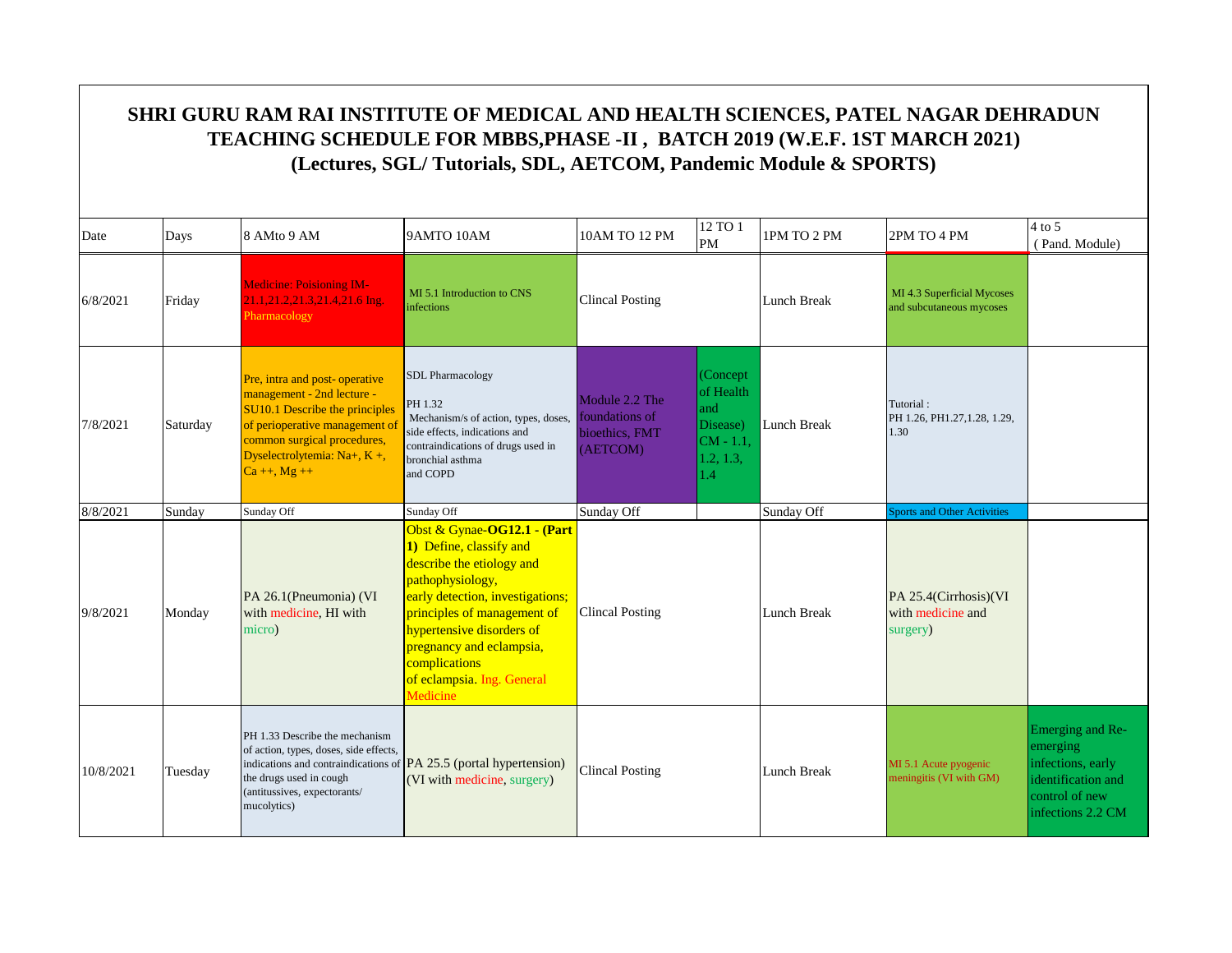# SHRI GURU RAM RAI INSTITUTE OF MEDICAL AND HEALTH SCIENCES, PATEL NAGAR DEHRADUN

## TEACHING SCHEDULE FOR MBBS,PHASE -II , BATCH 2019 (W.E.F. 1ST MARCH 2021)

### (Lectures, SGL/ Tutorials, SDL, AETCOM, Pandemic Module & SPORTS)

| Date | Days | 8 AMto 9 AM | 9AMTO 10AM | 10AM TO 12 PM | 12 TO 1 PM | 1PM TO 2 PM | 2PM TO 4 PM | 4 to 5 (Pand. Module) |
|---|---|---|---|---|---|---|---|---|
| 6/8/2021 | Friday | Medicine: Poisioning IM-21.1,21.2,21.3,21.4,21.6 Ing. Pharmacology | MI 5.1 Introduction to CNS infections | Clincal Posting | | Lunch Break | MI 4.3 Superficial Mycoses and subcutaneous mycoses | |
| 7/8/2021 | Saturday | Pre, intra and post- operative management - 2nd lecture - SU10.1 Describe the principles of perioperative management of common surgical procedures, Dyselectrolytemia: Na+, K +, Ca ++, Mg ++ | SDL Pharmacology PH 1.32 Mechanism/s of action, types, doses, side effects, indications and contraindications of drugs used in bronchial asthma and COPD | Module 2.2 The foundations of bioethics, FMT (AETCOM) | (Concept of Health and Disease) CM - 1.1, 1.2, 1.3, 1.4 | Lunch Break | Tutorial : PH 1.26, PH1.27,1.28, 1.29, 1.30 | |
| 8/8/2021 | Sunday | Sunday Off | Sunday Off | Sunday Off | | Sunday Off | Sports and Other Activities | |
| 9/8/2021 | Monday | PA 26.1(Pneumonia) (VI with medicine, HI with micro) | Obst & Gynae-**OG12.1 - (Part 1)** Define, classify and describe the etiology and pathophysiology, early detection, investigations; principles of management of hypertensive disorders of pregnancy and eclampsia, complications of eclampsia. Ing. General Medicine | Clincal Posting | | Lunch Break | PA 25.4(Cirrhosis)(VI with medicine and surgery) | |
| 10/8/2021 | Tuesday | PH 1.33 Describe the mechanism of action, types, doses, side effects, indications and contraindications of the drugs used in cough (antitussives, expectorants/ mucolytics) | PA 25.5 (portal hypertension) (VI with medicine, surgery) | Clincal Posting | | Lunch Break | MI 5.1 Acute pyogenic meningitis (VI with GM) | Emerging and Re-emerging infections, early identification and control of new infections 2.2 CM |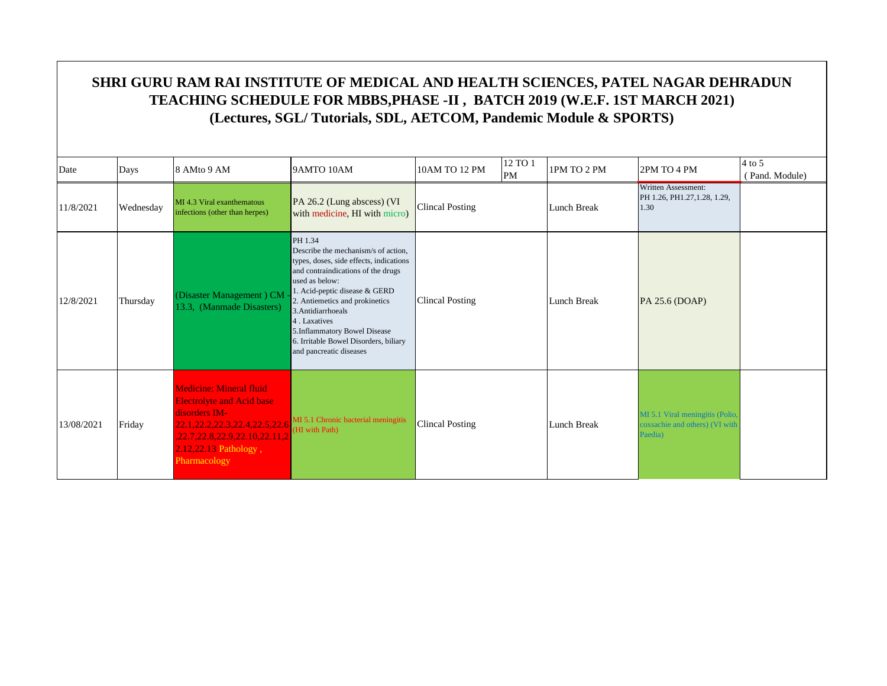# SHRI GURU RAM RAI INSTITUTE OF MEDICAL AND HEALTH SCIENCES, PATEL NAGAR DEHRADUN
## TEACHING SCHEDULE FOR MBBS,PHASE -II , BATCH 2019 (W.E.F. 1ST MARCH 2021)
### (Lectures, SGL/ Tutorials, SDL, AETCOM, Pandemic Module & SPORTS)

| Date | Days | 8 AMto 9 AM | 9AMTO 10AM | 10AM TO 12 PM | 12 TO 1 PM | 1PM TO 2 PM | 2PM TO 4 PM | 4 to 5 ( Pand. Module) |
|---|---|---|---|---|---|---|---|---|
| 11/8/2021 | Wednesday | MI 4.3 Viral exanthematous infections (other than herpes) | PA 26.2 (Lung abscess) (VI with medicine, HI with micro) | Clincal Posting | | Lunch Break | Written Assessment: PH 1.26, PH1.27,1.28, 1.29, 1.30 | |
| 12/8/2021 | Thursday | (Disaster Management ) CM - 13.3, (Manmade Disasters) | PH 1.34 Describe the mechanism/s of action, types, doses, side effects, indications and contraindications of the drugs used as below: 1. Acid-peptic disease & GERD 2. Antiemetics and prokinetics 3.Antidiarrhoeals 4 . Laxatives 5.Inflammatory Bowel Disease 6. Irritable Bowel Disorders, biliary and pancreatic diseases | Clincal Posting | | Lunch Break | PA 25.6 (DOAP) | |
| 13/08/2021 | Friday | Medicine: Mineral fluid Electrolyte and Acid base disorders IM-22.1,22.2,22.3,22.4,22.5,22.6,22.7,22.8,22.9,22.10,22.11,22.12,22.13 Pathology , Pharmacology | MI 5.1 Chronic bacterial meningitis (HI with Path) | Clincal Posting | | Lunch Break | MI 5.1 Viral meningitis (Polio, coxsachie and others) (VI with Paedia) | |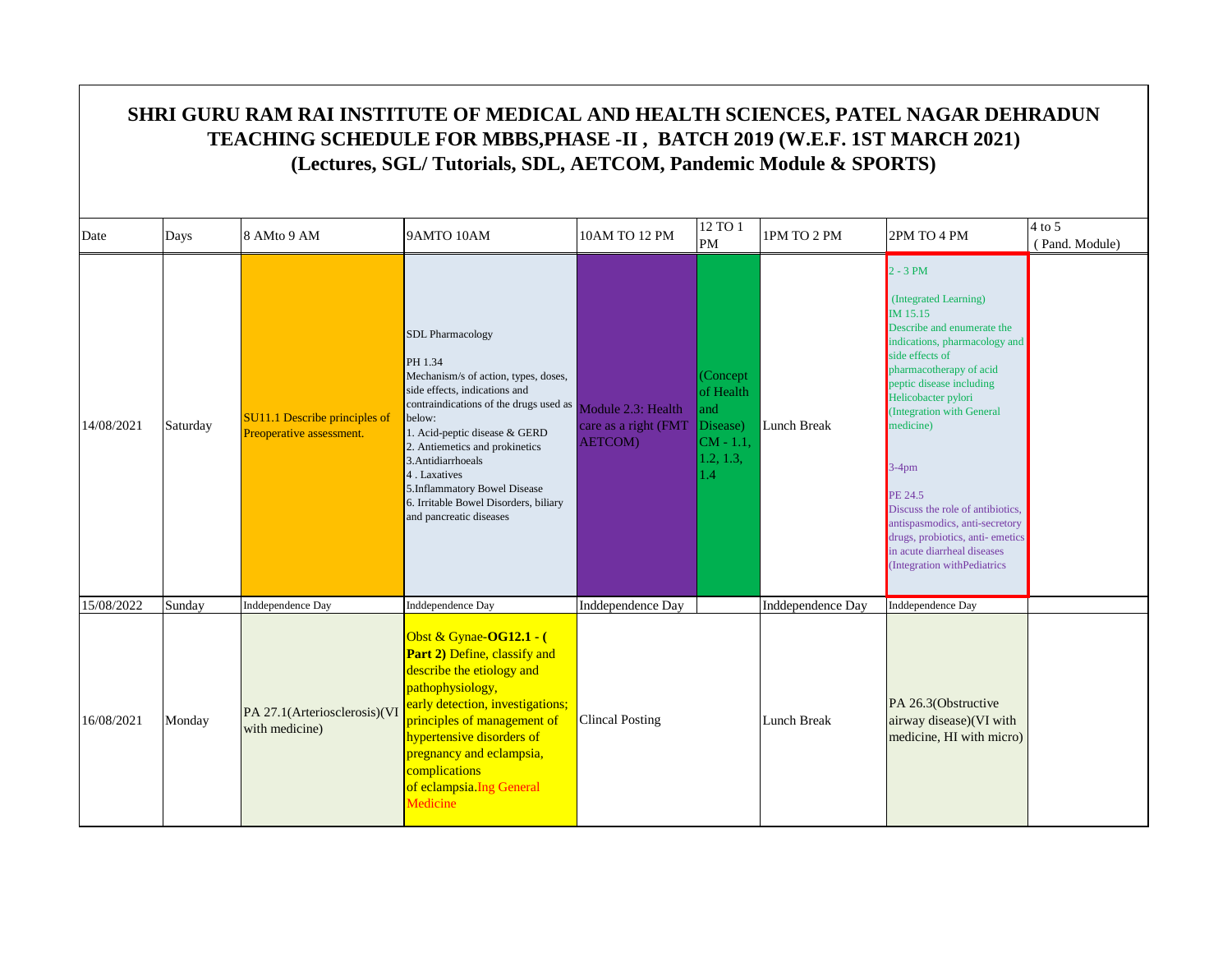# SHRI GURU RAM RAI INSTITUTE OF MEDICAL AND HEALTH SCIENCES, PATEL NAGAR DEHRADUN
## TEACHING SCHEDULE FOR MBBS,PHASE -II , BATCH 2019 (W.E.F. 1ST MARCH 2021)
### (Lectures, SGL/ Tutorials, SDL, AETCOM, Pandemic Module & SPORTS)

| Date | Days | 8 AMto 9 AM | 9AMTO 10AM | 10AM TO 12 PM | 12 TO 1 PM | 1PM TO 2 PM | 2PM TO 4 PM | 4 to 5 ( Pand. Module) |
|---|---|---|---|---|---|---|---|---|
| 14/08/2021 | Saturday | SU11.1 Describe principles of Preoperative assessment. | SDL Pharmacology<br>PH 1.34<br>Mechanism/s of action, types, doses, side effects, indications and contraindications of the drugs used as below:<br>1. Acid-peptic disease & GERD<br>2. Antiemetics and prokinetics<br>3.Antidiarrhoeals<br>4 . Laxatives<br>5.Inflammatory Bowel Disease<br>6. Irritable Bowel Disorders, biliary and pancreatic diseases | Module 2.3: Health care as a right (FMT AETCOM) | (Concept of Health and Disease) CM - 1.1, 1.2, 1.3, 1.4 | Lunch Break | 2 - 3 PM<br>(Integrated Learning)<br>IM 15.15<br>Describe and enumerate the indications, pharmacology and side effects of pharmacotherapy of acid peptic disease including Helicobacter pylori (Integration with General medicine)<br>3-4pm<br>PE 24.5<br>Discuss the role of antibiotics, antispasmodics, anti-secretory drugs, probiotics, anti- emetics in acute diarrheal diseases (Integration withPediatrics | |
| 15/08/2022 | Sunday | Inddependence Day | Inddependence Day | Inddependence Day | | Inddependence Day | Inddependence Day | |
| 16/08/2021 | Monday | PA 27.1(Arteriosclerosis)(VI with medicine) | Obst & Gynae-**OG12.1 - ( Part 2)** Define, classify and describe the etiology and pathophysiology, early detection, investigations; principles of management of hypertensive disorders of pregnancy and eclampsia, complications of eclampsia.Ing General Medicine | Clincal Posting | | Lunch Break | PA 26.3(Obstructive airway disease)(VI with medicine, HI with micro) | |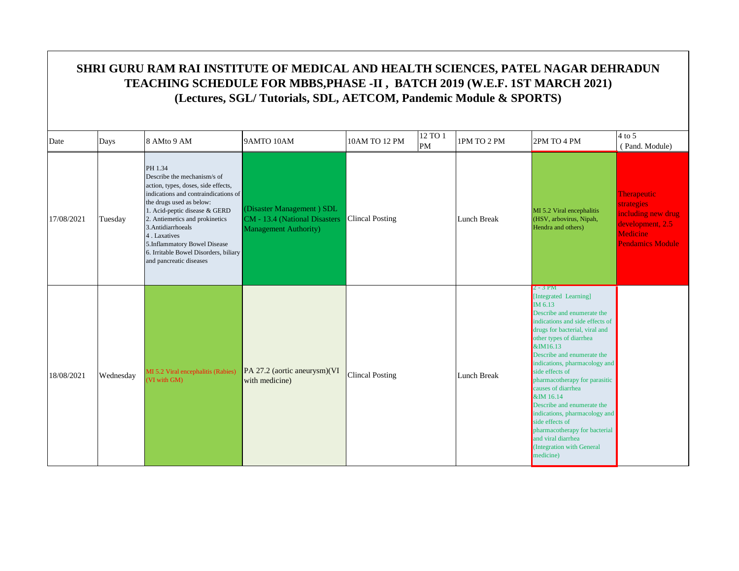# SHRI GURU RAM RAI INSTITUTE OF MEDICAL AND HEALTH SCIENCES, PATEL NAGAR DEHRADUN
## TEACHING SCHEDULE FOR MBBS,PHASE -II , BATCH 2019 (W.E.F. 1ST MARCH 2021)
### (Lectures, SGL/ Tutorials, SDL, AETCOM, Pandemic Module & SPORTS)

| Date | Days | 8 AMto 9 AM | 9AMTO 10AM | 10AM TO 12 PM | 12 TO 1 PM | 1PM TO 2 PM | 2PM TO 4 PM | 4 to 5 ( Pand. Module) |
|---|---|---|---|---|---|---|---|---|
| 17/08/2021 | Tuesday | PH 1.34 Describe the mechanism/s of action, types, doses, side effects, indications and contraindications of the drugs used as below: 1. Acid-peptic disease & GERD 2. Antiemetics and prokinetics 3.Antidiarrhoeals 4 . Laxatives 5.Inflammatory Bowel Disease 6. Irritable Bowel Disorders, biliary and pancreatic diseases | (Disaster Management ) SDL CM - 13.4 (National Disasters Management Authority) | Clincal Posting | | Lunch Break | MI 5.2 Viral encephalitis (HSV, arbovirus, Nipah, Hendra and others) | Therapeutic strategies including new drug development, 2.5 Medicine Pendamics Module |
| 18/08/2021 | Wednesday | MI 5.2 Viral encephalitis (Rabies) (VI with GM) | PA 27.2 (aortic aneurysm)(VI with medicine) | Clincal Posting | | Lunch Break | 2 - 3 PM [Integrated Learning] IM 6.13 Describe and enumerate the indications and side effects of drugs for bacterial, viral and other types of diarrhea &IM16.13 Describe and enumerate the indications, pharmacology and side effects of pharmacotherapy for parasitic causes of diarrhea &IM 16.14 Describe and enumerate the indications, pharmacology and side effects of pharmacotherapy for bacterial and viral diarrhea (Integration with General medicine) | |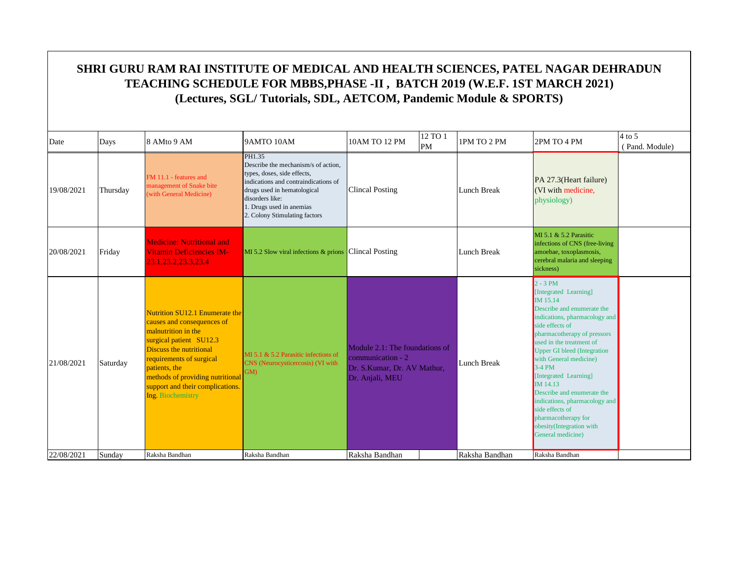# SHRI GURU RAM RAI INSTITUTE OF MEDICAL AND HEALTH SCIENCES, PATEL NAGAR DEHRADUN
## TEACHING SCHEDULE FOR MBBS,PHASE -II , BATCH 2019 (W.E.F. 1ST MARCH 2021)
### (Lectures, SGL/ Tutorials, SDL, AETCOM, Pandemic Module & SPORTS)

| Date | Days | 8 AMto 9 AM | 9AMTO 10AM | 10AM TO 12 PM | 12 TO 1 PM | 1PM TO 2 PM | 2PM TO 4 PM | 4 to 5 (Pand. Module) |
|---|---|---|---|---|---|---|---|---|
| 19/08/2021 | Thursday | FM 11.1 - features and management of Snake bite (with General Medicine) | PH1.35 Describe the mechanism/s of action, types, doses, side effects, indications and contraindications of drugs used in hematological disorders like: 1. Drugs used in anemias 2. Colony Stimulating factors | Clincal Posting | | Lunch Break | PA 27.3(Heart failure) (VI with medicine, physiology) | |
| 20/08/2021 | Friday | Medicine: Nutritional and Vitamin Deficiencies IM-23.1,23.2,23.3,23.4 | MI 5.2 Slow viral infections & prions | Clincal Posting | | Lunch Break | MI 5.1 & 5.2 Parasitic infections of CNS (free-living amoebae, toxoplasmosis, cerebral malaria and sleeping sickness) | |
| 21/08/2021 | Saturday | Nutrition SU12.1 Enumerate the causes and consequences of malnutrition in the surgical patient SU12.3 Discuss the nutritional requirements of surgical patients, the methods of providing nutritional support and their complications. Ing. Biochemistry | MI 5.1 & 5.2 Parasitic infections of CNS (Neurocysticercosis) (VI with GM) | Module 2.1: The foundations of communication - 2 Dr. S.Kumar, Dr. AV Mathur, Dr. Anjali, MEU | | Lunch Break | 2 - 3 PM [Integrated Learning] IM 15.14 Describe and enumerate the indications, pharmacology and side effects of pharmacotherapy of pressors used in the treatment of Upper GI bleed (Integration with General medicine) 3-4 PM [Integrated Learning] IM 14.13 Describe and enumerate the indications, pharmacology and side effects of pharmacotherapy for obesity(Integration with General medicine) | |
| 22/08/2021 | Sunday | Raksha Bandhan | Raksha Bandhan | Raksha Bandhan | | Raksha Bandhan | Raksha Bandhan | |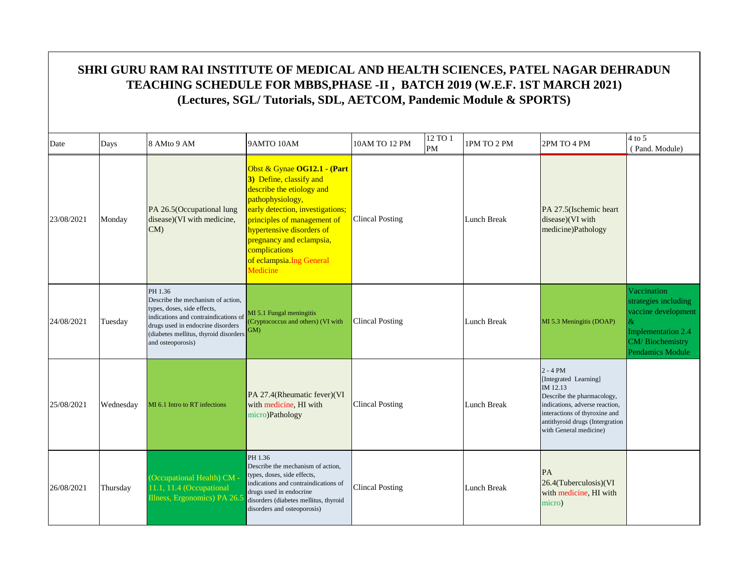# SHRI GURU RAM RAI INSTITUTE OF MEDICAL AND HEALTH SCIENCES, PATEL NAGAR DEHRADUN
## TEACHING SCHEDULE FOR MBBS,PHASE -II , BATCH 2019 (W.E.F. 1ST MARCH 2021)
### (Lectures, SGL/ Tutorials, SDL, AETCOM, Pandemic Module & SPORTS)

| Date | Days | 8 AMto 9 AM | 9AMTO 10AM | 10AM TO 12 PM | 12 TO 1 PM | 1PM TO 2 PM | 2PM TO 4 PM | 4 to 5 ( Pand. Module) |
|---|---|---|---|---|---|---|---|---|
| 23/08/2021 | Monday | PA 26.5(Occupational lung disease)(VI with medicine, CM) | Obst & Gynae **OG12.1 - (Part 3)** Define, classify and describe the etiology and pathophysiology, early detection, investigations; principles of management of hypertensive disorders of pregnancy and eclampsia, complications of eclampsia.Ing General Medicine | Clincal Posting | | Lunch Break | PA 27.5(Ischemic heart disease)(VI with medicine)Pathology | |
| 24/08/2021 | Tuesday | PH 1.36 Describe the mechanism of action, types, doses, side effects, indications and contraindications of drugs used in endocrine disorders (diabetes mellitus, thyroid disorders and osteoporosis) | MI 5.1 Fungal meningitis (Cryptococcus and others) (VI with GM) | Clincal Posting | | Lunch Break | MI 5.3 Meningitis (DOAP) | Vaccination strategies including vaccine development & Implementation 2.4 CM/ Biochemistry Pendamics Module |
| 25/08/2021 | Wednesday | MI 6.1 Intro to RT infections | PA 27.4(Rheumatic fever)(VI with medicine, HI with micro)Pathology | Clincal Posting | | Lunch Break | 2 - 4 PM [Integrated Learning] IM 12.13 Describe the pharmacology, indications, adverse reaction, interactions of thyroxine and antithyroid drugs (Intergration with General medicine) | |
| 26/08/2021 | Thursday | (Occupational Health) CM - 11.1, 11.4 (Occupational Illness, Ergonomics) PA 26.5 | PH 1.36 Describe the mechanism of action, types, doses, side effects, indications and contraindications of drugs used in endocrine disorders (diabetes mellitus, thyroid disorders and osteoporosis) | Clincal Posting | | Lunch Break | PA 26.4(Tuberculosis)(VI with medicine, HI with micro) | |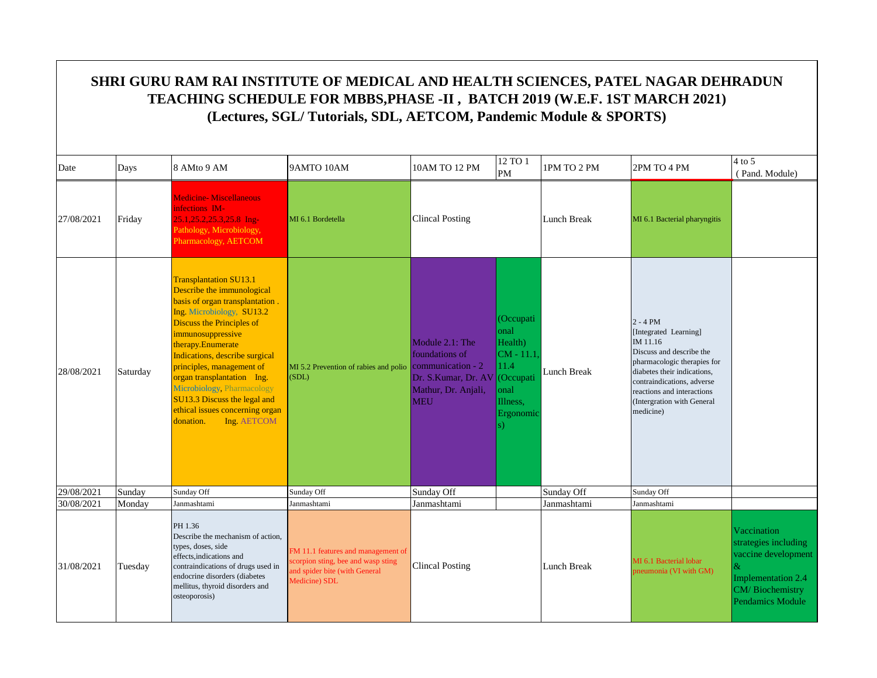# SHRI GURU RAM RAI INSTITUTE OF MEDICAL AND HEALTH SCIENCES, PATEL NAGAR DEHRADUN
## TEACHING SCHEDULE FOR MBBS,PHASE -II , BATCH 2019 (W.E.F. 1ST MARCH 2021)
### (Lectures, SGL/ Tutorials, SDL, AETCOM, Pandemic Module & SPORTS)

| Date | Days | 8 AMto 9 AM | 9AMTO 10AM | 10AM TO 12 PM | 12 TO 1 PM | 1PM TO 2 PM | 2PM TO 4 PM | 4 to 5 (Pand. Module) |
|---|---|---|---|---|---|---|---|---|
| 27/08/2021 | Friday | Medicine- Miscellaneous infections IM-25.1,25.2,25.3,25.8 Ing-Pathology, Microbiology, Pharmacology, AETCOM | MI 6.1 Bordetella | Clincal Posting | | Lunch Break | MI 6.1 Bacterial pharyngitis | |
| 28/08/2021 | Saturday | Transplantation SU13.1 Describe the immunological basis of organ transplantation . Ing. Microbiology, SU13.2 Discuss the Principles of immunosuppressive therapy.Enumerate Indications, describe surgical principles, management of organ transplantation Ing. Microbiology, Pharmacology SU13.3 Discuss the legal and ethical issues concerning organ donation. Ing. AETCOM | MI 5.2 Prevention of rabies and polio (SDL) | Module 2.1: The foundations of communication - 2 Dr. S.Kumar, Dr. AV Mathur, Dr. Anjali, MEU | (Occupational Health) CM - 11.1, 11.4 (Occupational Illness, Ergonomics) | Lunch Break | 2 - 4 PM [Integrated Learning] IM 11.16 Discuss and describe the pharmacologic therapies for diabetes their indications, contraindications, adverse reactions and interactions (Intergration with General medicine) | |
| 29/08/2021 | Sunday | Sunday Off | Sunday Off | Sunday Off | | Sunday Off | Sunday Off | |
| 30/08/2021 | Monday | Janmashtami | Janmashtami | Janmashtami | | Janmashtami | Janmashtami | |
| 31/08/2021 | Tuesday | PH 1.36 Describe the mechanism of action, types, doses, side effects,indications and contraindications of drugs used in endocrine disorders (diabetes mellitus, thyroid disorders and osteoporosis) | FM 11.1 features and management of scorpion sting, bee and wasp sting and spider bite (with General Medicine) SDL | Clincal Posting | | Lunch Break | MI 6.1 Bacterial lobar pneumonia (VI with GM) | Vaccination strategies including vaccine development & Implementation 2.4 CM/ Biochemistry Pendamics Module |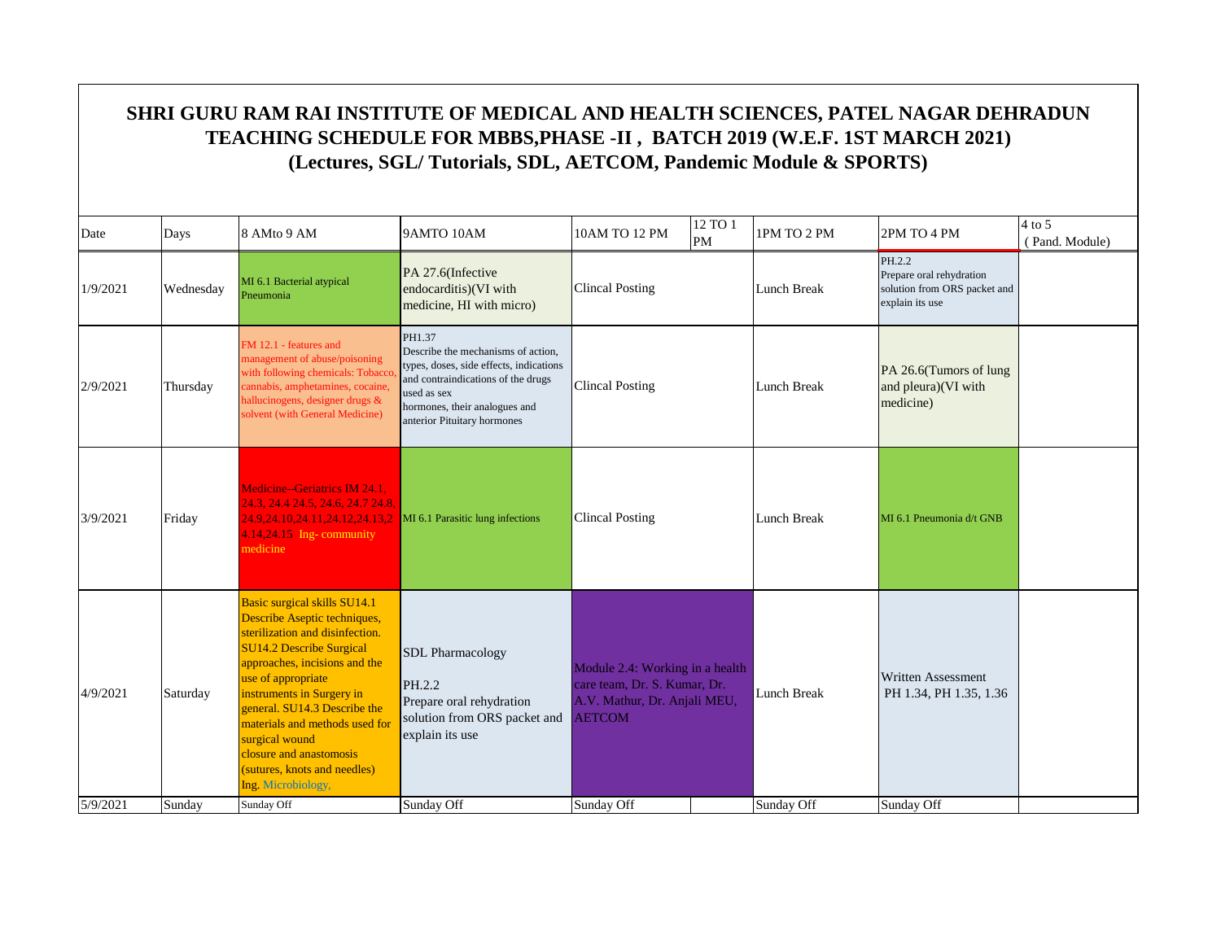# SHRI GURU RAM RAI INSTITUTE OF MEDICAL AND HEALTH SCIENCES, PATEL NAGAR DEHRADUN
## TEACHING SCHEDULE FOR MBBS,PHASE -II , BATCH 2019 (W.E.F. 1ST MARCH 2021)
### (Lectures, SGL/ Tutorials, SDL, AETCOM, Pandemic Module & SPORTS)

| Date | Days | 8 AMto 9 AM | 9AMTO 10AM | 10AM TO 12 PM | 12 TO 1 PM | 1PM TO 2 PM | 2PM TO 4 PM | 4 to 5 ( Pand. Module) |
|---|---|---|---|---|---|---|---|---|
| 1/9/2021 | Wednesday | MI 6.1 Bacterial atypical Pneumonia | PA 27.6(Infective endocarditis)(VI with medicine, HI with micro) | Clincal Posting | | Lunch Break | PH.2.2 Prepare oral rehydration solution from ORS packet and explain its use | |
| 2/9/2021 | Thursday | FM 12.1 - features and management of abuse/poisoning with following chemicals: Tobacco, cannabis, amphetamines, cocaine, hallucinogens, designer drugs & solvent (with General Medicine) | PH1.37 Describe the mechanisms of action, types, doses, side effects, indications and contraindications of the drugs used as sex hormones, their analogues and anterior Pituitary hormones | Clincal Posting | | Lunch Break | PA 26.6(Tumors of lung and pleura)(VI with medicine) | |
| 3/9/2021 | Friday | Medicine--Geriatrics IM 24.1, 24.3, 24.4 24.5, 24.6, 24.7 24.8, 24.9,24.10,24.11,24.12,24.13,24.14,24.15 Ing- community medicine | MI 6.1 Parasitic lung infections | Clincal Posting | | Lunch Break | MI 6.1 Pneumonia d/t GNB | |
| 4/9/2021 | Saturday | Basic surgical skills SU14.1 Describe Aseptic techniques, sterilization and disinfection. SU14.2 Describe Surgical approaches, incisions and the use of appropriate instruments in Surgery in general. SU14.3 Describe the materials and methods used for surgical wound closure and anastomosis (sutures, knots and needles) Ing. Microbiology, | SDL Pharmacology<br>PH.2.2 Prepare oral rehydration solution from ORS packet and explain its use | Module 2.4: Working in a health care team, Dr. S. Kumar, Dr. A.V. Mathur, Dr. Anjali MEU, AETCOM | | Lunch Break | Written Assessment PH 1.34, PH 1.35, 1.36 | |
| 5/9/2021 | Sunday | Sunday Off | Sunday Off | Sunday Off | | Sunday Off | Sunday Off | |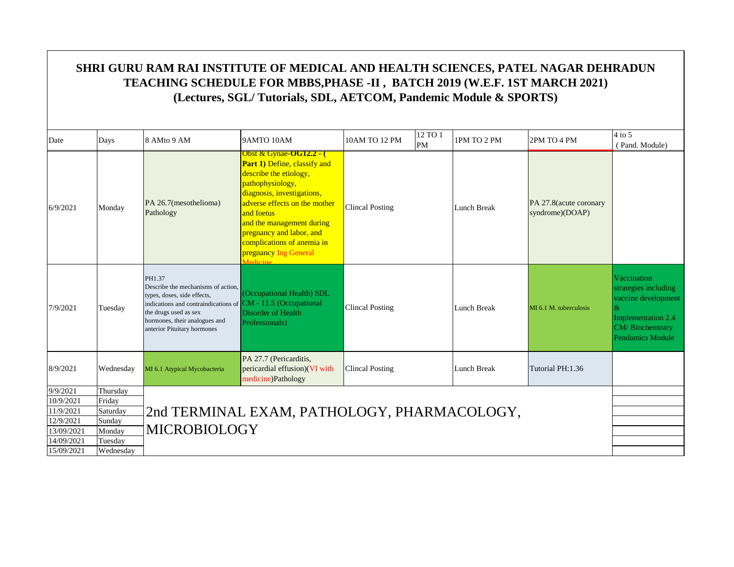# SHRI GURU RAM RAI INSTITUTE OF MEDICAL AND HEALTH SCIENCES, PATEL NAGAR DEHRADUN
## TEACHING SCHEDULE FOR MBBS,PHASE -II , BATCH 2019 (W.E.F. 1ST MARCH 2021)
### (Lectures, SGL/ Tutorials, SDL, AETCOM, Pandemic Module & SPORTS)

| Date | Days | 8 AMto 9 AM | 9AMTO 10AM | 10AM TO 12 PM | 12 TO 1 PM | 1PM TO 2 PM | 2PM TO 4 PM | 4 to 5 (Pand. Module) |
|---|---|---|---|---|---|---|---|---|
| 6/9/2021 | Monday | PA 26.7(mesothelioma) Pathology | Obst & Gynae-**OG12.2 - ( Part 1)** Define, classify and describe the etiology, pathophysiology, diagnosis, investigations, adverse effects on the mother and foetus and the management during pregnancy and labor, and complications of anemia in pregnancy Ing General Medicine | Clincal Posting | | Lunch Break | PA 27.8(acute coronary syndrome)(DOAP) | |
| 7/9/2021 | Tuesday | PH1.37 Describe the mechanisms of action, types, doses, side effects, indications and contraindications of the drugs used as sex hormones, their analogues and anterior Pituitary hormones | (Occupational Health) SDL CM - 11.5 (Occupational Disorder of Health Professionals) | Clincal Posting | | Lunch Break | MI 6.1 M. tuberculosis | Vaccination strategies including vaccine development & Implementation 2.4 CM/ Biochemistry Pendamics Module |
| 8/9/2021 | Wednesday | MI 6.1 Atypical Mycobacteria | PA 27.7 (Pericarditis, pericardial effusion)(VI with medicine)Pathology | Clincal Posting | | Lunch Break | Tutorial PH:1.36 | |
| 9/9/2021 | Thursday | 2nd TERMINAL EXAM, PATHOLOGY, PHARMACOLOGY, MICROBIOLOGY | | | | | | |
| 10/9/2021 | Friday | | | | | | | |
| 11/9/2021 | Saturday | | | | | | | |
| 12/9/2021 | Sunday | | | | | | | |
| 13/09/2021 | Monday | | | | | | | |
| 14/09/2021 | Tuesday | | | | | | | |
| 15/09/2021 | Wednesday | | | | | | | |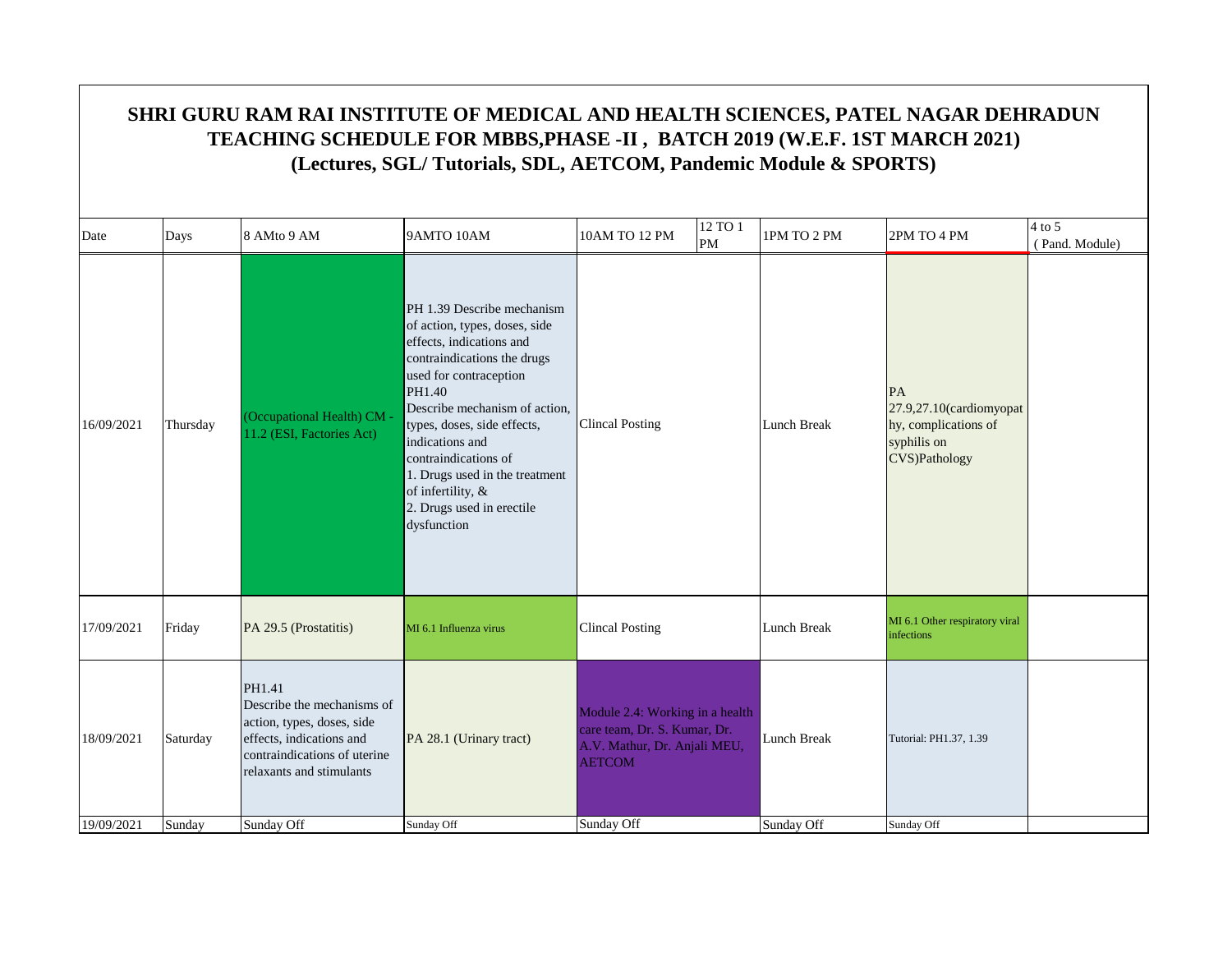# SHRI GURU RAM RAI INSTITUTE OF MEDICAL AND HEALTH SCIENCES, PATEL NAGAR DEHRADUN
## TEACHING SCHEDULE FOR MBBS,PHASE -II , BATCH 2019 (W.E.F. 1ST MARCH 2021)
### (Lectures, SGL/ Tutorials, SDL, AETCOM, Pandemic Module & SPORTS)

| Date | Days | 8 AMto 9 AM | 9AMTO 10AM | 10AM TO 12 PM | 12 TO 1 PM | 1PM TO 2 PM | 2PM TO 4 PM | 4 to 5 ( Pand. Module) |
|---|---|---|---|---|---|---|---|---|
| 16/09/2021 | Thursday | (Occupational Health) CM - 11.2 (ESI, Factories Act) | PH 1.39 Describe mechanism of action, types, doses, side effects, indications and contraindications the drugs used for contraception PH1.40 Describe mechanism of action, types, doses, side effects, indications and contraindications of 1. Drugs used in the treatment of infertility, & 2. Drugs used in erectile dysfunction | Clincal Posting | | Lunch Break | PA 27.9,27.10(cardiomyopathy, complications of syphilis on CVS)Pathology | |
| 17/09/2021 | Friday | PA 29.5 (Prostatitis) | MI 6.1 Influenza virus | Clincal Posting | | Lunch Break | MI 6.1 Other respiratory viral infections | |
| 18/09/2021 | Saturday | PH1.41 Describe the mechanisms of action, types, doses, side effects, indications and contraindications of uterine relaxants and stimulants | PA 28.1 (Urinary tract) | Module 2.4: Working in a health care team, Dr. S. Kumar, Dr. A.V. Mathur, Dr. Anjali MEU, AETCOM | | Lunch Break | Tutorial: PH1.37, 1.39 | |
| 19/09/2021 | Sunday | Sunday Off | Sunday Off | Sunday Off | | Sunday Off | Sunday Off | |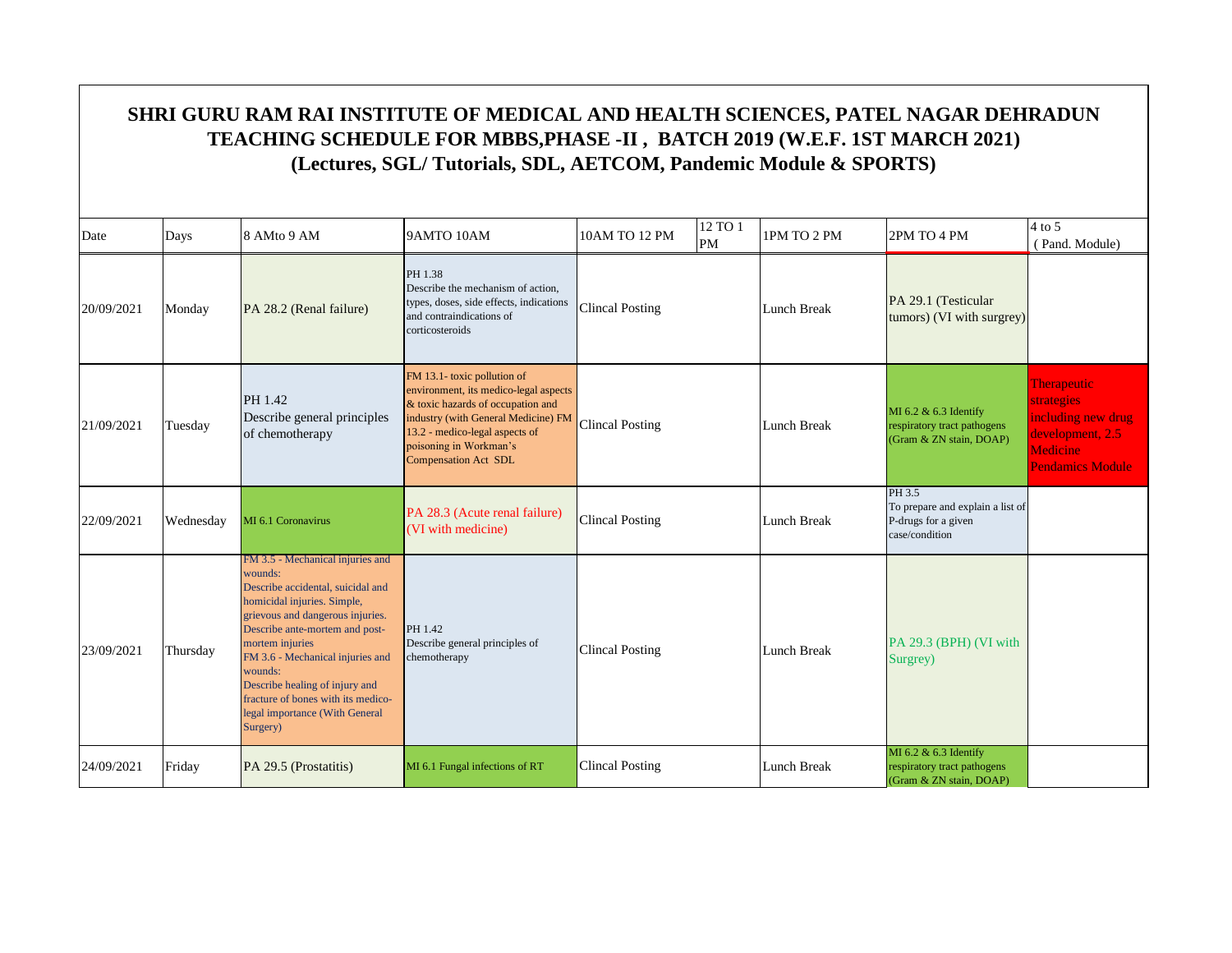# SHRI GURU RAM RAI INSTITUTE OF MEDICAL AND HEALTH SCIENCES, PATEL NAGAR DEHRADUN
## TEACHING SCHEDULE FOR MBBS,PHASE -II , BATCH 2019 (W.E.F. 1ST MARCH 2021)
## (Lectures, SGL/ Tutorials, SDL, AETCOM, Pandemic Module & SPORTS)

| Date | Days | 8 AMto 9 AM | 9AMTO 10AM | 10AM TO 12 PM | 12 TO 1 PM | 1PM TO 2 PM | 2PM TO 4 PM | 4 to 5 (Pand. Module) |
|---|---|---|---|---|---|---|---|---|
| 20/09/2021 | Monday | PA 28.2 (Renal failure) | PH 1.38 Describe the mechanism of action, types, doses, side effects, indications and contraindications of corticosteroids | Clincal Posting | | Lunch Break | PA 29.1 (Testicular tumors) (VI with surgrey) | |
| 21/09/2021 | Tuesday | PH 1.42 Describe general principles of chemotherapy | FM 13.1- toxic pollution of environment, its medico-legal aspects & toxic hazards of occupation and industry (with General Medicine) FM 13.2 - medico-legal aspects of poisoning in Workman's Compensation Act SDL | Clincal Posting | | Lunch Break | MI 6.2 & 6.3 Identify respiratory tract pathogens (Gram & ZN stain, DOAP) | Therapeutic strategies including new drug development, 2.5 Medicine Pendamics Module |
| 22/09/2021 | Wednesday | MI 6.1 Coronavirus | PA 28.3 (Acute renal failure) (VI with medicine) | Clincal Posting | | Lunch Break | PH 3.5 To prepare and explain a list of P-drugs for a given case/condition | |
| 23/09/2021 | Thursday | FM 3.5 - Mechanical injuries and wounds: Describe accidental, suicidal and homicidal injuries. Simple, grievous and dangerous injuries. Describe ante-mortem and post-mortem injuries FM 3.6 - Mechanical injuries and wounds: Describe healing of injury and fracture of bones with its medico-legal importance (With General Surgery) | PH 1.42 Describe general principles of chemotherapy | Clincal Posting | | Lunch Break | PA 29.3 (BPH) (VI with Surgrey) | |
| 24/09/2021 | Friday | PA 29.5 (Prostatitis) | MI 6.1 Fungal infections of RT | Clincal Posting | | Lunch Break | MI 6.2 & 6.3 Identify respiratory tract pathogens (Gram & ZN stain, DOAP) | |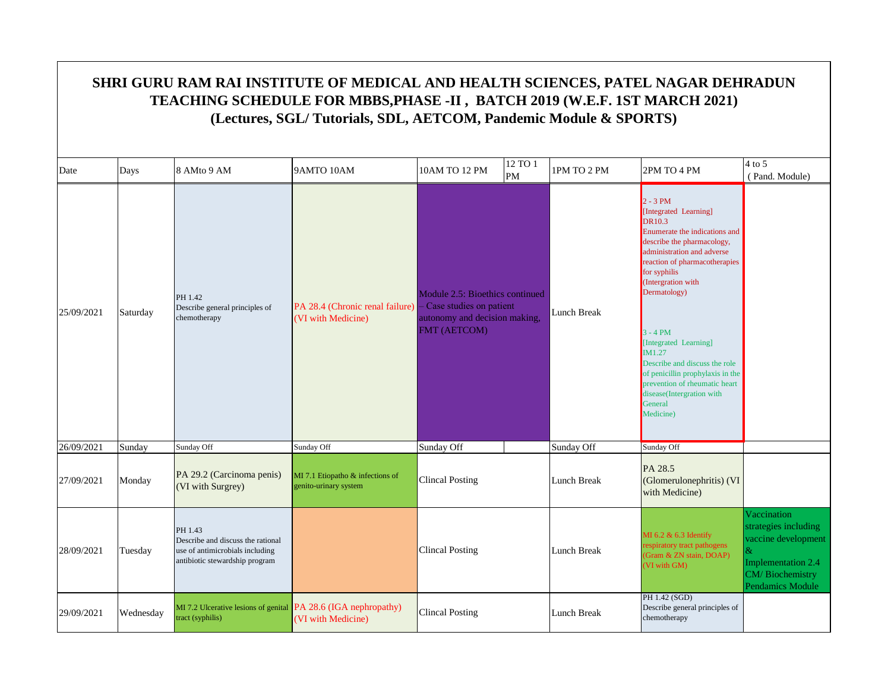# SHRI GURU RAM RAI INSTITUTE OF MEDICAL AND HEALTH SCIENCES, PATEL NAGAR DEHRADUN
## TEACHING SCHEDULE FOR MBBS,PHASE -II , BATCH 2019 (W.E.F. 1ST MARCH 2021)
### (Lectures, SGL/ Tutorials, SDL, AETCOM, Pandemic Module & SPORTS)

| Date | Days | 8 AMto 9 AM | 9AMTO 10AM | 10AM TO 12 PM | 12 TO 1 PM | 1PM TO 2 PM | 2PM TO 4 PM | 4 to 5 ( Pand. Module) |
|---|---|---|---|---|---|---|---|---|
| 25/09/2021 | Saturday | PH 1.42 Describe general principles of chemotherapy | PA 28.4 (Chronic renal failure) (VI with Medicine) | Module 2.5: Bioethics continued – Case studies on patient autonomy and decision making, FMT (AETCOM) | | Lunch Break | 2 - 3 PM [Integrated Learning] DR10.3 Enumerate the indications and describe the pharmacology, administration and adverse reaction of pharmacotherapies for syphilis (Intergration with Dermatology)<br><br>3 - 4 PM [Integrated Learning] IM1.27 Describe and discuss the role of penicillin prophylaxis in the prevention of rheumatic heart disease(Intergration with General Medicine) | |
| 26/09/2021 | Sunday | Sunday Off | Sunday Off | Sunday Off | | Sunday Off | Sunday Off | |
| 27/09/2021 | Monday | PA 29.2 (Carcinoma penis) (VI with Surgrey) | MI 7.1 Etiopatho & infections of genito-urinary system | Clincal Posting | | Lunch Break | PA 28.5 (Glomerulonephritis) (VI with Medicine) | |
| 28/09/2021 | Tuesday | PH 1.43 Describe and discuss the rational use of antimicrobials including antibiotic stewardship program | | Clincal Posting | | Lunch Break | MI 6.2 & 6.3 Identify respiratory tract pathogens (Gram & ZN stain, DOAP) (VI with GM) | Vaccination strategies including vaccine development & Implementation 2.4 CM/ Biochemistry Pendamics Module |
| 29/09/2021 | Wednesday | MI 7.2 Ulcerative lesions of genital tract (syphilis) | PA 28.6 (IGA nephropathy) (VI with Medicine) | Clincal Posting | | Lunch Break | PH 1.42 (SGD) Describe general principles of chemotherapy | |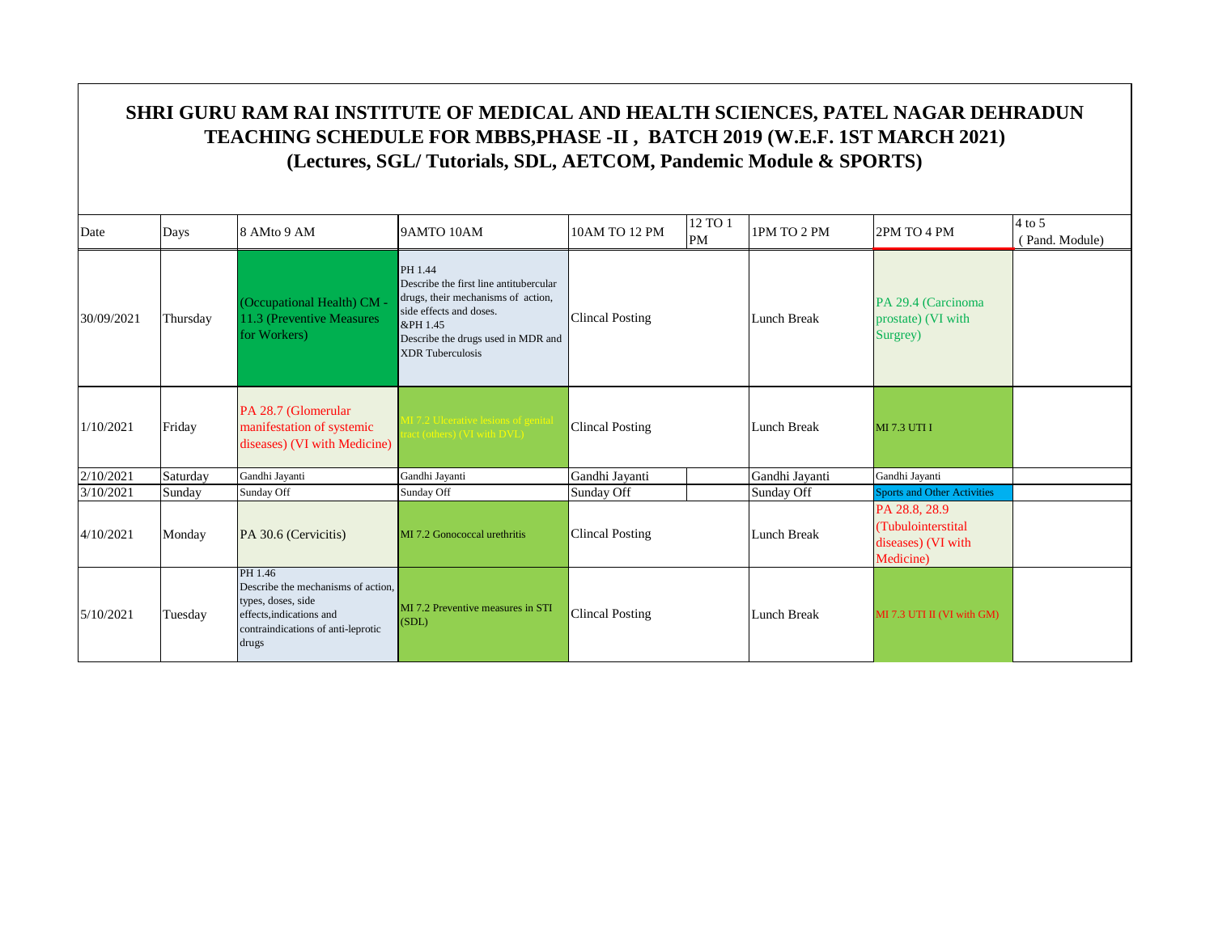# SHRI GURU RAM RAI INSTITUTE OF MEDICAL AND HEALTH SCIENCES, PATEL NAGAR DEHRADUN
## TEACHING SCHEDULE FOR MBBS,PHASE -II , BATCH 2019 (W.E.F. 1ST MARCH 2021)
## (Lectures, SGL/ Tutorials, SDL, AETCOM, Pandemic Module & SPORTS)

| Date | Days | 8 AMto 9 AM | 9AMTO 10AM | 10AM TO 12 PM | 12 TO 1 PM | 1PM TO 2 PM | 2PM TO 4 PM | 4 to 5 ( Pand. Module) |
|---|---|---|---|---|---|---|---|---|
| 30/09/2021 | Thursday | (Occupational Health) CM - 11.3 (Preventive Measures for Workers) | PH 1.44 Describe the first line antitubercular drugs, their mechanisms of action, side effects and doses. &PH 1.45 Describe the drugs used in MDR and XDR Tuberculosis | Clincal Posting | | Lunch Break | PA 29.4 (Carcinoma prostate) (VI with Surgrey) | |
| 1/10/2021 | Friday | PA 28.7 (Glomerular manifestation of systemic diseases) (VI with Medicine) | MI 7.2 Ulcerative lesions of genital tract (others) (VI with DVL) | Clincal Posting | | Lunch Break | MI 7.3 UTI I | |
| 2/10/2021 | Saturday | Gandhi Jayanti | Gandhi Jayanti | Gandhi Jayanti | | Gandhi Jayanti | Gandhi Jayanti | |
| 3/10/2021 | Sunday | Sunday Off | Sunday Off | Sunday Off | | Sunday Off | Sports and Other Activities | |
| 4/10/2021 | Monday | PA 30.6 (Cervicitis) | MI 7.2 Gonococcal urethritis | Clincal Posting | | Lunch Break | PA 28.8, 28.9 (Tubulointerstital diseases) (VI with Medicine) | |
| 5/10/2021 | Tuesday | PH 1.46 Describe the mechanisms of action, types, doses, side effects,indications and contraindications of anti-leprotic drugs | MI 7.2 Preventive measures in STI (SDL) | Clincal Posting | | Lunch Break | MI 7.3 UTI II (VI with GM) | |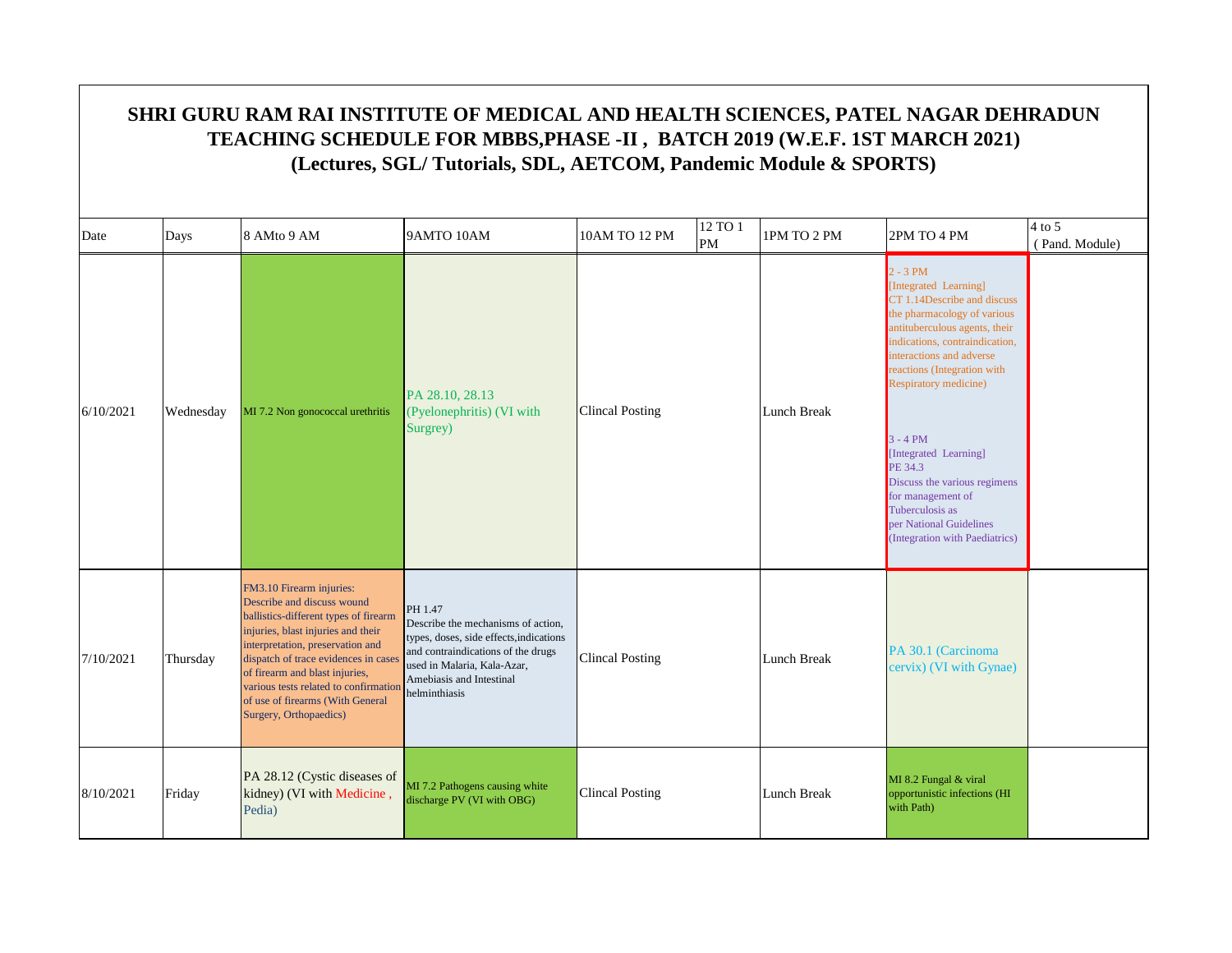# SHRI GURU RAM RAI INSTITUTE OF MEDICAL AND HEALTH SCIENCES, PATEL NAGAR DEHRADUN
## TEACHING SCHEDULE FOR MBBS,PHASE -II , BATCH 2019 (W.E.F. 1ST MARCH 2021)
### (Lectures, SGL/ Tutorials, SDL, AETCOM, Pandemic Module & SPORTS)

| Date | Days | 8 AMto 9 AM | 9AMTO 10AM | 10AM TO 12 PM | 12 TO 1 PM | 1PM TO 2 PM | 2PM TO 4 PM | 4 to 5 ( Pand. Module) |
|---|---|---|---|---|---|---|---|---|
| 6/10/2021 | Wednesday | MI 7.2 Non gonococcal urethritis | PA 28.10, 28.13 (Pyelonephritis) (VI with Surgrey) | Clincal Posting | | Lunch Break | 2 - 3 PM [Integrated Learning] CT 1.14Describe and discuss the pharmacology of various antituberculous agents, their indications, contraindication, interactions and adverse reactions (Integration with Respiratory medicine)<br><br>3 - 4 PM [Integrated Learning] PE 34.3 Discuss the various regimens for management of Tuberculosis as per National Guidelines (Integration with Paediatrics) | |
| 7/10/2021 | Thursday | FM3.10 Firearm injuries: Describe and discuss wound ballistics-different types of firearm injuries, blast injuries and their interpretation, preservation and dispatch of trace evidences in cases of firearm and blast injuries, various tests related to confirmation of use of firearms (With General Surgery, Orthopaedics) | PH 1.47 Describe the mechanisms of action, types, doses, side effects,indications and contraindications of the drugs used in Malaria, Kala-Azar, Amebiasis and Intestinal helminthiasis | Clincal Posting | | Lunch Break | PA 30.1 (Carcinoma cervix) (VI with Gynae) | |
| 8/10/2021 | Friday | PA 28.12 (Cystic diseases of kidney) (VI with Medicine , Pedia) | MI 7.2 Pathogens causing white discharge PV (VI with OBG) | Clincal Posting | | Lunch Break | MI 8.2 Fungal & viral opportunistic infections (HI with Path) | |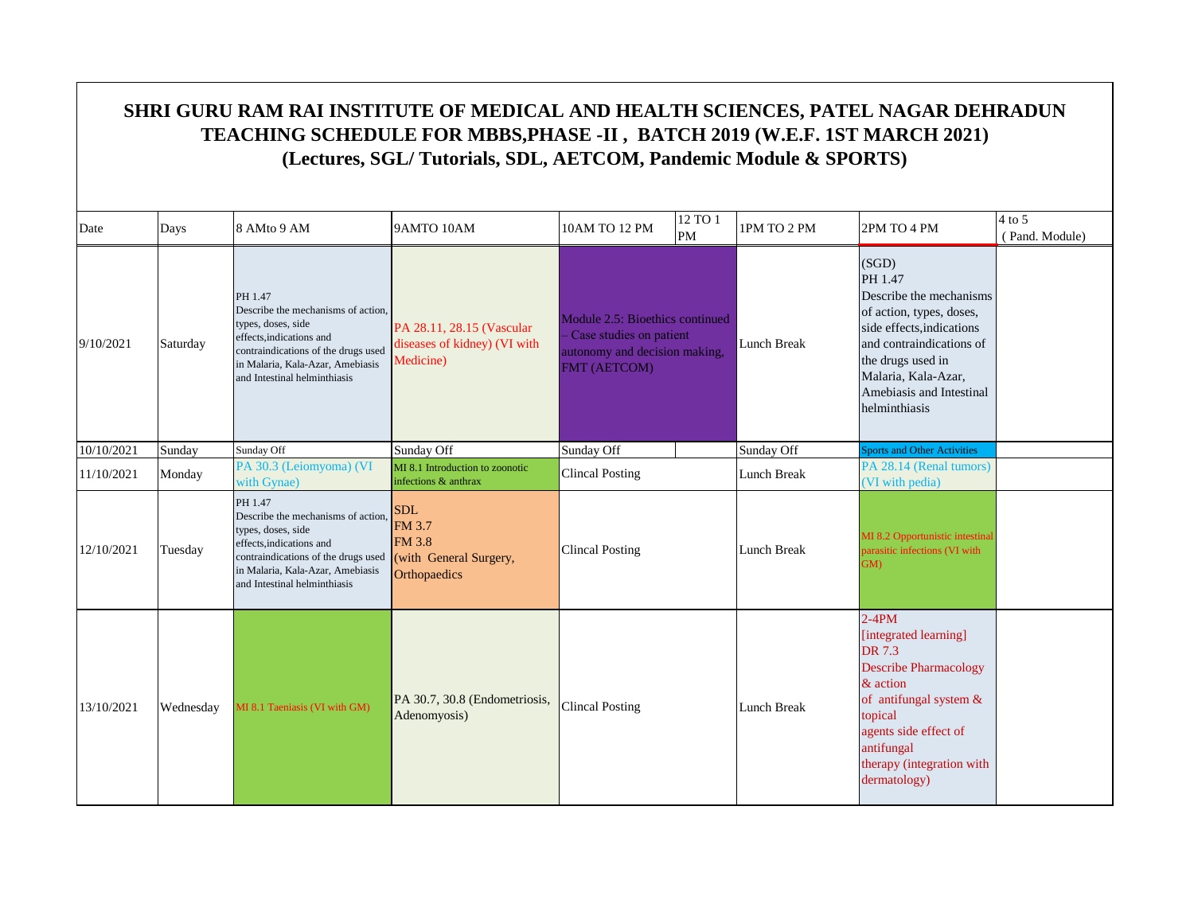# SHRI GURU RAM RAI INSTITUTE OF MEDICAL AND HEALTH SCIENCES, PATEL NAGAR DEHRADUN
## TEACHING SCHEDULE FOR MBBS,PHASE -II , BATCH 2019 (W.E.F. 1ST MARCH 2021)
### (Lectures, SGL/ Tutorials, SDL, AETCOM, Pandemic Module & SPORTS)

| Date | Days | 8 AMto 9 AM | 9AMTO 10AM | 10AM TO 12 PM | 12 TO 1 PM | 1PM TO 2 PM | 2PM TO 4 PM | 4 to 5 ( Pand. Module) |
|---|---|---|---|---|---|---|---|---|
| 9/10/2021 | Saturday | PH 1.47 Describe the mechanisms of action, types, doses, side effects,indications and contraindications of the drugs used in Malaria, Kala-Azar, Amebiasis and Intestinal helminthiasis | PA 28.11, 28.15 (Vascular diseases of kidney) (VI with Medicine) | Module 2.5: Bioethics continued – Case studies on patient autonomy and decision making, FMT (AETCOM) | | Lunch Break | (SGD) PH 1.47 Describe the mechanisms of action, types, doses, side effects,indications and contraindications of the drugs used in Malaria, Kala-Azar, Amebiasis and Intestinal helminthiasis | |
| 10/10/2021 | Sunday | Sunday Off | Sunday Off | Sunday Off | | Sunday Off | Sports and Other Activities | |
| 11/10/2021 | Monday | PA 30.3 (Leiomyoma) (VI with Gynae) | MI 8.1 Introduction to zoonotic infections & anthrax | Clincal Posting | | Lunch Break | PA 28.14 (Renal tumors) (VI with pedia) | |
| 12/10/2021 | Tuesday | PH 1.47 Describe the mechanisms of action, types, doses, side effects,indications and contraindications of the drugs used in Malaria, Kala-Azar, Amebiasis and Intestinal helminthiasis | SDL FM 3.7 FM 3.8 (with General Surgery, Orthopaedics | Clincal Posting | | Lunch Break | MI 8.2 Opportunistic intestinal parasitic infections (VI with GM) | |
| 13/10/2021 | Wednesday | MI 8.1 Taeniasis (VI with GM) | PA 30.7, 30.8 (Endometriosis, Adenomyosis) | Clincal Posting | | Lunch Break | 2-4PM [integrated learning] DR 7.3 Describe Pharmacology & action of antifungal system & topical agents side effect of antifungal therapy (integration with dermatology) | |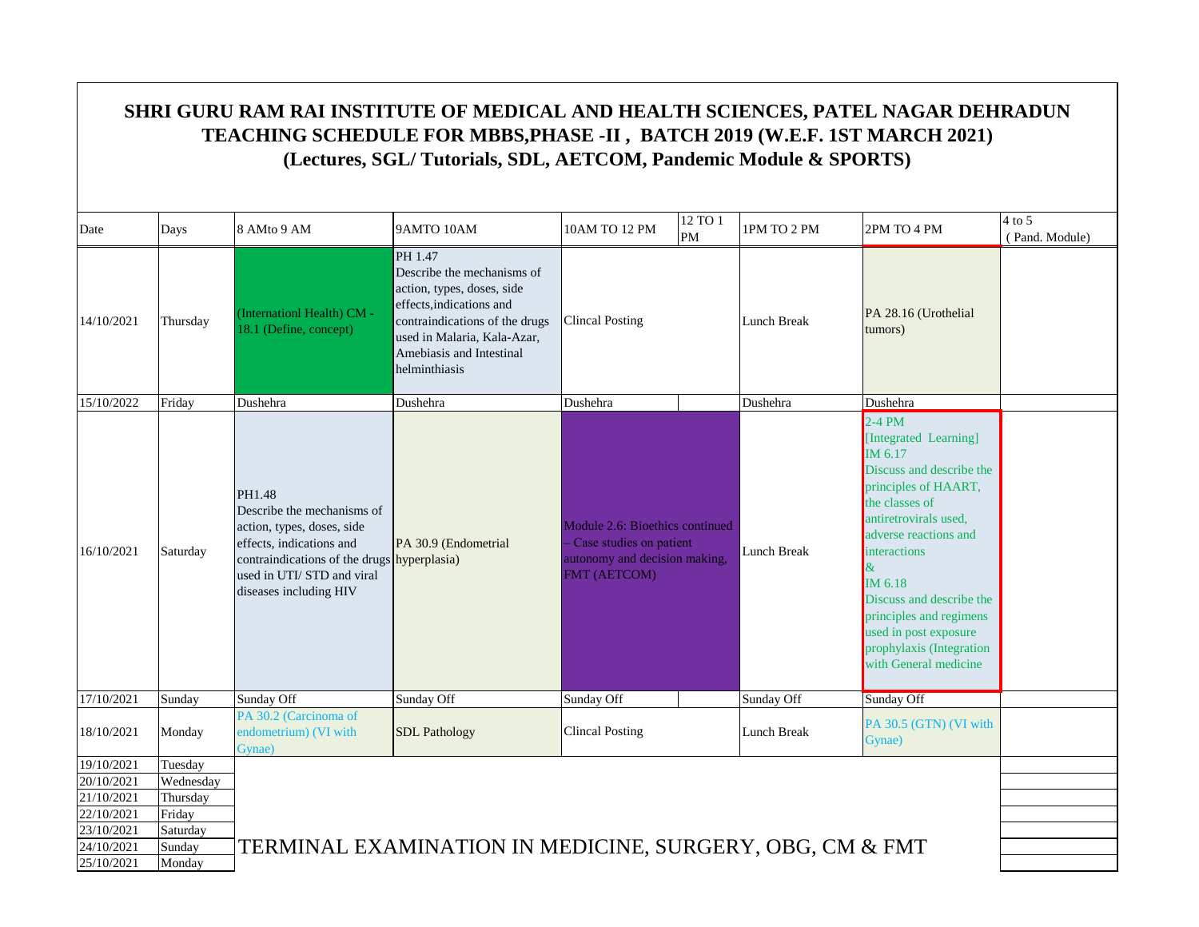# SHRI GURU RAM RAI INSTITUTE OF MEDICAL AND HEALTH SCIENCES, PATEL NAGAR DEHRADUN

## TEACHING SCHEDULE FOR MBBS,PHASE -II , BATCH 2019 (W.E.F. 1ST MARCH 2021)

## (Lectures, SGL/ Tutorials, SDL, AETCOM, Pandemic Module & SPORTS)

| Date | Days | 8 AMto 9 AM | 9AMTO 10AM | 10AM TO 12 PM | 12 TO 1 PM | 1PM TO 2 PM | 2PM TO 4 PM | 4 to 5 ( Pand. Module) |
|---|---|---|---|---|---|---|---|---|
| 14/10/2021 | Thursday | (Internationl Health) CM - 18.1 (Define, concept) | PH 1.47 Describe the mechanisms of action, types, doses, side effects,indications and contraindications of the drugs used in Malaria, Kala-Azar, Amebiasis and Intestinal helminthiasis | Clincal Posting | | Lunch Break | PA 28.16 (Urothelial tumors) | |
| 15/10/2022 | Friday | Dushehra | Dushehra | Dushehra | | Dushehra | Dushehra | |
| 16/10/2021 | Saturday | PH1.48 Describe the mechanisms of action, types, doses, side effects, indications and contraindications of the drugs used in UTI/ STD and viral diseases including HIV | PA 30.9 (Endometrial hyperplasia) | Module 2.6: Bioethics continued – Case studies on patient autonomy and decision making, FMT (AETCOM) | | Lunch Break | 2-4 PM [Integrated Learning] IM 6.17 Discuss and describe the principles of HAART, the classes of antiretrovirals used, adverse reactions and interactions & IM 6.18 Discuss and describe the principles and regimens used in post exposure prophylaxis (Integration with General medicine | |
| 17/10/2021 | Sunday | Sunday Off | Sunday Off | Sunday Off | | Sunday Off | Sunday Off | |
| 18/10/2021 | Monday | PA 30.2 (Carcinoma of endometrium) (VI with Gynae) | SDL Pathology | Clincal Posting | | Lunch Break | PA 30.5 (GTN) (VI with Gynae) | |
| 19/10/2021 | Tuesday | TERMINAL EXAMINATION IN MEDICINE, SURGERY, OBG, CM & FMT | | | | | | |
| 20/10/2021 | Wednesday | | | | | | | |
| 21/10/2021 | Thursday | | | | | | | |
| 22/10/2021 | Friday | | | | | | | |
| 23/10/2021 | Saturday | | | | | | | |
| 24/10/2021 | Sunday | | | | | | | |
| 25/10/2021 | Monday | | | | | | | |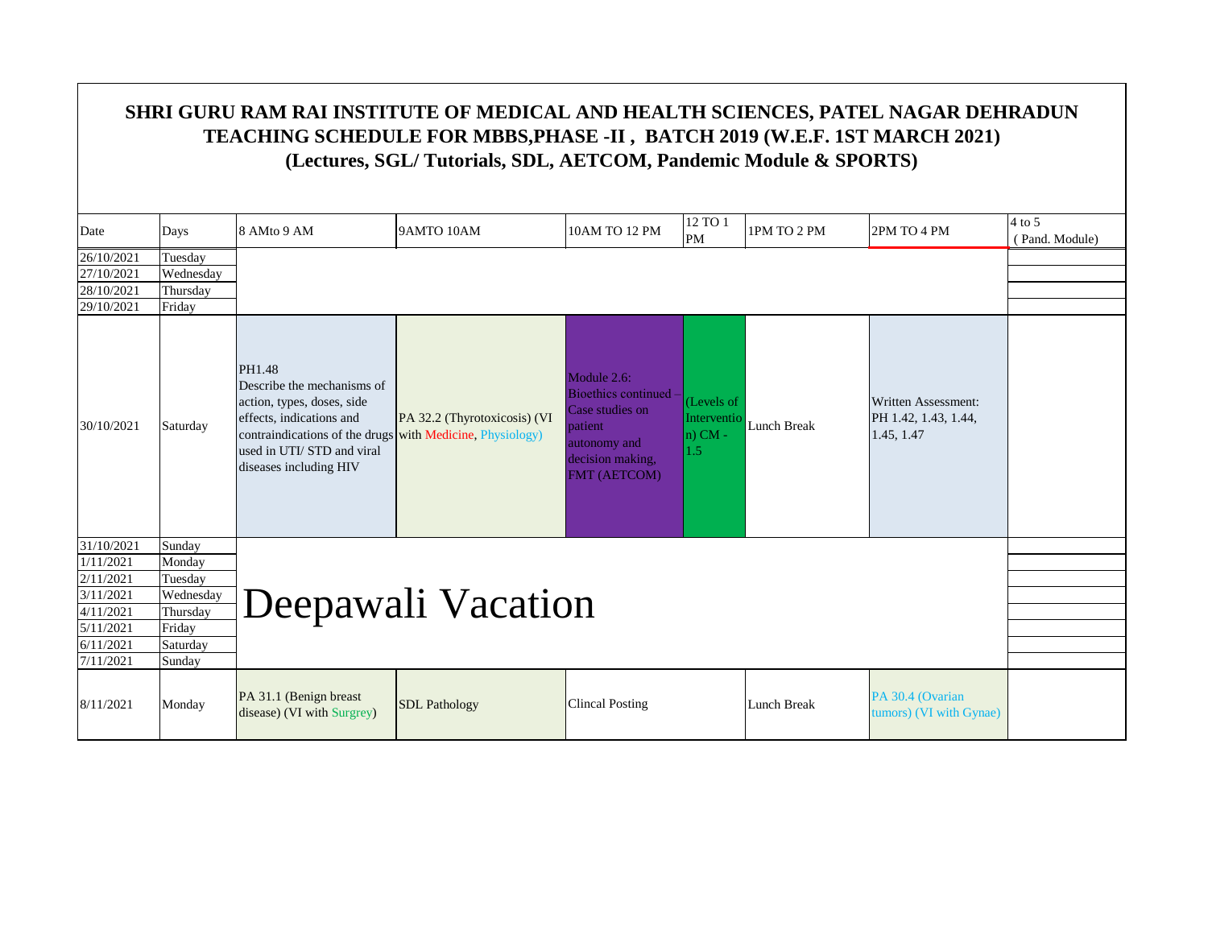# SHRI GURU RAM RAI INSTITUTE OF MEDICAL AND HEALTH SCIENCES, PATEL NAGAR DEHRADUN

## TEACHING SCHEDULE FOR MBBS,PHASE -II , BATCH 2019 (W.E.F. 1ST MARCH 2021)

### (Lectures, SGL/ Tutorials, SDL, AETCOM, Pandemic Module & SPORTS)

| Date | Days | 8 AMto 9 AM | 9AMTO 10AM | 10AM TO 12 PM | 12 TO 1 PM | 1PM TO 2 PM | 2PM TO 4 PM | 4 to 5 ( Pand. Module) |
|---|---|---|---|---|---|---|---|---|
| 26/10/2021 | Tuesday | | | | | | | |
| 27/10/2021 | Wednesday | | | | | | | |
| 28/10/2021 | Thursday | | | | | | | |
| 29/10/2021 | Friday | | | | | | | |
| 30/10/2021 | Saturday | PH1.48 Describe the mechanisms of action, types, doses, side effects, indications and contraindications of the drugs used in UTI/ STD and viral diseases including HIV | PA 32.2 (Thyrotoxicosis) (VI with Medicine, Physiology) | Module 2.6: Bioethics continued – Case studies on patient autonomy and decision making, FMT (AETCOM) | (Levels of Intervention) CM - 1.5 | Lunch Break | Written Assessment: PH 1.42, 1.43, 1.44, 1.45, 1.47 | |
| 31/10/2021 | Sunday | Deepawali Vacation | | | | | | |
| 1/11/2021 | Monday | | | | | | | |
| 2/11/2021 | Tuesday | | | | | | | |
| 3/11/2021 | Wednesday | | | | | | | |
| 4/11/2021 | Thursday | | | | | | | |
| 5/11/2021 | Friday | | | | | | | |
| 6/11/2021 | Saturday | | | | | | | |
| 7/11/2021 | Sunday | | | | | | | |
| 8/11/2021 | Monday | PA 31.1 (Benign breast disease) (VI with Surgrey) | SDL Pathology | Clincal Posting | | Lunch Break | PA 30.4 (Ovarian tumors) (VI with Gynae) | |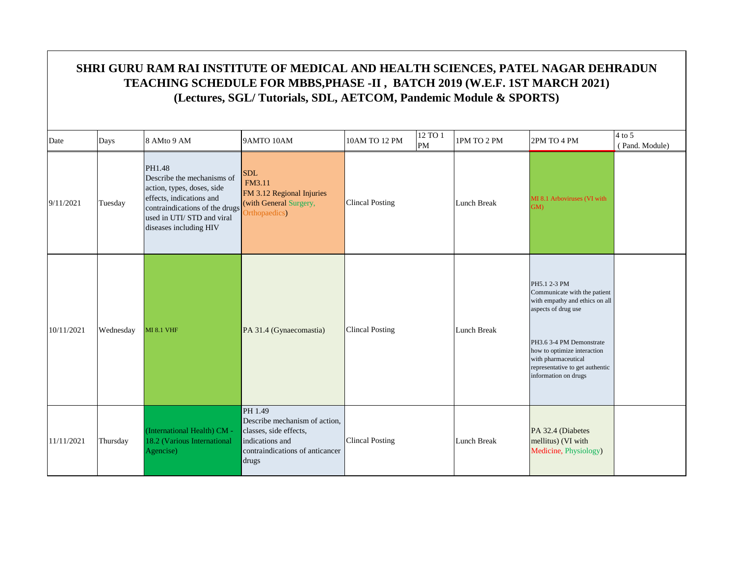# SHRI GURU RAM RAI INSTITUTE OF MEDICAL AND HEALTH SCIENCES, PATEL NAGAR DEHRADUN
## TEACHING SCHEDULE FOR MBBS,PHASE -II , BATCH 2019 (W.E.F. 1ST MARCH 2021)
### (Lectures, SGL/ Tutorials, SDL, AETCOM, Pandemic Module & SPORTS)

| Date | Days | 8 AMto 9 AM | 9AMTO 10AM | 10AM TO 12 PM | 12 TO 1 PM | 1PM TO 2 PM | 2PM TO 4 PM | 4 to 5 ( Pand. Module) |
|---|---|---|---|---|---|---|---|---|
| 9/11/2021 | Tuesday | PH1.48 Describe the mechanisms of action, types, doses, side effects, indications and contraindications of the drugs used in UTI/ STD and viral diseases including HIV | SDL FM3.11 FM 3.12 Regional Injuries (with General Surgery, Orthopaedics) | Clincal Posting | | Lunch Break | MI 8.1 Arboviruses (VI with GM) | |
| 10/11/2021 | Wednesday | MI 8.1 VHF | PA 31.4 (Gynaecomastia) | Clincal Posting | | Lunch Break | PH5.1 2-3 PM Communicate with the patient with empathy and ethics on all aspects of drug use<br><br>PH3.6 3-4 PM Demonstrate how to optimize interaction with pharmaceutical representative to get authentic information on drugs | |
| 11/11/2021 | Thursday | (International Health) CM - 18.2 (Various International Agencise) | PH 1.49 Describe mechanism of action, classes, side effects, indications and contraindications of anticancer drugs | Clincal Posting | | Lunch Break | PA 32.4 (Diabetes mellitus) (VI with Medicine, Physiology) | |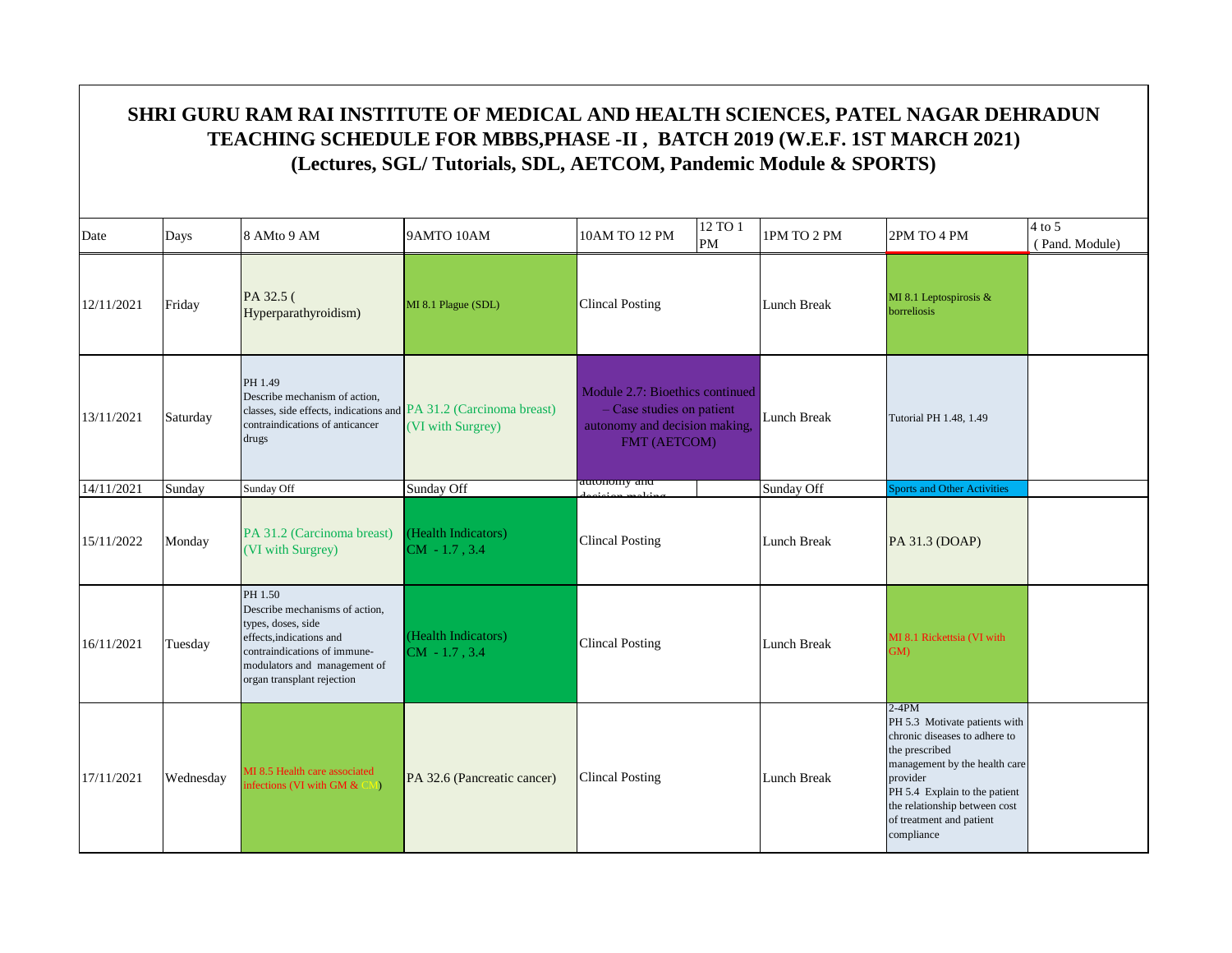# SHRI GURU RAM RAI INSTITUTE OF MEDICAL AND HEALTH SCIENCES, PATEL NAGAR DEHRADUN
## TEACHING SCHEDULE FOR MBBS,PHASE -II , BATCH 2019 (W.E.F. 1ST MARCH 2021)
### (Lectures, SGL/ Tutorials, SDL, AETCOM, Pandemic Module & SPORTS)

| Date | Days | 8 AMto 9 AM | 9AMTO 10AM | 10AM TO 12 PM | 12 TO 1 PM | 1PM TO 2 PM | 2PM TO 4 PM | 4 to 5 ( Pand. Module) |
|---|---|---|---|---|---|---|---|---|
| 12/11/2021 | Friday | PA 32.5 ( Hyperparathyroidism) | MI 8.1 Plague (SDL) | Clincal Posting | | Lunch Break | MI 8.1 Leptospirosis & borreliosis | |
| 13/11/2021 | Saturday | PH 1.49 Describe mechanism of action, classes, side effects, indications and contraindications of anticancer drugs | PA 31.2 (Carcinoma breast) (VI with Surgrey) | Module 2.7: Bioethics continued – Case studies on patient autonomy and decision making, FMT (AETCOM) | | Lunch Break | Tutorial PH 1.48, 1.49 | |
| 14/11/2021 | Sunday | Sunday Off | Sunday Off | autonomy and decision making | | Sunday Off | Sports and Other Activities | |
| 15/11/2022 | Monday | PA 31.2 (Carcinoma breast) (VI with Surgrey) | (Health Indicators) CM - 1.7 , 3.4 | Clincal Posting | | Lunch Break | PA 31.3 (DOAP) | |
| 16/11/2021 | Tuesday | PH 1.50 Describe mechanisms of action, types, doses, side effects,indications and contraindications of immune-modulators and management of organ transplant rejection | (Health Indicators) CM - 1.7 , 3.4 | Clincal Posting | | Lunch Break | MI 8.1 Rickettsia (VI with GM) | |
| 17/11/2021 | Wednesday | MI 8.5 Health care associated infections (VI with GM & CM) | PA 32.6 (Pancreatic cancer) | Clincal Posting | | Lunch Break | 2-4PM PH 5.3 Motivate patients with chronic diseases to adhere to the prescribed management by the health care provider PH 5.4 Explain to the patient the relationship between cost of treatment and patient compliance | |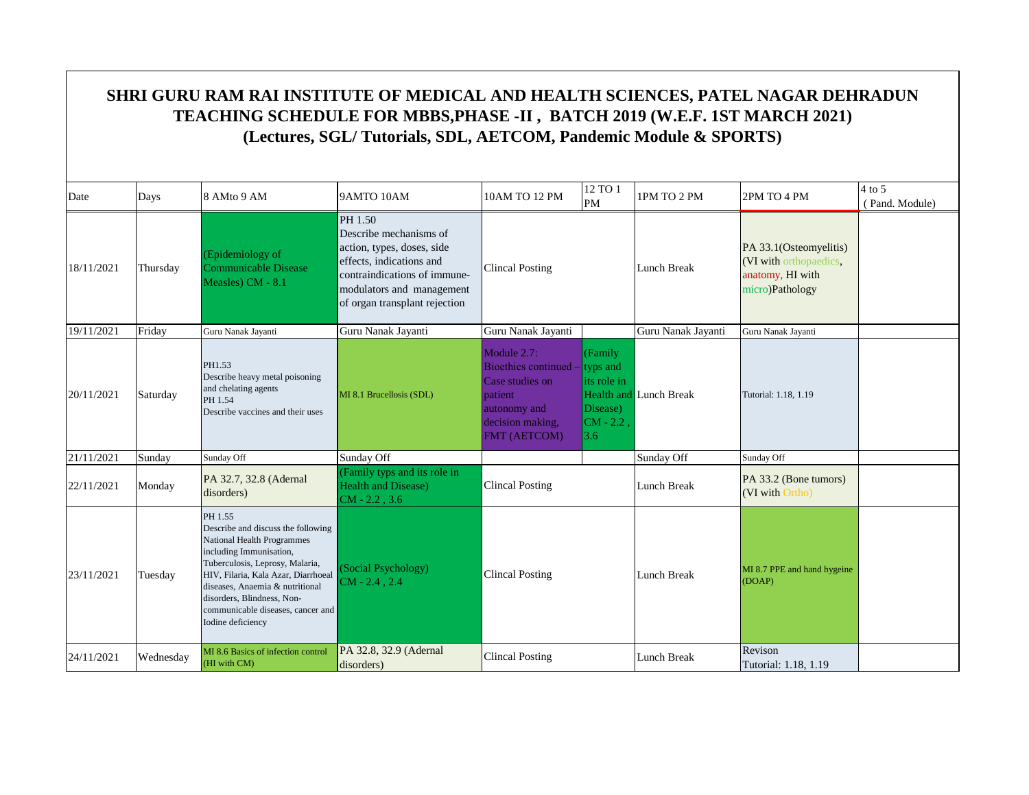**SHRI GURU RAM RAI INSTITUTE OF MEDICAL AND HEALTH SCIENCES, PATEL NAGAR DEHRADUN**
**TEACHING SCHEDULE FOR MBBS,PHASE -II , BATCH 2019 (W.E.F. 1ST MARCH 2021)**
**(Lectures, SGL/ Tutorials, SDL, AETCOM, Pandemic Module & SPORTS)**

| Date | Days | 8 AMto 9 AM | 9AMTO 10AM | 10AM TO 12 PM | 12 TO 1 PM | 1PM TO 2 PM | 2PM TO 4 PM | 4 to 5 ( Pand. Module) |
|---|---|---|---|---|---|---|---|---|
| 18/11/2021 | Thursday | (Epidemiology of Communicable Disease Measles) CM - 8.1 | PH 1.50 Describe mechanisms of action, types, doses, side effects, indications and contraindications of immune-modulators and management of organ transplant rejection | Clincal Posting | | Lunch Break | PA 33.1(Osteomyelitis) (VI with orthopaedics, anatomy, HI with micro)Pathology | |
| 19/11/2021 | Friday | Guru Nanak Jayanti | Guru Nanak Jayanti | Guru Nanak Jayanti | | Guru Nanak Jayanti | Guru Nanak Jayanti | |
| 20/11/2021 | Saturday | PH1.53 Describe heavy metal poisoning and chelating agents PH 1.54 Describe vaccines and their uses | MI 8.1 Brucellosis (SDL) | Module 2.7: Bioethics continued – Case studies on patient autonomy and decision making, FMT (AETCOM) | (Family typs and its role in Health and Disease) CM - 2.2 , 3.6 | Lunch Break | Tutorial: 1.18, 1.19 | |
| 21/11/2021 | Sunday | Sunday Off | Sunday Off | | | Sunday Off | Sunday Off | |
| 22/11/2021 | Monday | PA 32.7, 32.8 (Adernal disorders) | (Family typs and its role in Health and Disease) CM - 2.2 , 3.6 | Clincal Posting | | Lunch Break | PA 33.2 (Bone tumors) (VI with Ortho) | |
| 23/11/2021 | Tuesday | PH 1.55 Describe and discuss the following National Health Programmes including Immunisation, Tuberculosis, Leprosy, Malaria, HIV, Filaria, Kala Azar, Diarrhoeal diseases, Anaemia & nutritional disorders, Blindness, Non-communicable diseases, cancer and Iodine deficiency | (Social Psychology) CM - 2.4 , 2.4 | Clincal Posting | | Lunch Break | MI 8.7 PPE and hand hygeine (DOAP) | |
| 24/11/2021 | Wednesday | MI 8.6 Basics of infection control (HI with CM) | PA 32.8, 32.9 (Adernal disorders) | Clincal Posting | | Lunch Break | Revison Tutorial: 1.18, 1.19 | |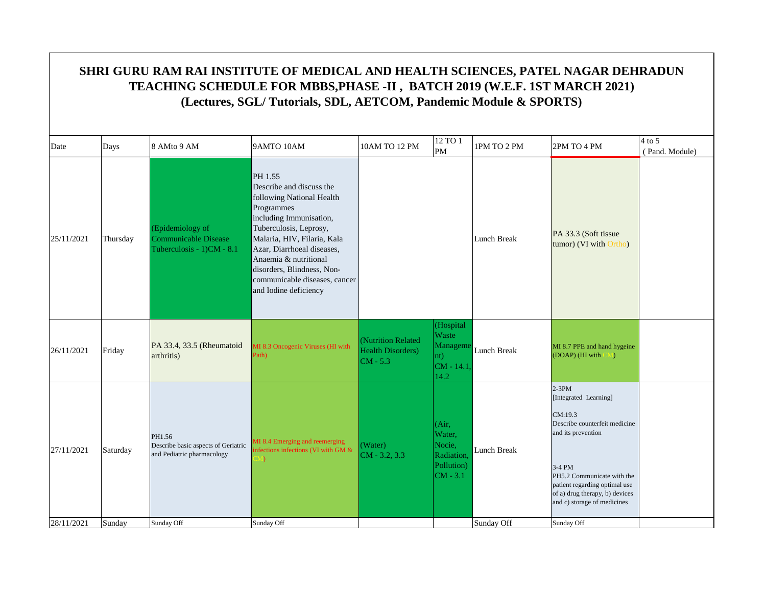# SHRI GURU RAM RAI INSTITUTE OF MEDICAL AND HEALTH SCIENCES, PATEL NAGAR DEHRADUN
## TEACHING SCHEDULE FOR MBBS,PHASE -II , BATCH 2019 (W.E.F. 1ST MARCH 2021)
### (Lectures, SGL/ Tutorials, SDL, AETCOM, Pandemic Module & SPORTS)

| Date | Days | 8 AMto 9 AM | 9AMTO 10AM | 10AM TO 12 PM | 12 TO 1 PM | 1PM TO 2 PM | 2PM TO 4 PM | 4 to 5 (Pand. Module) |
|---|---|---|---|---|---|---|---|---|
| 25/11/2021 | Thursday | (Epidemiology of Communicable Disease Tuberculosis - 1)CM - 8.1 | PH 1.55 Describe and discuss the following National Health Programmes including Immunisation, Tuberculosis, Leprosy, Malaria, HIV, Filaria, Kala Azar, Diarrhoeal diseases, Anaemia & nutritional disorders, Blindness, Non-communicable diseases, cancer and Iodine deficiency | | | Lunch Break | PA 33.3 (Soft tissue tumor) (VI with Ortho) | |
| 26/11/2021 | Friday | PA 33.4, 33.5 (Rheumatoid arthritis) | MI 8.3 Oncogenic Viruses (HI with Path) | (Nutrition Related Health Disorders) CM - 5.3 | (Hospital Waste Management) CM - 14.1, 14.2 | Lunch Break | MI 8.7 PPE and hand hygeine (DOAP) (HI with CM) | |
| 27/11/2021 | Saturday | PH1.56 Describe basic aspects of Geriatric and Pediatric pharmacology | MI 8.4 Emerging and reemerging infections infections (VI with GM & CM) | (Water) CM - 3.2, 3.3 | (Air, Water, Nocie, Radiation, Pollution) CM - 3.1 | Lunch Break | 2-3PM [Integrated Learning] CM:19.3 Describe counterfeit medicine and its prevention<br><br>3-4 PM PH5.2 Communicate with the patient regarding optimal use of a) drug therapy, b) devices and c) storage of medicines | |
| 28/11/2021 | Sunday | Sunday Off | Sunday Off | | | Sunday Off | Sunday Off | |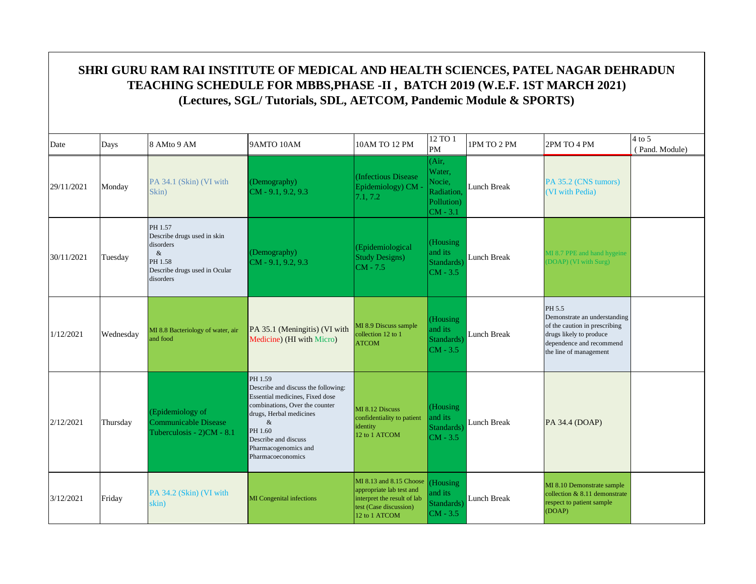# SHRI GURU RAM RAI INSTITUTE OF MEDICAL AND HEALTH SCIENCES, PATEL NAGAR DEHRADUN
## TEACHING SCHEDULE FOR MBBS,PHASE -II , BATCH 2019 (W.E.F. 1ST MARCH 2021)
## (Lectures, SGL/ Tutorials, SDL, AETCOM, Pandemic Module & SPORTS)

| Date | Days | 8 AMto 9 AM | 9AMTO 10AM | 10AM TO 12 PM | 12 TO 1 PM | 1PM TO 2 PM | 2PM TO 4 PM | 4 to 5 ( Pand. Module) |
|---|---|---|---|---|---|---|---|---|
| 29/11/2021 | Monday | PA 34.1 (Skin) (VI with Skin) | (Demography) CM - 9.1, 9.2, 9.3 | (Infectious Disease Epidemiology) CM - 7.1, 7.2 | (Air, Water, Nocie, Radiation, Pollution) CM - 3.1 | Lunch Break | PA 35.2 (CNS tumors) (VI with Pedia) | |
| 30/11/2021 | Tuesday | PH 1.57 Describe drugs used in skin disorders & PH 1.58 Describe drugs used in Ocular disorders | (Demography) CM - 9.1, 9.2, 9.3 | (Epidemiological Study Designs) CM - 7.5 | (Housing and its Standards) CM - 3.5 | Lunch Break | MI 8.7 PPE and hand hygeine (DOAP) (VI with Surg) | |
| 1/12/2021 | Wednesday | MI 8.8 Bacteriology of water, air and food | PA 35.1 (Meningitis) (VI with Medicine) (HI with Micro) | MI 8.9 Discuss sample collection 12 to 1 ATCOM | (Housing and its Standards) CM - 3.5 | Lunch Break | PH 5.5 Demonstrate an understanding of the caution in prescribing drugs likely to produce dependence and recommend the line of management | |
| 2/12/2021 | Thursday | (Epidemiology of Communicable Disease Tuberculosis - 2)CM - 8.1 | PH 1.59 Describe and discuss the following: Essential medicines, Fixed dose combinations, Over the counter drugs, Herbal medicines & PH 1.60 Describe and discuss Pharmacogenomics and Pharmacoeconomics | MI 8.12 Discuss confidentiality to patient identity 12 to 1 ATCOM | (Housing and its Standards) CM - 3.5 | Lunch Break | PA 34.4 (DOAP) | |
| 3/12/2021 | Friday | PA 34.2 (Skin) (VI with skin) | MI Congenital infections | MI 8.13 and 8.15 Choose appropriate lab test and interpret the result of lab test (Case discussion) 12 to 1 ATCOM | (Housing and its Standards) CM - 3.5 | Lunch Break | MI 8.10 Demonstrate sample collection & 8.11 demonstrate respect to patient sample (DOAP) | |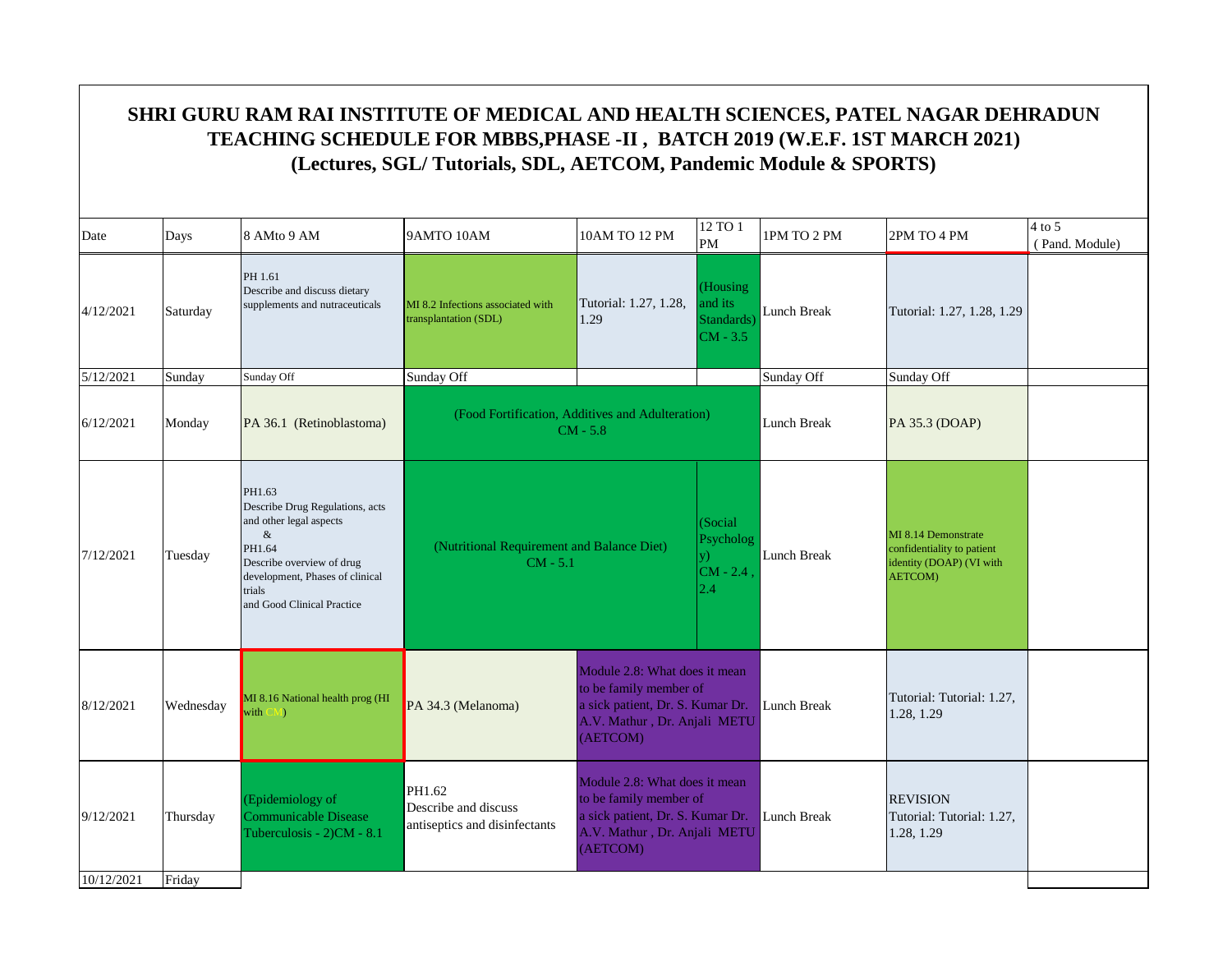# SHRI GURU RAM RAI INSTITUTE OF MEDICAL AND HEALTH SCIENCES, PATEL NAGAR DEHRADUN
## TEACHING SCHEDULE FOR MBBS,PHASE -II , BATCH 2019 (W.E.F. 1ST MARCH 2021)
### (Lectures, SGL/ Tutorials, SDL, AETCOM, Pandemic Module & SPORTS)

| Date | Days | 8 AMto 9 AM | 9AMTO 10AM | 10AM TO 12 PM | 12 TO 1 PM | 1PM TO 2 PM | 2PM TO 4 PM | 4 to 5 ( Pand. Module) |
|---|---|---|---|---|---|---|---|---|
| 4/12/2021 | Saturday | PH 1.61 Describe and discuss dietary supplements and nutraceuticals | MI 8.2 Infections associated with transplantation (SDL) | Tutorial: 1.27, 1.28, 1.29 | (Housing and its Standards) CM - 3.5 | Lunch Break | Tutorial: 1.27, 1.28, 1.29 | |
| 5/12/2021 | Sunday | Sunday Off | Sunday Off | | | Sunday Off | Sunday Off | |
| 6/12/2021 | Monday | PA 36.1 (Retinoblastoma) | (Food Fortification, Additives and Adulteration) CM - 5.8 | | | Lunch Break | PA 35.3 (DOAP) | |
| 7/12/2021 | Tuesday | PH1.63 Describe Drug Regulations, acts and other legal aspects & PH1.64 Describe overview of drug development, Phases of clinical trials and Good Clinical Practice | (Nutritional Requirement and Balance Diet) CM - 5.1 | | (Social Psychology) CM - 2.4 , 2.4 | Lunch Break | MI 8.14 Demonstrate confidentiality to patient identity (DOAP) (VI with AETCOM) | |
| 8/12/2021 | Wednesday | MI 8.16 National health prog (HI with CM) | PA 34.3 (Melanoma) | Module 2.8: What does it mean to be family member of a sick patient, Dr. S. Kumar Dr. A.V. Mathur , Dr. Anjali METU (AETCOM) | | Lunch Break | Tutorial: Tutorial: 1.27, 1.28, 1.29 | |
| 9/12/2021 | Thursday | (Epidemiology of Communicable Disease Tuberculosis - 2)CM - 8.1 | PH1.62 Describe and discuss antiseptics and disinfectants | Module 2.8: What does it mean to be family member of a sick patient, Dr. S. Kumar Dr. A.V. Mathur , Dr. Anjali METU (AETCOM) | | Lunch Break | REVISION Tutorial: Tutorial: 1.27, 1.28, 1.29 | |
| 10/12/2021 | Friday | | | | | | | |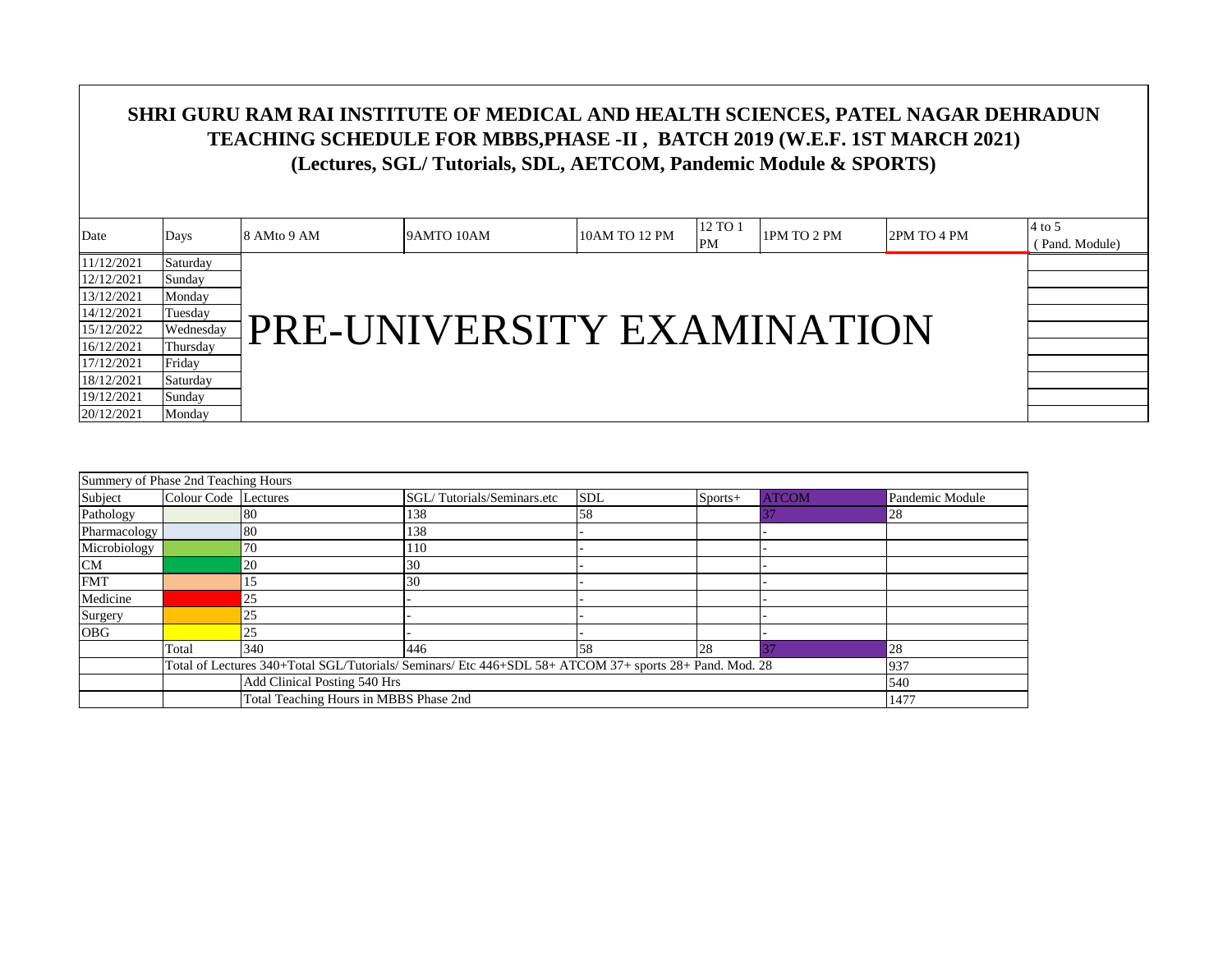# SHRI GURU RAM RAI INSTITUTE OF MEDICAL AND HEALTH SCIENCES, PATEL NAGAR DEHRADUN

## TEACHING SCHEDULE FOR MBBS,PHASE -II , BATCH 2019 (W.E.F. 1ST MARCH 2021)

### (Lectures, SGL/ Tutorials, SDL, AETCOM, Pandemic Module & SPORTS)

| Date | Days | 8 AMto 9 AM | 9AMTO 10AM | 10AM TO 12 PM | 12 TO 1 PM | 1PM TO 2 PM | 2PM TO 4 PM | 4 to 5 ( Pand. Module) |
|---|---|---|---|---|---|---|---|---|
| 11/12/2021 | Saturday | PRE-UNIVERSITY EXAMINATION | | | | | | |
| 12/12/2021 | Sunday | | | | | | | |
| 13/12/2021 | Monday | | | | | | | |
| 14/12/2021 | Tuesday | | | | | | | |
| 15/12/2022 | Wednesday | | | | | | | |
| 16/12/2021 | Thursday | | | | | | | |
| 17/12/2021 | Friday | | | | | | | |
| 18/12/2021 | Saturday | | | | | | | |
| 19/12/2021 | Sunday | | | | | | | |
| 20/12/2021 | Monday | | | | | | | |

| Summery of Phase 2nd Teaching Hours | | | | | | | |
|---|---|---|---|---|---|---|---|
| Subject | Colour Code | Lectures | SGL/ Tutorials/Seminars.etc | SDL | Sports+ | ATCOM | Pandemic Module |
| Pathology | | 80 | 138 | 58 | | 37 | 28 |
| Pharmacology | | 80 | 138 | - | | - | |
| Microbiology | | 70 | 110 | - | | - | |
| CM | | 20 | 30 | - | | - | |
| FMT | | 15 | 30 | - | | - | |
| Medicine | | 25 | - | - | | - | |
| Surgery | | 25 | - | - | | - | |
| OBG | | 25 | - | - | | - | |
| | Total | 340 | 446 | 58 | 28 | 37 | 28 |
| | Total of Lectures 340+Total SGL/Tutorials/ Seminars/ Etc 446+SDL 58+ ATCOM 37+ sports 28+ Pand. Mod. 28 | | | | | | 937 |
| | | Add Clinical Posting 540 Hrs | | | | | 540 |
| | | Total Teaching Hours in MBBS Phase 2nd | | | | | 1477 |